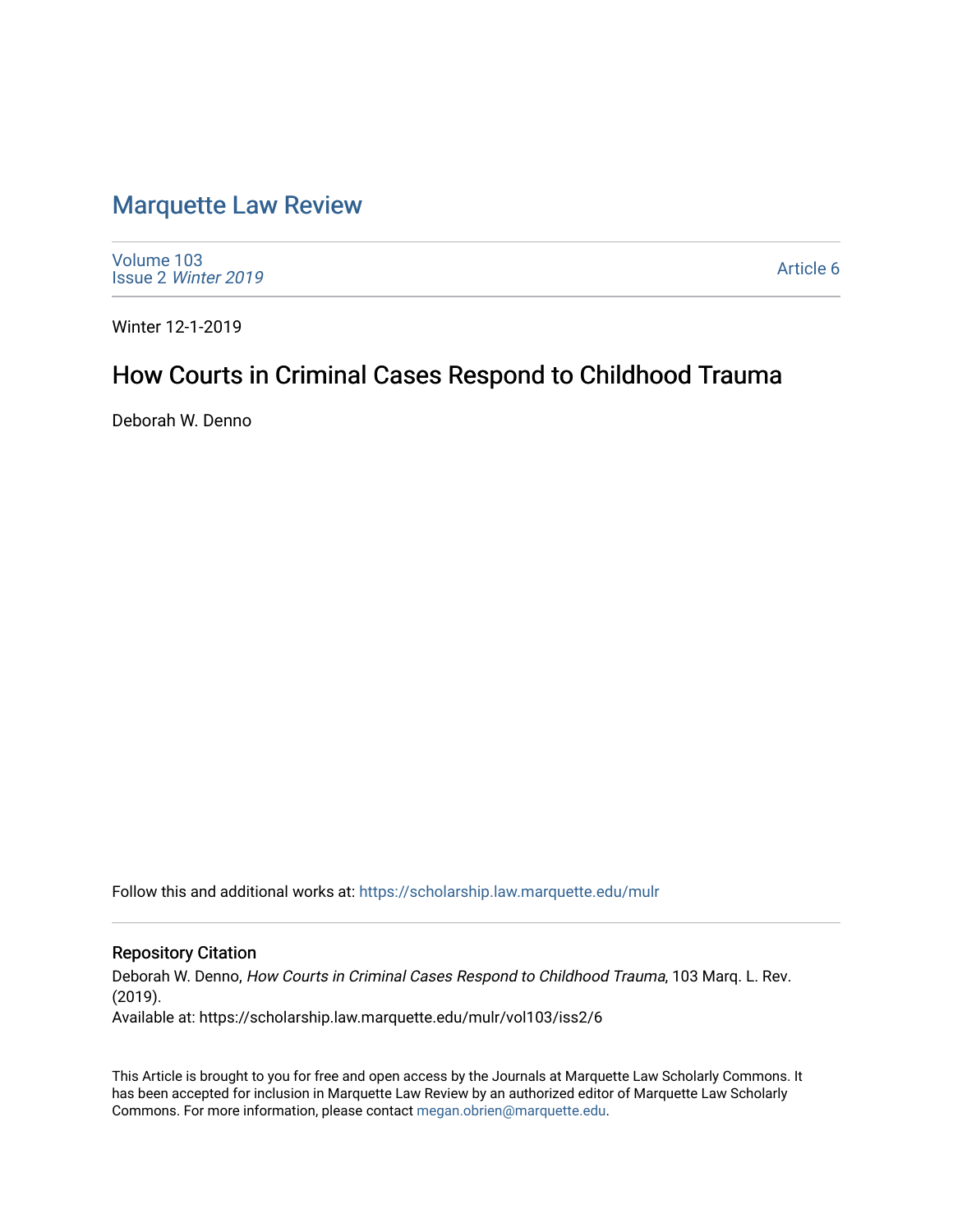# Marquette Law Review

Volume 103
Issue 2 *Winter 2019*

Article 6

Winter 12-1-2019

## How Courts in Criminal Cases Respond to Childhood Trauma

Deborah W. Denno

Follow this and additional works at: https://scholarship.law.marquette.edu/mulr

### Repository Citation

Deborah W. Denno, *How Courts in Criminal Cases Respond to Childhood Trauma*, 103 Marq. L. Rev. (2019).

Available at: https://scholarship.law.marquette.edu/mulr/vol103/iss2/6

This Article is brought to you for free and open access by the Journals at Marquette Law Scholarly Commons. It has been accepted for inclusion in Marquette Law Review by an authorized editor of Marquette Law Scholarly Commons. For more information, please contact megan.obrien@marquette.edu.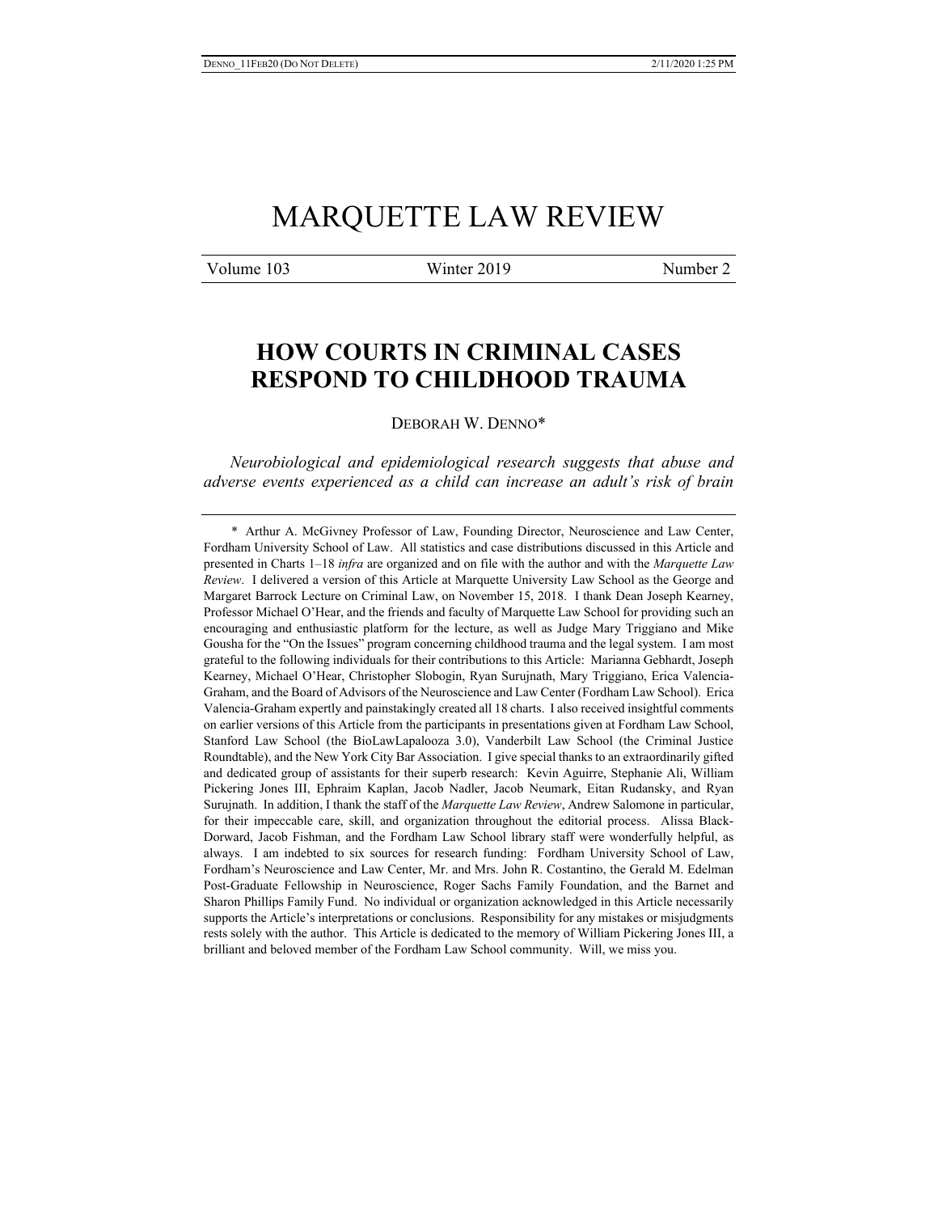# MARQUETTE LAW REVIEW

| Volume 103 | Winter 2019 | Number 2 |
|---|---|---|

## HOW COURTS IN CRIMINAL CASES RESPOND TO CHILDHOOD TRAUMA

DEBORAH W. DENNO*

*Neurobiological and epidemiological research suggests that abuse and adverse events experienced as a child can increase an adult's risk of brain*

---

\* Arthur A. McGivney Professor of Law, Founding Director, Neuroscience and Law Center, Fordham University School of Law. All statistics and case distributions discussed in this Article and presented in Charts 1–18 *infra* are organized and on file with the author and with the *Marquette Law Review*. I delivered a version of this Article at Marquette University Law School as the George and Margaret Barrock Lecture on Criminal Law, on November 15, 2018. I thank Dean Joseph Kearney, Professor Michael O'Hear, and the friends and faculty of Marquette Law School for providing such an encouraging and enthusiastic platform for the lecture, as well as Judge Mary Triggiano and Mike Gousha for the "On the Issues" program concerning childhood trauma and the legal system. I am most grateful to the following individuals for their contributions to this Article: Marianna Gebhardt, Joseph Kearney, Michael O'Hear, Christopher Slobogin, Ryan Surujnath, Mary Triggiano, Erica Valencia-Graham, and the Board of Advisors of the Neuroscience and Law Center (Fordham Law School). Erica Valencia-Graham expertly and painstakingly created all 18 charts. I also received insightful comments on earlier versions of this Article from the participants in presentations given at Fordham Law School, Stanford Law School (the BioLawLapalooza 3.0), Vanderbilt Law School (the Criminal Justice Roundtable), and the New York City Bar Association. I give special thanks to an extraordinarily gifted and dedicated group of assistants for their superb research: Kevin Aguirre, Stephanie Ali, William Pickering Jones III, Ephraim Kaplan, Jacob Nadler, Jacob Neumark, Eitan Rudansky, and Ryan Surujnath. In addition, I thank the staff of the *Marquette Law Review*, Andrew Salomone in particular, for their impeccable care, skill, and organization throughout the editorial process. Alissa Black-Dorward, Jacob Fishman, and the Fordham Law School library staff were wonderfully helpful, as always. I am indebted to six sources for research funding: Fordham University School of Law, Fordham's Neuroscience and Law Center, Mr. and Mrs. John R. Costantino, the Gerald M. Edelman Post-Graduate Fellowship in Neuroscience, Roger Sachs Family Foundation, and the Barnet and Sharon Phillips Family Fund. No individual or organization acknowledged in this Article necessarily supports the Article's interpretations or conclusions. Responsibility for any mistakes or misjudgments rests solely with the author. This Article is dedicated to the memory of William Pickering Jones III, a brilliant and beloved member of the Fordham Law School community. Will, we miss you.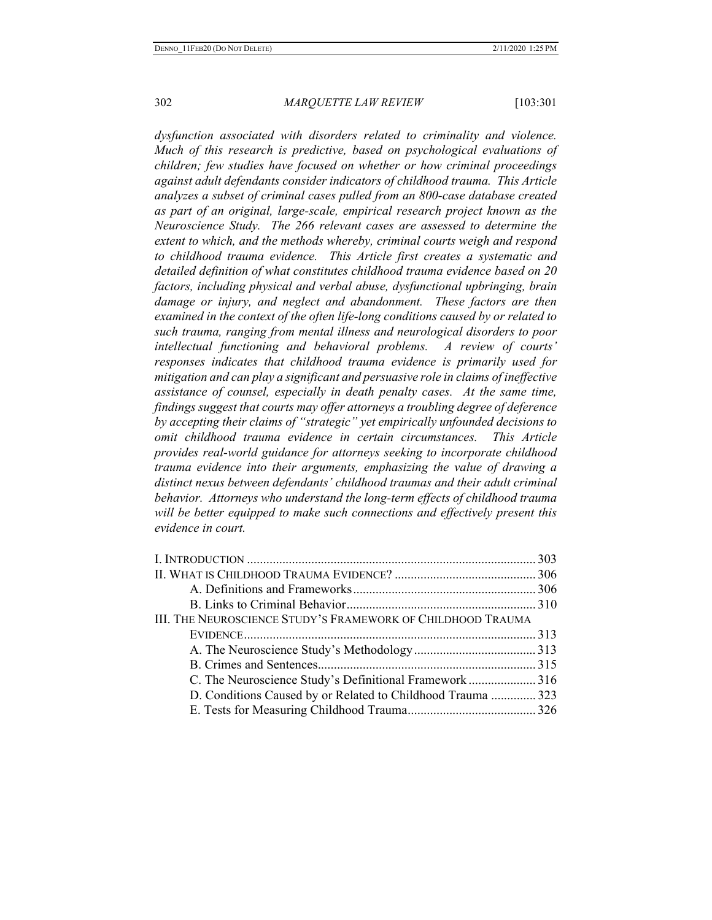*dysfunction associated with disorders related to criminality and violence. Much of this research is predictive, based on psychological evaluations of children; few studies have focused on whether or how criminal proceedings against adult defendants consider indicators of childhood trauma. This Article analyzes a subset of criminal cases pulled from an 800-case database created as part of an original, large-scale, empirical research project known as the Neuroscience Study. The 266 relevant cases are assessed to determine the extent to which, and the methods whereby, criminal courts weigh and respond to childhood trauma evidence. This Article first creates a systematic and detailed definition of what constitutes childhood trauma evidence based on 20 factors, including physical and verbal abuse, dysfunctional upbringing, brain damage or injury, and neglect and abandonment. These factors are then examined in the context of the often life-long conditions caused by or related to such trauma, ranging from mental illness and neurological disorders to poor intellectual functioning and behavioral problems. A review of courts' responses indicates that childhood trauma evidence is primarily used for mitigation and can play a significant and persuasive role in claims of ineffective assistance of counsel, especially in death penalty cases. At the same time, findings suggest that courts may offer attorneys a troubling degree of deference by accepting their claims of "strategic" yet empirically unfounded decisions to omit childhood trauma evidence in certain circumstances. This Article provides real-world guidance for attorneys seeking to incorporate childhood trauma evidence into their arguments, emphasizing the value of drawing a distinct nexus between defendants' childhood traumas and their adult criminal behavior. Attorneys who understand the long-term effects of childhood trauma will be better equipped to make such connections and effectively present this evidence in court.*

- I. INTRODUCTION ..... 303
- II. WHAT IS CHILDHOOD TRAUMA EVIDENCE? ..... 306
  - A. Definitions and Frameworks ..... 306
  - B. Links to Criminal Behavior ..... 310
- III. THE NEUROSCIENCE STUDY'S FRAMEWORK OF CHILDHOOD TRAUMA EVIDENCE ..... 313
  - A. The Neuroscience Study's Methodology ..... 313
  - B. Crimes and Sentences ..... 315
  - C. The Neuroscience Study's Definitional Framework ..... 316
  - D. Conditions Caused by or Related to Childhood Trauma ..... 323
  - E. Tests for Measuring Childhood Trauma ..... 326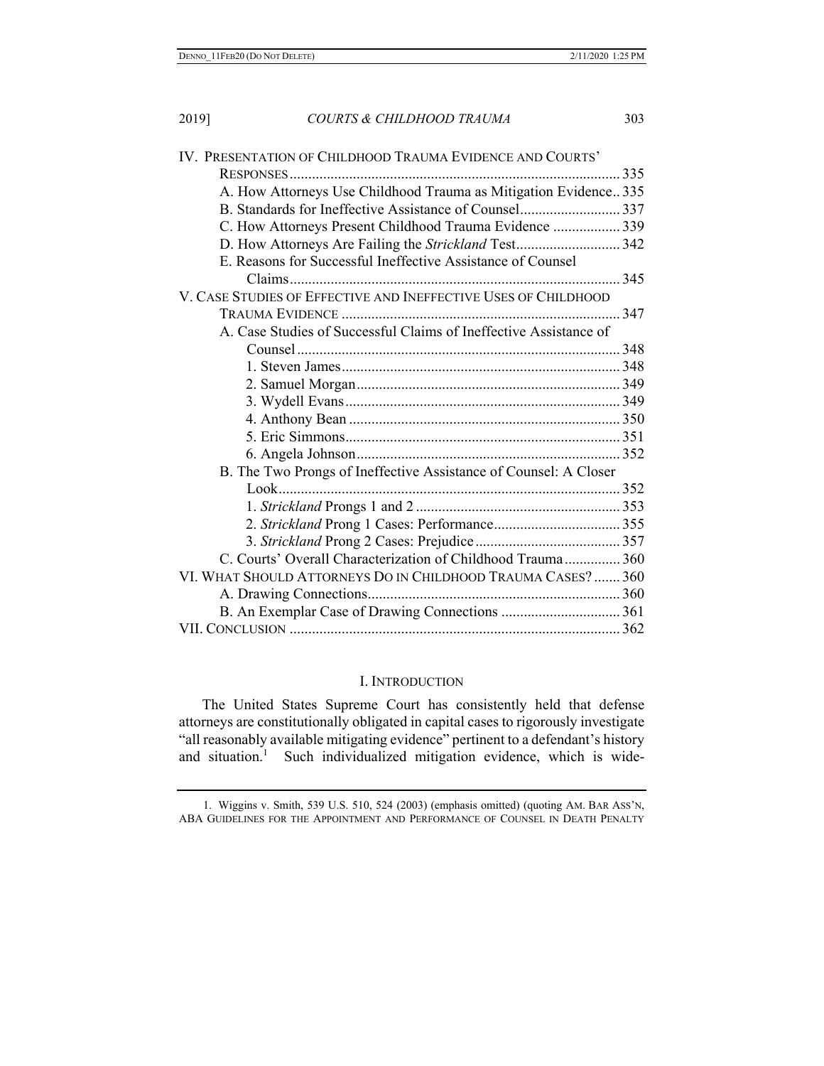IV. PRESENTATION OF CHILDHOOD TRAUMA EVIDENCE AND COURTS' RESPONSES ........ 335
- A. How Attorneys Use Childhood Trauma as Mitigation Evidence .. 335
- B. Standards for Ineffective Assistance of Counsel ........ 337
- C. How Attorneys Present Childhood Trauma Evidence ........ 339
- D. How Attorneys Are Failing the *Strickland* Test ........ 342
- E. Reasons for Successful Ineffective Assistance of Counsel Claims ........ 345

V. CASE STUDIES OF EFFECTIVE AND INEFFECTIVE USES OF CHILDHOOD TRAUMA EVIDENCE ........ 347
- A. Case Studies of Successful Claims of Ineffective Assistance of Counsel ........ 348
  - 1. Steven James ........ 348
  - 2. Samuel Morgan ........ 349
  - 3. Wydell Evans ........ 349
  - 4. Anthony Bean ........ 350
  - 5. Eric Simmons ........ 351
  - 6. Angela Johnson ........ 352
- B. The Two Prongs of Ineffective Assistance of Counsel: A Closer Look ........ 352
  - 1. *Strickland* Prongs 1 and 2 ........ 353
  - 2. *Strickland* Prong 1 Cases: Performance ........ 355
  - 3. *Strickland* Prong 2 Cases: Prejudice ........ 357
- C. Courts' Overall Characterization of Childhood Trauma ........ 360

VI. WHAT SHOULD ATTORNEYS DO IN CHILDHOOD TRAUMA CASES? ........ 360
- A. Drawing Connections ........ 360
- B. An Exemplar Case of Drawing Connections ........ 361

VII. CONCLUSION ........ 362

## I. INTRODUCTION

The United States Supreme Court has consistently held that defense attorneys are constitutionally obligated in capital cases to rigorously investigate "all reasonably available mitigating evidence" pertinent to a defendant's history and situation.[1] Such individualized mitigation evidence, which is wide-

1. Wiggins v. Smith, 539 U.S. 510, 524 (2003) (emphasis omitted) (quoting AM. BAR ASS'N, ABA GUIDELINES FOR THE APPOINTMENT AND PERFORMANCE OF COUNSEL IN DEATH PENALTY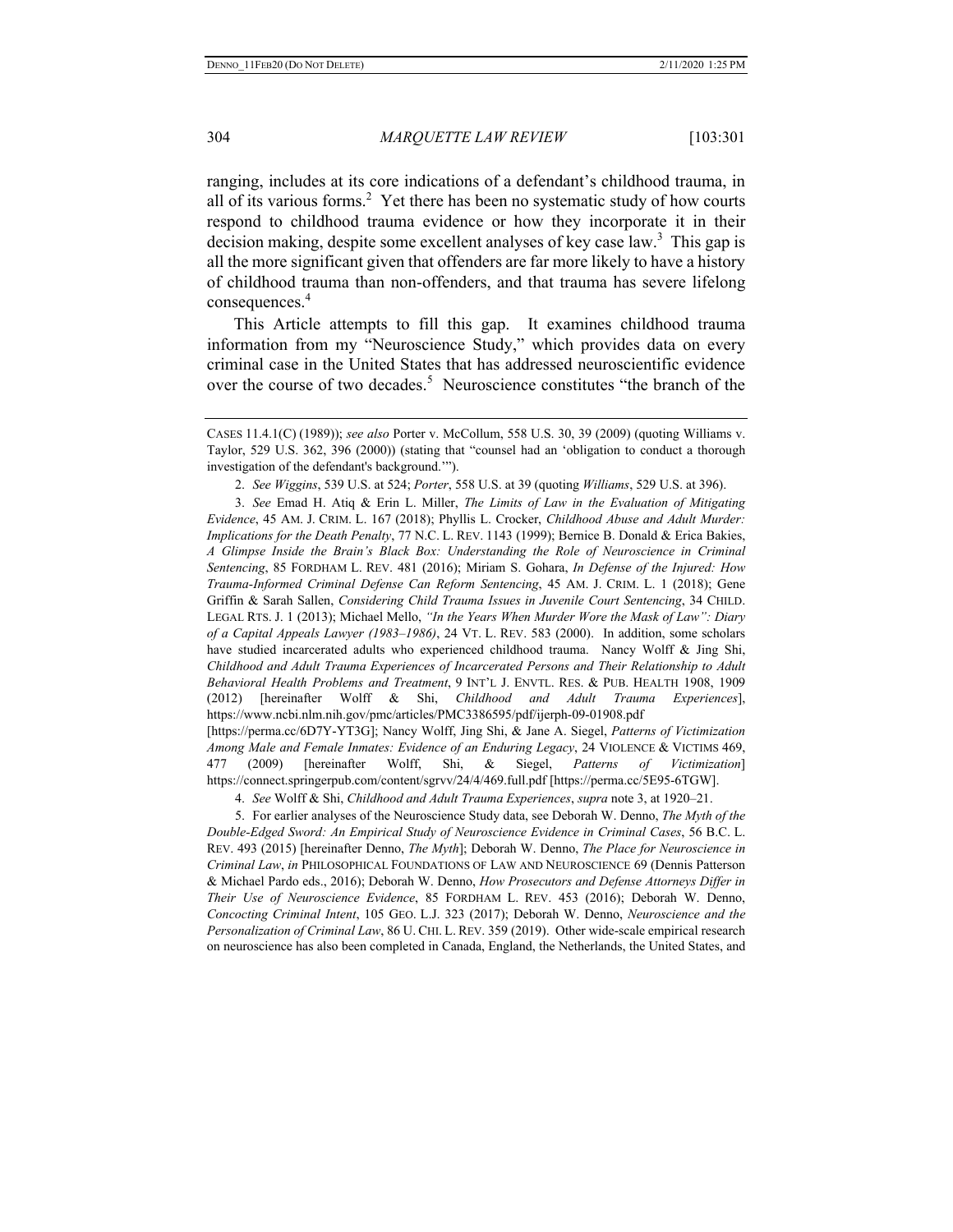ranging, includes at its core indications of a defendant's childhood trauma, in all of its various forms.[2] Yet there has been no systematic study of how courts respond to childhood trauma evidence or how they incorporate it in their decision making, despite some excellent analyses of key case law.[3] This gap is all the more significant given that offenders are far more likely to have a history of childhood trauma than non-offenders, and that trauma has severe lifelong consequences.[4]

This Article attempts to fill this gap. It examines childhood trauma information from my "Neuroscience Study," which provides data on every criminal case in the United States that has addressed neuroscientific evidence over the course of two decades.[5] Neuroscience constitutes "the branch of the

---

CASES 11.4.1(C) (1989)); *see also* Porter v. McCollum, 558 U.S. 30, 39 (2009) (quoting Williams v. Taylor, 529 U.S. 362, 396 (2000)) (stating that "counsel had an 'obligation to conduct a thorough investigation of the defendant's background.'").

2. *See Wiggins*, 539 U.S. at 524; *Porter*, 558 U.S. at 39 (quoting *Williams*, 529 U.S. at 396).

3. *See* Emad H. Atiq & Erin L. Miller, *The Limits of Law in the Evaluation of Mitigating Evidence*, 45 AM. J. CRIM. L. 167 (2018); Phyllis L. Crocker, *Childhood Abuse and Adult Murder: Implications for the Death Penalty*, 77 N.C. L. REV. 1143 (1999); Bernice B. Donald & Erica Bakies, *A Glimpse Inside the Brain's Black Box: Understanding the Role of Neuroscience in Criminal Sentencing*, 85 FORDHAM L. REV. 481 (2016); Miriam S. Gohara, *In Defense of the Injured: How Trauma-Informed Criminal Defense Can Reform Sentencing*, 45 AM. J. CRIM. L. 1 (2018); Gene Griffin & Sarah Sallen, *Considering Child Trauma Issues in Juvenile Court Sentencing*, 34 CHILD. LEGAL RTS. J. 1 (2013); Michael Mello, *"In the Years When Murder Wore the Mask of Law": Diary of a Capital Appeals Lawyer (1983–1986)*, 24 VT. L. REV. 583 (2000). In addition, some scholars have studied incarcerated adults who experienced childhood trauma. Nancy Wolff & Jing Shi, *Childhood and Adult Trauma Experiences of Incarcerated Persons and Their Relationship to Adult Behavioral Health Problems and Treatment*, 9 INT'L J. ENVTL. RES. & PUB. HEALTH 1908, 1909 (2012) [hereinafter Wolff & Shi, *Childhood and Adult Trauma Experiences*], https://www.ncbi.nlm.nih.gov/pmc/articles/PMC3386595/pdf/ijerph-09-01908.pdf [https://perma.cc/6D7Y-YT3G]; Nancy Wolff, Jing Shi, & Jane A. Siegel, *Patterns of Victimization Among Male and Female Inmates: Evidence of an Enduring Legacy*, 24 VIOLENCE & VICTIMS 469, 477 (2009) [hereinafter Wolff, Shi, & Siegel, *Patterns of Victimization*] https://connect.springerpub.com/content/sgrvv/24/4/469.full.pdf [https://perma.cc/5E95-6TGW].

4. *See* Wolff & Shi, *Childhood and Adult Trauma Experiences*, *supra* note 3, at 1920–21.

5. For earlier analyses of the Neuroscience Study data, see Deborah W. Denno, *The Myth of the Double-Edged Sword: An Empirical Study of Neuroscience Evidence in Criminal Cases*, 56 B.C. L. REV. 493 (2015) [hereinafter Denno, *The Myth*]; Deborah W. Denno, *The Place for Neuroscience in Criminal Law*, *in* PHILOSOPHICAL FOUNDATIONS OF LAW AND NEUROSCIENCE 69 (Dennis Patterson & Michael Pardo eds., 2016); Deborah W. Denno, *How Prosecutors and Defense Attorneys Differ in Their Use of Neuroscience Evidence*, 85 FORDHAM L. REV. 453 (2016); Deborah W. Denno, *Concocting Criminal Intent*, 105 GEO. L.J. 323 (2017); Deborah W. Denno, *Neuroscience and the Personalization of Criminal Law*, 86 U. CHI. L. REV. 359 (2019). Other wide-scale empirical research on neuroscience has also been completed in Canada, England, the Netherlands, the United States, and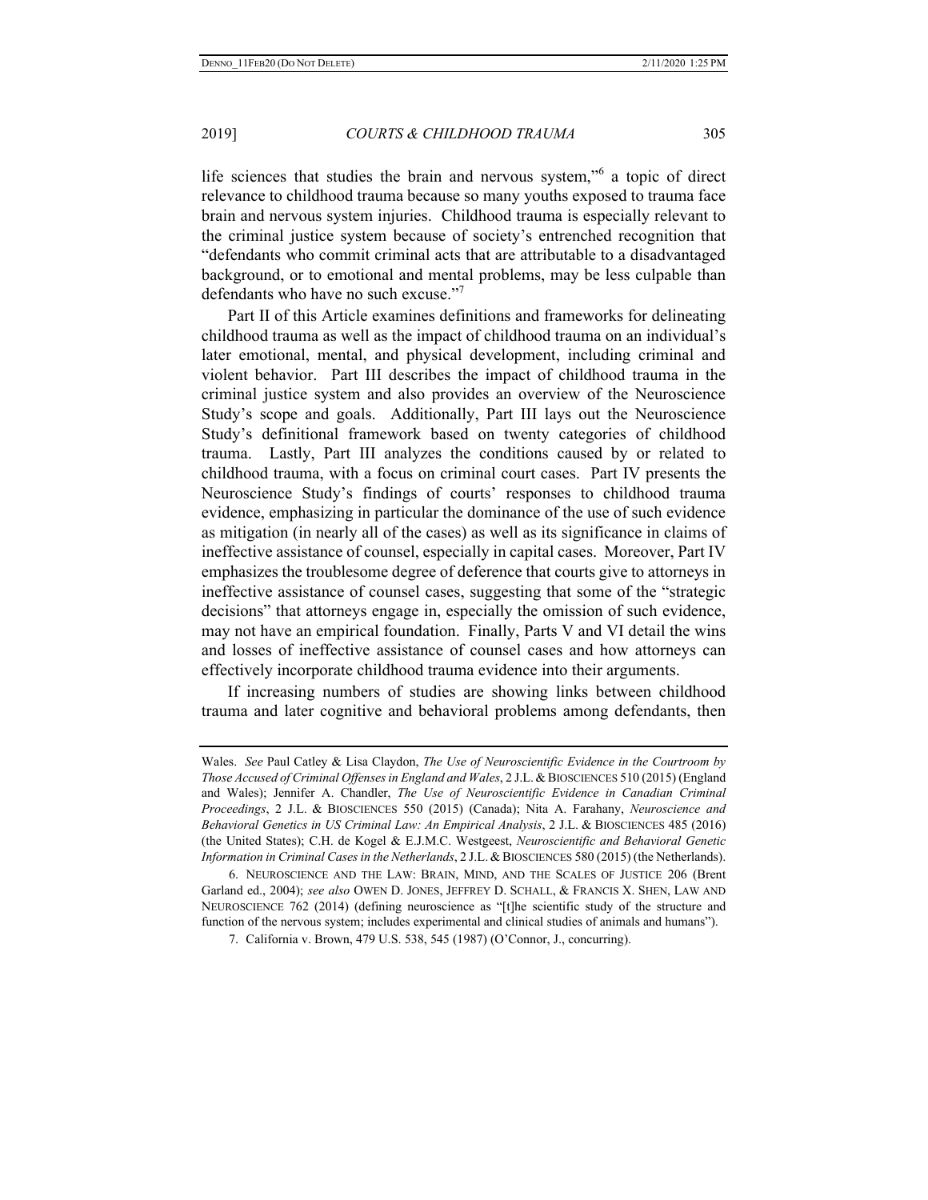life sciences that studies the brain and nervous system,"[6] a topic of direct relevance to childhood trauma because so many youths exposed to trauma face brain and nervous system injuries. Childhood trauma is especially relevant to the criminal justice system because of society's entrenched recognition that "defendants who commit criminal acts that are attributable to a disadvantaged background, or to emotional and mental problems, may be less culpable than defendants who have no such excuse."[7]

Part II of this Article examines definitions and frameworks for delineating childhood trauma as well as the impact of childhood trauma on an individual's later emotional, mental, and physical development, including criminal and violent behavior. Part III describes the impact of childhood trauma in the criminal justice system and also provides an overview of the Neuroscience Study's scope and goals. Additionally, Part III lays out the Neuroscience Study's definitional framework based on twenty categories of childhood trauma. Lastly, Part III analyzes the conditions caused by or related to childhood trauma, with a focus on criminal court cases. Part IV presents the Neuroscience Study's findings of courts' responses to childhood trauma evidence, emphasizing in particular the dominance of the use of such evidence as mitigation (in nearly all of the cases) as well as its significance in claims of ineffective assistance of counsel, especially in capital cases. Moreover, Part IV emphasizes the troublesome degree of deference that courts give to attorneys in ineffective assistance of counsel cases, suggesting that some of the "strategic decisions" that attorneys engage in, especially the omission of such evidence, may not have an empirical foundation. Finally, Parts V and VI detail the wins and losses of ineffective assistance of counsel cases and how attorneys can effectively incorporate childhood trauma evidence into their arguments.

If increasing numbers of studies are showing links between childhood trauma and later cognitive and behavioral problems among defendants, then

---

Wales. *See* Paul Catley & Lisa Claydon, *The Use of Neuroscientific Evidence in the Courtroom by Those Accused of Criminal Offenses in England and Wales*, 2 J.L. & BIOSCIENCES 510 (2015) (England and Wales); Jennifer A. Chandler, *The Use of Neuroscientific Evidence in Canadian Criminal Proceedings*, 2 J.L. & BIOSCIENCES 550 (2015) (Canada); Nita A. Farahany, *Neuroscience and Behavioral Genetics in US Criminal Law: An Empirical Analysis*, 2 J.L. & BIOSCIENCES 485 (2016) (the United States); C.H. de Kogel & E.J.M.C. Westgeest, *Neuroscientific and Behavioral Genetic Information in Criminal Cases in the Netherlands*, 2 J.L. & BIOSCIENCES 580 (2015) (the Netherlands).

6. NEUROSCIENCE AND THE LAW: BRAIN, MIND, AND THE SCALES OF JUSTICE 206 (Brent Garland ed., 2004); *see also* OWEN D. JONES, JEFFREY D. SCHALL, & FRANCIS X. SHEN, LAW AND NEUROSCIENCE 762 (2014) (defining neuroscience as "[t]he scientific study of the structure and function of the nervous system; includes experimental and clinical studies of animals and humans").

7. California v. Brown, 479 U.S. 538, 545 (1987) (O'Connor, J., concurring).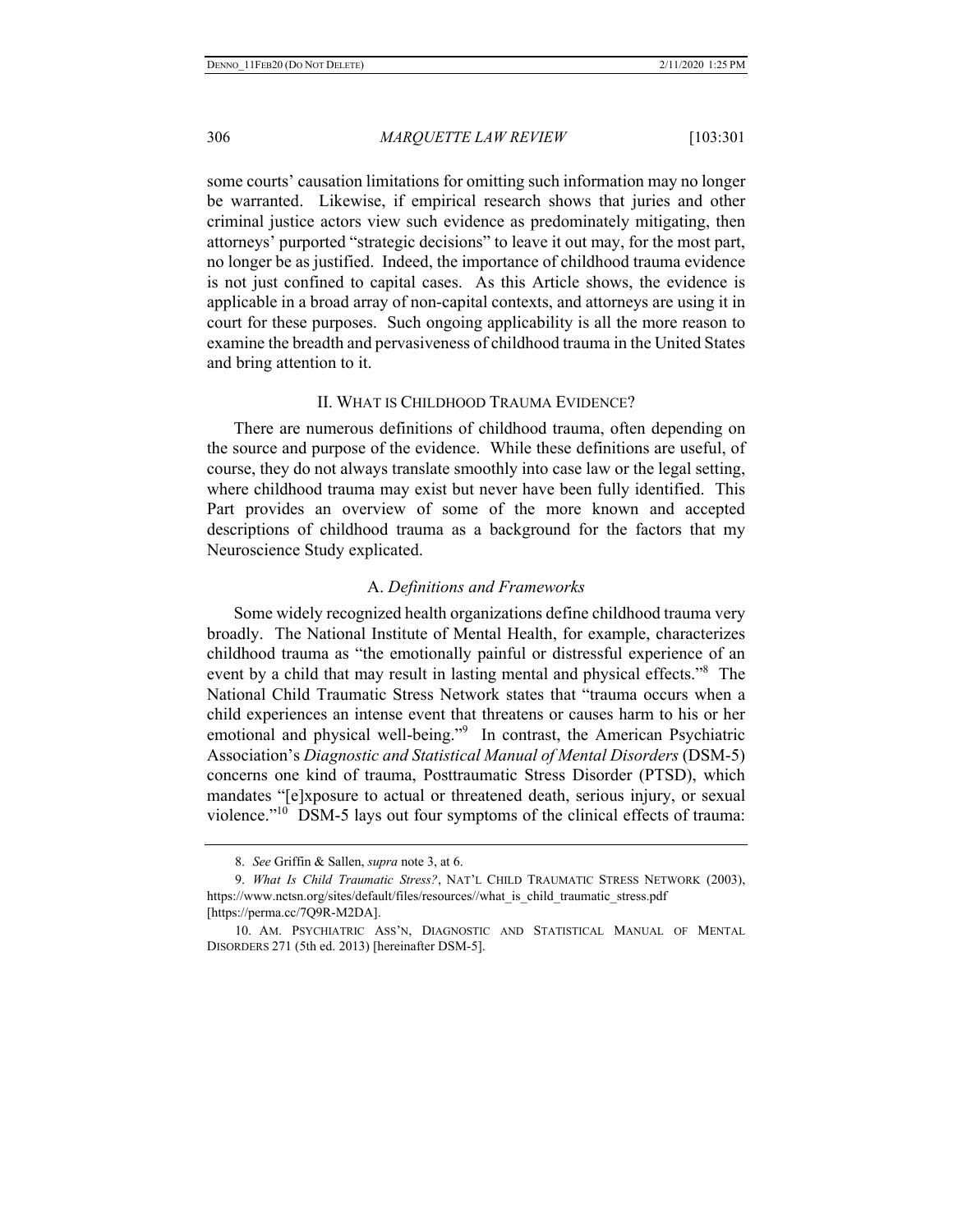some courts' causation limitations for omitting such information may no longer be warranted. Likewise, if empirical research shows that juries and other criminal justice actors view such evidence as predominately mitigating, then attorneys' purported "strategic decisions" to leave it out may, for the most part, no longer be as justified. Indeed, the importance of childhood trauma evidence is not just confined to capital cases. As this Article shows, the evidence is applicable in a broad array of non-capital contexts, and attorneys are using it in court for these purposes. Such ongoing applicability is all the more reason to examine the breadth and pervasiveness of childhood trauma in the United States and bring attention to it.

## II. What is Childhood Trauma Evidence?

There are numerous definitions of childhood trauma, often depending on the source and purpose of the evidence. While these definitions are useful, of course, they do not always translate smoothly into case law or the legal setting, where childhood trauma may exist but never have been fully identified. This Part provides an overview of some of the more known and accepted descriptions of childhood trauma as a background for the factors that my Neuroscience Study explicated.

### A. *Definitions and Frameworks*

Some widely recognized health organizations define childhood trauma very broadly. The National Institute of Mental Health, for example, characterizes childhood trauma as "the emotionally painful or distressful experience of an event by a child that may result in lasting mental and physical effects."[8] The National Child Traumatic Stress Network states that "trauma occurs when a child experiences an intense event that threatens or causes harm to his or her emotional and physical well-being."[9] In contrast, the American Psychiatric Association's *Diagnostic and Statistical Manual of Mental Disorders* (DSM-5) concerns one kind of trauma, Posttraumatic Stress Disorder (PTSD), which mandates "[e]xposure to actual or threatened death, serious injury, or sexual violence."[10] DSM-5 lays out four symptoms of the clinical effects of trauma:

---

8. *See* Griffin & Sallen, *supra* note 3, at 6.

9. *What Is Child Traumatic Stress?*, NAT'L CHILD TRAUMATIC STRESS NETWORK (2003), https://www.nctsn.org/sites/default/files/resources//what_is_child_traumatic_stress.pdf [https://perma.cc/7Q9R-M2DA].

10. AM. PSYCHIATRIC ASS'N, DIAGNOSTIC AND STATISTICAL MANUAL OF MENTAL DISORDERS 271 (5th ed. 2013) [hereinafter DSM-5].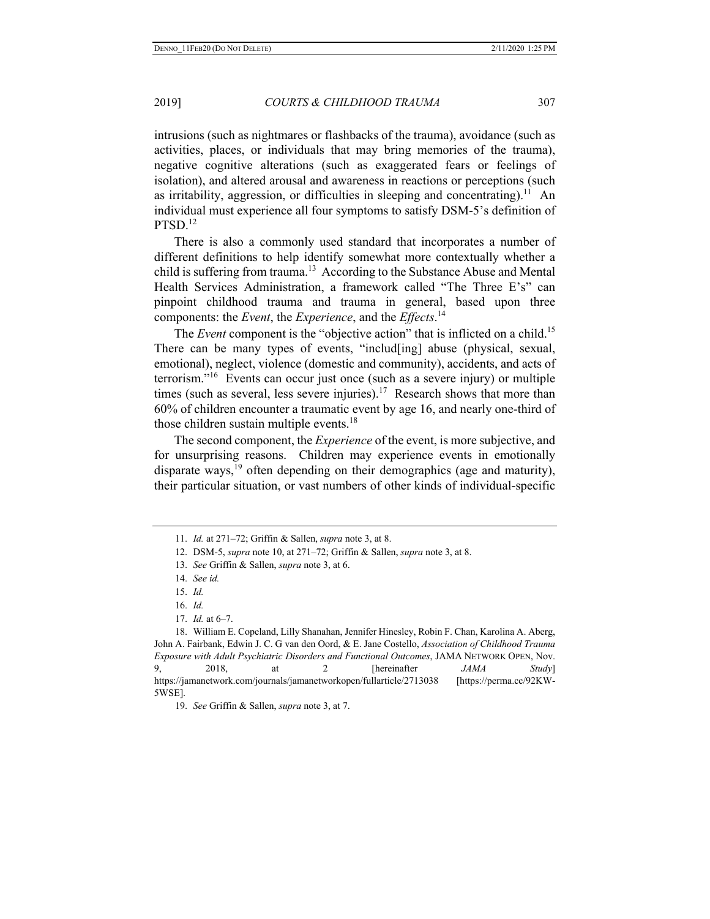intrusions (such as nightmares or flashbacks of the trauma), avoidance (such as activities, places, or individuals that may bring memories of the trauma), negative cognitive alterations (such as exaggerated fears or feelings of isolation), and altered arousal and awareness in reactions or perceptions (such as irritability, aggression, or difficulties in sleeping and concentrating).[11] An individual must experience all four symptoms to satisfy DSM-5's definition of PTSD.[12]

There is also a commonly used standard that incorporates a number of different definitions to help identify somewhat more contextually whether a child is suffering from trauma.[13] According to the Substance Abuse and Mental Health Services Administration, a framework called "The Three E's" can pinpoint childhood trauma and trauma in general, based upon three components: the *Event*, the *Experience*, and the *Effects*.[14]

The *Event* component is the "objective action" that is inflicted on a child.[15] There can be many types of events, "includ[ing] abuse (physical, sexual, emotional), neglect, violence (domestic and community), accidents, and acts of terrorism."[16] Events can occur just once (such as a severe injury) or multiple times (such as several, less severe injuries).[17] Research shows that more than 60% of children encounter a traumatic event by age 16, and nearly one-third of those children sustain multiple events.[18]

The second component, the *Experience* of the event, is more subjective, and for unsurprising reasons. Children may experience events in emotionally disparate ways,[19] often depending on their demographics (age and maturity), their particular situation, or vast numbers of other kinds of individual-specific

---

11. *Id.* at 271–72; Griffin & Sallen, *supra* note 3, at 8.

12. DSM-5, *supra* note 10, at 271–72; Griffin & Sallen, *supra* note 3, at 8.

13. *See* Griffin & Sallen, *supra* note 3, at 6.

14. *See id.*

15. *Id.*

16. *Id.*

17. *Id.* at 6–7.

18. William E. Copeland, Lilly Shanahan, Jennifer Hinesley, Robin F. Chan, Karolina A. Aberg, John A. Fairbank, Edwin J. C. G van den Oord, & E. Jane Costello, *Association of Childhood Trauma Exposure with Adult Psychiatric Disorders and Functional Outcomes*, JAMA NETWORK OPEN, Nov. 9, 2018, at 2 [hereinafter *JAMA Study*] https://jamanetwork.com/journals/jamanetworkopen/fullarticle/2713038 [https://perma.cc/92KW-5WSE].

19. *See* Griffin & Sallen, *supra* note 3, at 7.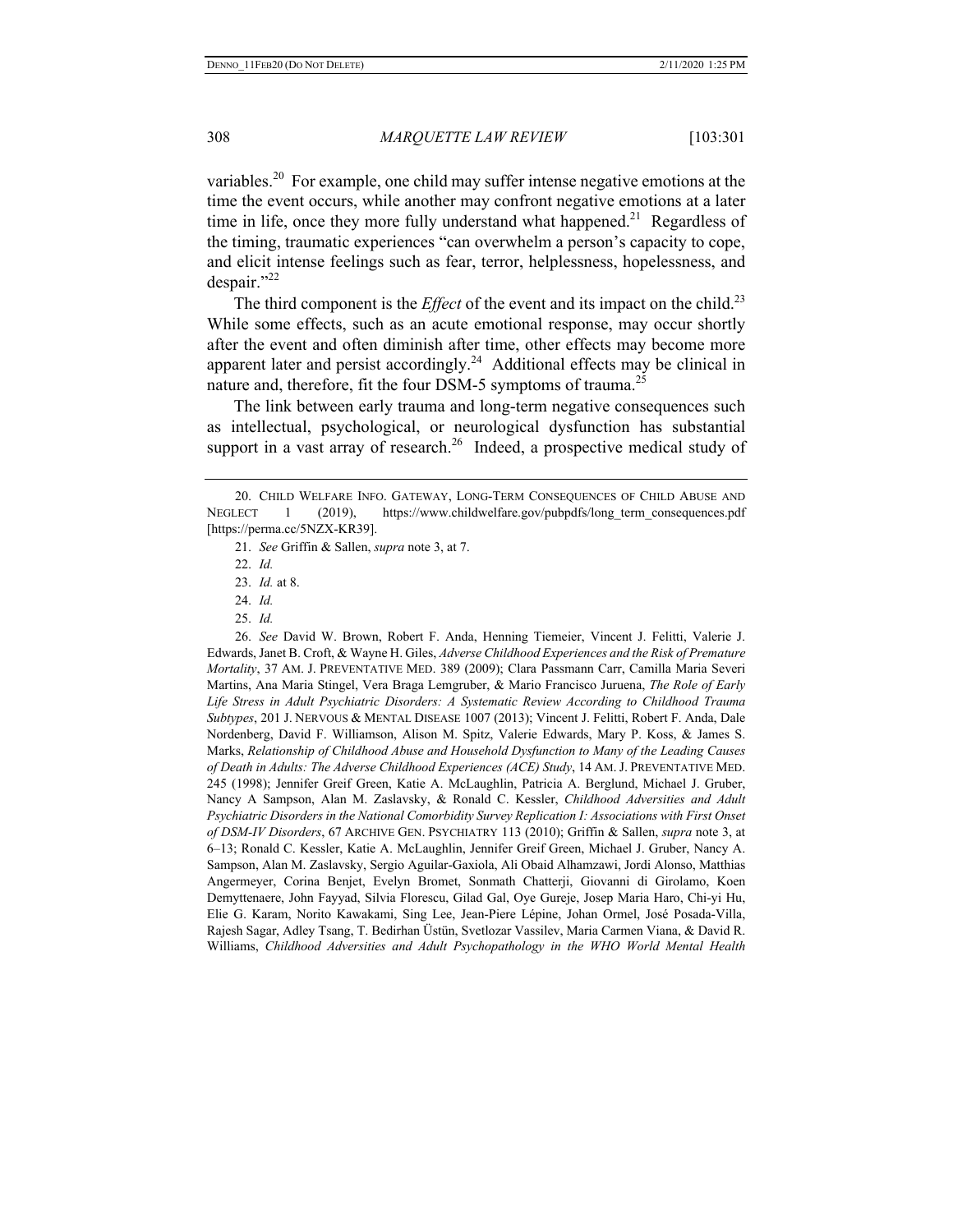variables.[20] For example, one child may suffer intense negative emotions at the time the event occurs, while another may confront negative emotions at a later time in life, once they more fully understand what happened.[21] Regardless of the timing, traumatic experiences "can overwhelm a person's capacity to cope, and elicit intense feelings such as fear, terror, helplessness, hopelessness, and despair."[22]

The third component is the *Effect* of the event and its impact on the child.[23] While some effects, such as an acute emotional response, may occur shortly after the event and often diminish after time, other effects may become more apparent later and persist accordingly.[24] Additional effects may be clinical in nature and, therefore, fit the four DSM-5 symptoms of trauma.[25]

The link between early trauma and long-term negative consequences such as intellectual, psychological, or neurological dysfunction has substantial support in a vast array of research.[26] Indeed, a prospective medical study of

---

20. CHILD WELFARE INFO. GATEWAY, LONG-TERM CONSEQUENCES OF CHILD ABUSE AND NEGLECT 1 (2019), https://www.childwelfare.gov/pubpdfs/long_term_consequences.pdf [https://perma.cc/5NZX-KR39].

21. *See* Griffin & Sallen, *supra* note 3, at 7.

22. *Id.*

23. *Id.* at 8.

24. *Id.*

25. *Id.*

26. *See* David W. Brown, Robert F. Anda, Henning Tiemeier, Vincent J. Felitti, Valerie J. Edwards, Janet B. Croft, & Wayne H. Giles, *Adverse Childhood Experiences and the Risk of Premature Mortality*, 37 AM. J. PREVENTATIVE MED. 389 (2009); Clara Passmann Carr, Camilla Maria Severi Martins, Ana Maria Stingel, Vera Braga Lemgruber, & Mario Francisco Juruena, *The Role of Early Life Stress in Adult Psychiatric Disorders: A Systematic Review According to Childhood Trauma Subtypes*, 201 J. NERVOUS & MENTAL DISEASE 1007 (2013); Vincent J. Felitti, Robert F. Anda, Dale Nordenberg, David F. Williamson, Alison M. Spitz, Valerie Edwards, Mary P. Koss, & James S. Marks, *Relationship of Childhood Abuse and Household Dysfunction to Many of the Leading Causes of Death in Adults: The Adverse Childhood Experiences (ACE) Study*, 14 AM. J. PREVENTATIVE MED. 245 (1998); Jennifer Greif Green, Katie A. McLaughlin, Patricia A. Berglund, Michael J. Gruber, Nancy A Sampson, Alan M. Zaslavsky, & Ronald C. Kessler, *Childhood Adversities and Adult Psychiatric Disorders in the National Comorbidity Survey Replication I: Associations with First Onset of DSM-IV Disorders*, 67 ARCHIVE GEN. PSYCHIATRY 113 (2010); Griffin & Sallen, *supra* note 3, at 6–13; Ronald C. Kessler, Katie A. McLaughlin, Jennifer Greif Green, Michael J. Gruber, Nancy A. Sampson, Alan M. Zaslavsky, Sergio Aguilar-Gaxiola, Ali Obaid Alhamzawi, Jordi Alonso, Matthias Angermeyer, Corina Benjet, Evelyn Bromet, Sonmath Chatterji, Giovanni di Girolamo, Koen Demyttenaere, John Fayyad, Silvia Florescu, Gilad Gal, Oye Gureje, Josep Maria Haro, Chi-yi Hu, Elie G. Karam, Norito Kawakami, Sing Lee, Jean-Piere Lépine, Johan Ormel, José Posada-Villa, Rajesh Sagar, Adley Tsang, T. Bedirhan Üstün, Svetlozar Vassilev, Maria Carmen Viana, & David R. Williams, *Childhood Adversities and Adult Psychopathology in the WHO World Mental Health*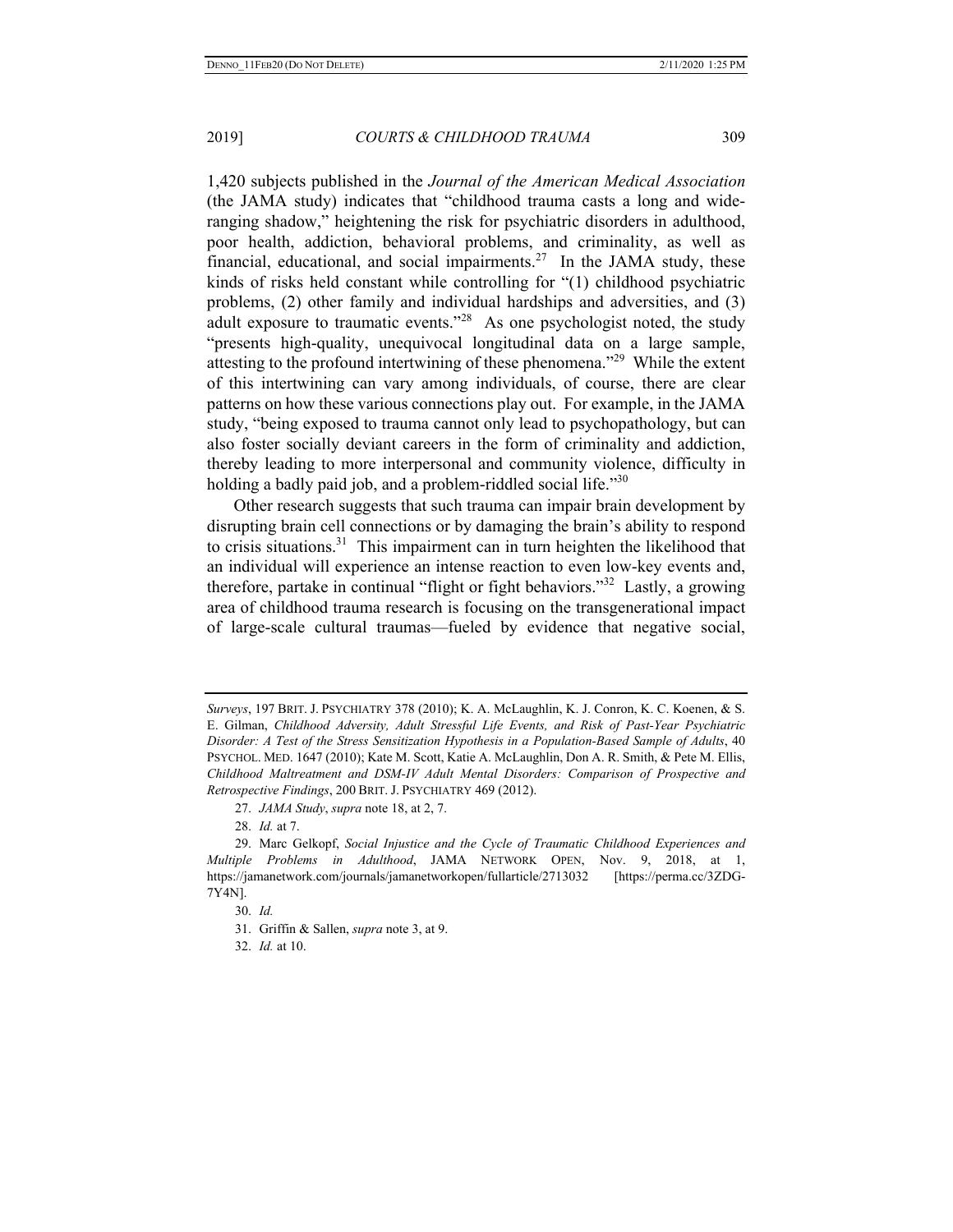1,420 subjects published in the *Journal of the American Medical Association* (the JAMA study) indicates that "childhood trauma casts a long and wide-ranging shadow," heightening the risk for psychiatric disorders in adulthood, poor health, addiction, behavioral problems, and criminality, as well as financial, educational, and social impairments.[27] In the JAMA study, these kinds of risks held constant while controlling for "(1) childhood psychiatric problems, (2) other family and individual hardships and adversities, and (3) adult exposure to traumatic events."[28] As one psychologist noted, the study "presents high-quality, unequivocal longitudinal data on a large sample, attesting to the profound intertwining of these phenomena."[29] While the extent of this intertwining can vary among individuals, of course, there are clear patterns on how these various connections play out. For example, in the JAMA study, "being exposed to trauma cannot only lead to psychopathology, but can also foster socially deviant careers in the form of criminality and addiction, thereby leading to more interpersonal and community violence, difficulty in holding a badly paid job, and a problem-riddled social life."[30]

Other research suggests that such trauma can impair brain development by disrupting brain cell connections or by damaging the brain's ability to respond to crisis situations.[31] This impairment can in turn heighten the likelihood that an individual will experience an intense reaction to even low-key events and, therefore, partake in continual "flight or fight behaviors."[32] Lastly, a growing area of childhood trauma research is focusing on the transgenerational impact of large-scale cultural traumas—fueled by evidence that negative social,

---

*Surveys*, 197 BRIT. J. PSYCHIATRY 378 (2010); K. A. McLaughlin, K. J. Conron, K. C. Koenen, & S. E. Gilman, *Childhood Adversity, Adult Stressful Life Events, and Risk of Past-Year Psychiatric Disorder: A Test of the Stress Sensitization Hypothesis in a Population-Based Sample of Adults*, 40 PSYCHOL. MED. 1647 (2010); Kate M. Scott, Katie A. McLaughlin, Don A. R. Smith, & Pete M. Ellis, *Childhood Maltreatment and DSM-IV Adult Mental Disorders: Comparison of Prospective and Retrospective Findings*, 200 BRIT. J. PSYCHIATRY 469 (2012).

27. *JAMA Study*, *supra* note 18, at 2, 7.

28. *Id.* at 7.

29. Marc Gelkopf, *Social Injustice and the Cycle of Traumatic Childhood Experiences and Multiple Problems in Adulthood*, JAMA NETWORK OPEN, Nov. 9, 2018, at 1, https://jamanetwork.com/journals/jamanetworkopen/fullarticle/2713032 [https://perma.cc/3ZDG-7Y4N].

30. *Id.*

31. Griffin & Sallen, *supra* note 3, at 9.

32. *Id.* at 10.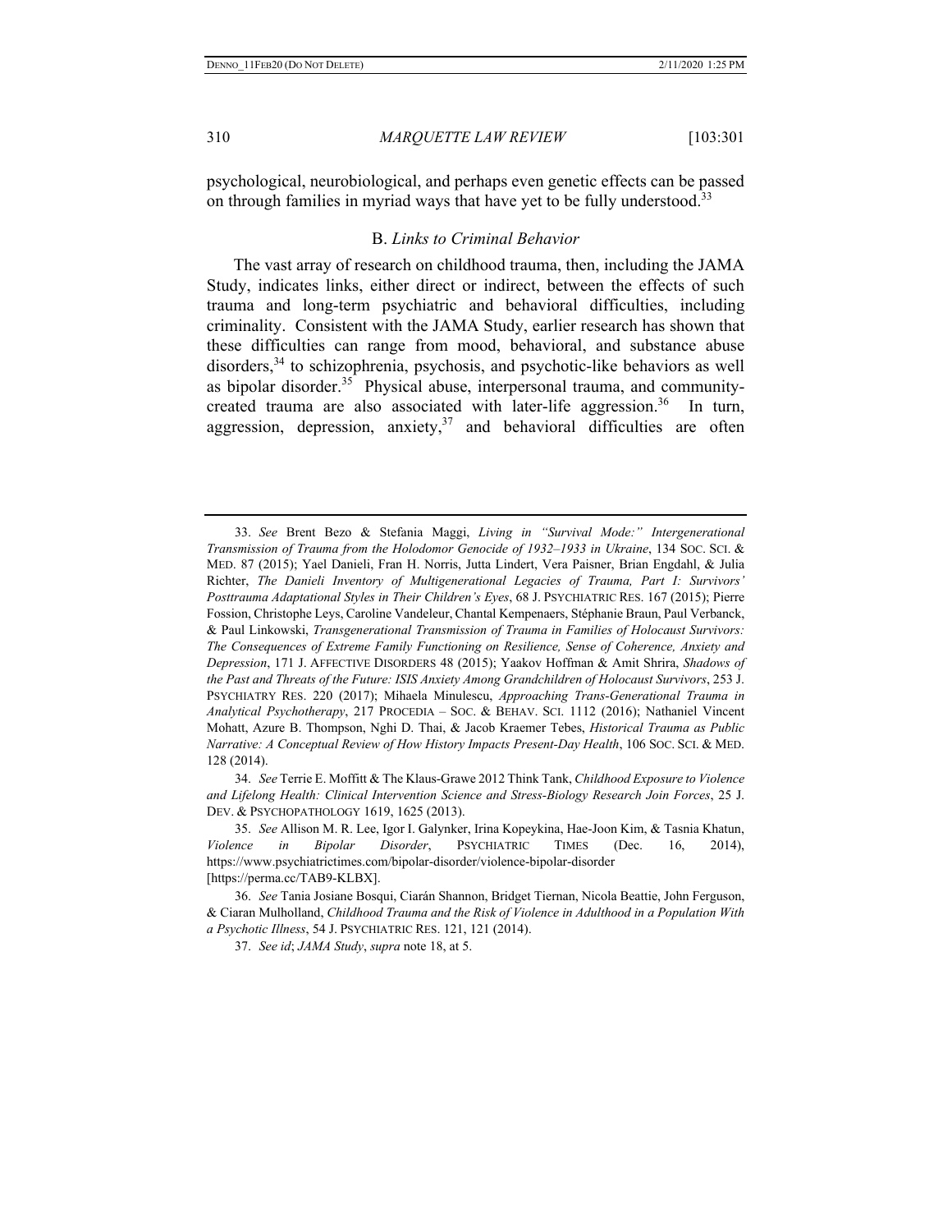psychological, neurobiological, and perhaps even genetic effects can be passed on through families in myriad ways that have yet to be fully understood.[33]

### B. *Links to Criminal Behavior*

The vast array of research on childhood trauma, then, including the JAMA Study, indicates links, either direct or indirect, between the effects of such trauma and long-term psychiatric and behavioral difficulties, including criminality. Consistent with the JAMA Study, earlier research has shown that these difficulties can range from mood, behavioral, and substance abuse disorders,[34] to schizophrenia, psychosis, and psychotic-like behaviors as well as bipolar disorder.[35] Physical abuse, interpersonal trauma, and community-created trauma are also associated with later-life aggression.[36] In turn, aggression, depression, anxiety,[37] and behavioral difficulties are often

---

33. *See* Brent Bezo & Stefania Maggi, *Living in "Survival Mode:" Intergenerational Transmission of Trauma from the Holodomor Genocide of 1932–1933 in Ukraine*, 134 SOC. SCI. & MED. 87 (2015); Yael Danieli, Fran H. Norris, Jutta Lindert, Vera Paisner, Brian Engdahl, & Julia Richter, *The Danieli Inventory of Multigenerational Legacies of Trauma, Part I: Survivors' Posttrauma Adaptational Styles in Their Children's Eyes*, 68 J. PSYCHIATRIC RES. 167 (2015); Pierre Fossion, Christophe Leys, Caroline Vandeleur, Chantal Kempenaers, Stéphanie Braun, Paul Verbanck, & Paul Linkowski, *Transgenerational Transmission of Trauma in Families of Holocaust Survivors: The Consequences of Extreme Family Functioning on Resilience, Sense of Coherence, Anxiety and Depression*, 171 J. AFFECTIVE DISORDERS 48 (2015); Yaakov Hoffman & Amit Shrira, *Shadows of the Past and Threats of the Future: ISIS Anxiety Among Grandchildren of Holocaust Survivors*, 253 J. PSYCHIATRY RES. 220 (2017); Mihaela Minulescu, *Approaching Trans-Generational Trauma in Analytical Psychotherapy*, 217 PROCEDIA – SOC. & BEHAV. SCI. 1112 (2016); Nathaniel Vincent Mohatt, Azure B. Thompson, Nghi D. Thai, & Jacob Kraemer Tebes, *Historical Trauma as Public Narrative: A Conceptual Review of How History Impacts Present-Day Health*, 106 SOC. SCI. & MED. 128 (2014).

34. *See* Terrie E. Moffitt & The Klaus-Grawe 2012 Think Tank, *Childhood Exposure to Violence and Lifelong Health: Clinical Intervention Science and Stress-Biology Research Join Forces*, 25 J. DEV. & PSYCHOPATHOLOGY 1619, 1625 (2013).

35. *See* Allison M. R. Lee, Igor I. Galynker, Irina Kopeykina, Hae-Joon Kim, & Tasnia Khatun, *Violence in Bipolar Disorder*, PSYCHIATRIC TIMES (Dec. 16, 2014), https://www.psychiatrictimes.com/bipolar-disorder/violence-bipolar-disorder [https://perma.cc/TAB9-KLBX].

36. *See* Tania Josiane Bosqui, Ciarán Shannon, Bridget Tiernan, Nicola Beattie, John Ferguson, & Ciaran Mulholland, *Childhood Trauma and the Risk of Violence in Adulthood in a Population With a Psychotic Illness*, 54 J. PSYCHIATRIC RES. 121, 121 (2014).

37. *See id*; *JAMA Study*, *supra* note 18, at 5.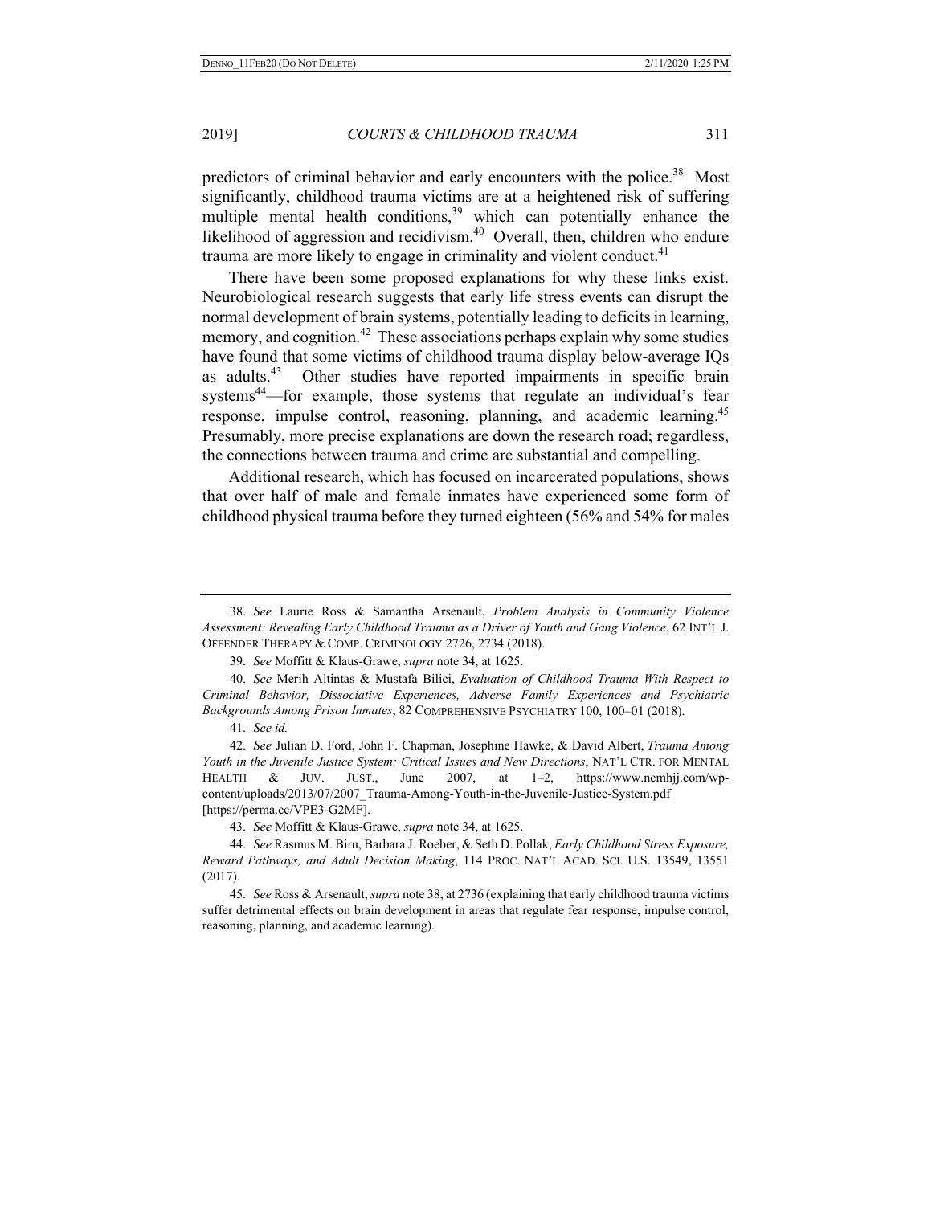predictors of criminal behavior and early encounters with the police.[38] Most significantly, childhood trauma victims are at a heightened risk of suffering multiple mental health conditions,[39] which can potentially enhance the likelihood of aggression and recidivism.[40] Overall, then, children who endure trauma are more likely to engage in criminality and violent conduct.[41]

There have been some proposed explanations for why these links exist. Neurobiological research suggests that early life stress events can disrupt the normal development of brain systems, potentially leading to deficits in learning, memory, and cognition.[42] These associations perhaps explain why some studies have found that some victims of childhood trauma display below-average IQs as adults.[43] Other studies have reported impairments in specific brain systems[44]—for example, those systems that regulate an individual's fear response, impulse control, reasoning, planning, and academic learning.[45] Presumably, more precise explanations are down the research road; regardless, the connections between trauma and crime are substantial and compelling.

Additional research, which has focused on incarcerated populations, shows that over half of male and female inmates have experienced some form of childhood physical trauma before they turned eighteen (56% and 54% for males

---

38. *See* Laurie Ross & Samantha Arsenault, *Problem Analysis in Community Violence Assessment: Revealing Early Childhood Trauma as a Driver of Youth and Gang Violence*, 62 INT'L J. OFFENDER THERAPY & COMP. CRIMINOLOGY 2726, 2734 (2018).

39. *See* Moffitt & Klaus-Grawe, *supra* note 34, at 1625.

40. *See* Merih Altintas & Mustafa Bilici, *Evaluation of Childhood Trauma With Respect to Criminal Behavior, Dissociative Experiences, Adverse Family Experiences and Psychiatric Backgrounds Among Prison Inmates*, 82 COMPREHENSIVE PSYCHIATRY 100, 100–01 (2018).

41. *See id.*

42. *See* Julian D. Ford, John F. Chapman, Josephine Hawke, & David Albert, *Trauma Among Youth in the Juvenile Justice System: Critical Issues and New Directions*, NAT'L CTR. FOR MENTAL HEALTH & JUV. JUST., June 2007, at 1–2, https://www.ncmhjj.com/wp-content/uploads/2013/07/2007_Trauma-Among-Youth-in-the-Juvenile-Justice-System.pdf [https://perma.cc/VPE3-G2MF].

43. *See* Moffitt & Klaus-Grawe, *supra* note 34, at 1625.

44. *See* Rasmus M. Birn, Barbara J. Roeber, & Seth D. Pollak, *Early Childhood Stress Exposure, Reward Pathways, and Adult Decision Making*, 114 PROC. NAT'L ACAD. SCI. U.S. 13549, 13551 (2017).

45. *See* Ross & Arsenault, *supra* note 38, at 2736 (explaining that early childhood trauma victims suffer detrimental effects on brain development in areas that regulate fear response, impulse control, reasoning, planning, and academic learning).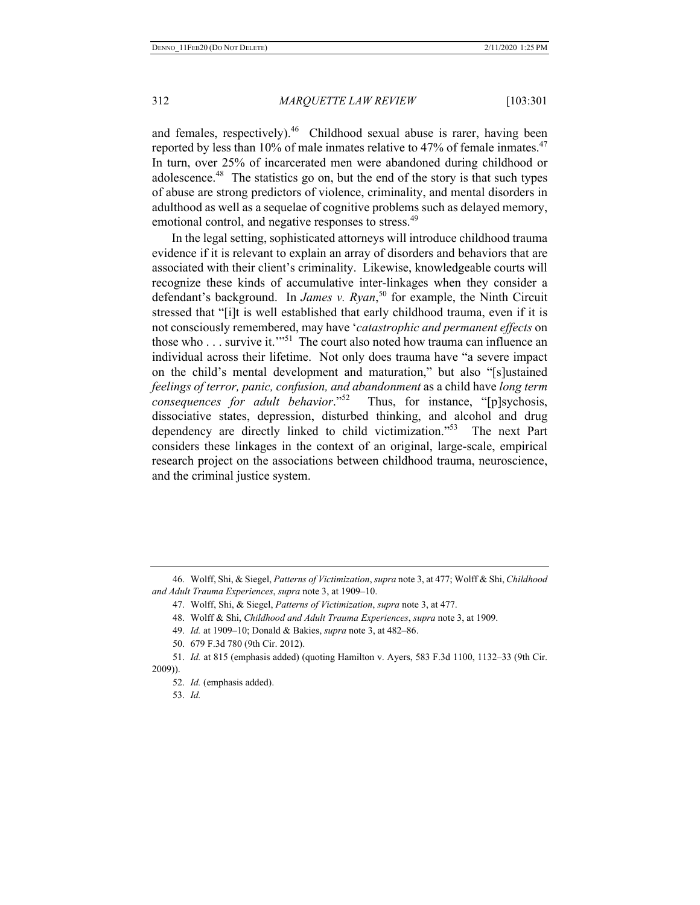and females, respectively).[46] Childhood sexual abuse is rarer, having been reported by less than 10% of male inmates relative to 47% of female inmates.[47] In turn, over 25% of incarcerated men were abandoned during childhood or adolescence.[48] The statistics go on, but the end of the story is that such types of abuse are strong predictors of violence, criminality, and mental disorders in adulthood as well as a sequelae of cognitive problems such as delayed memory, emotional control, and negative responses to stress.[49]

In the legal setting, sophisticated attorneys will introduce childhood trauma evidence if it is relevant to explain an array of disorders and behaviors that are associated with their client's criminality. Likewise, knowledgeable courts will recognize these kinds of accumulative inter-linkages when they consider a defendant's background. In *James v. Ryan*,[50] for example, the Ninth Circuit stressed that "[i]t is well established that early childhood trauma, even if it is not consciously remembered, may have '*catastrophic and permanent effects* on those who . . . survive it.'"[51] The court also noted how trauma can influence an individual across their lifetime. Not only does trauma have "a severe impact on the child's mental development and maturation," but also "[s]ustained *feelings of terror, panic, confusion, and abandonment* as a child have *long term consequences for adult behavior*."[52] Thus, for instance, "[p]sychosis, dissociative states, depression, disturbed thinking, and alcohol and drug dependency are directly linked to child victimization."[53] The next Part considers these linkages in the context of an original, large-scale, empirical research project on the associations between childhood trauma, neuroscience, and the criminal justice system.

---

46. Wolff, Shi, & Siegel, *Patterns of Victimization*, *supra* note 3, at 477; Wolff & Shi, *Childhood and Adult Trauma Experiences*, *supra* note 3, at 1909–10.

47. Wolff, Shi, & Siegel, *Patterns of Victimization*, *supra* note 3, at 477.

48. Wolff & Shi, *Childhood and Adult Trauma Experiences*, *supra* note 3, at 1909.

49. *Id.* at 1909–10; Donald & Bakies, *supra* note 3, at 482–86.

50. 679 F.3d 780 (9th Cir. 2012).

51. *Id.* at 815 (emphasis added) (quoting Hamilton v. Ayers, 583 F.3d 1100, 1132–33 (9th Cir. 2009)).

52. *Id.* (emphasis added).

53. *Id.*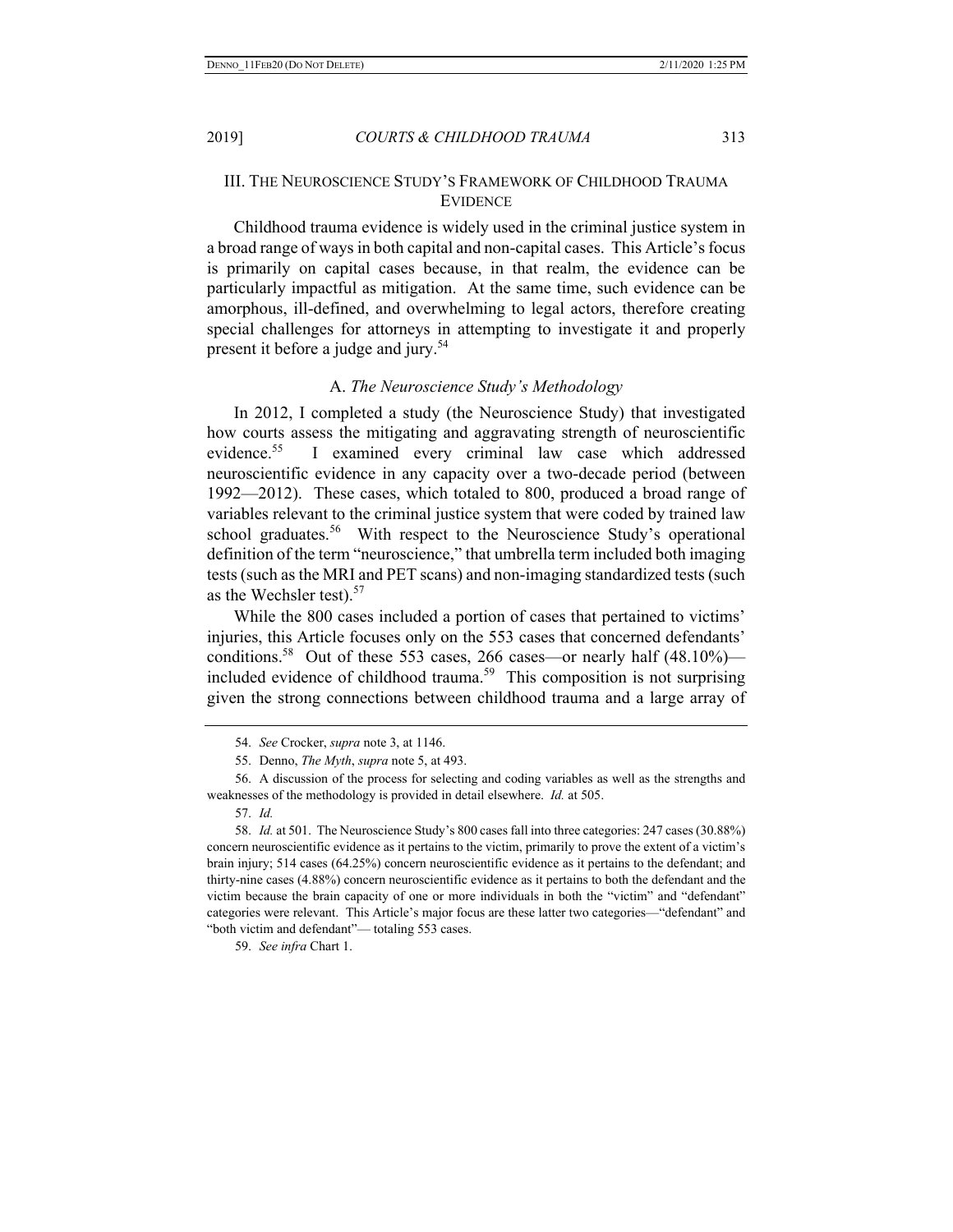## III. THE NEUROSCIENCE STUDY'S FRAMEWORK OF CHILDHOOD TRAUMA EVIDENCE

Childhood trauma evidence is widely used in the criminal justice system in a broad range of ways in both capital and non-capital cases. This Article's focus is primarily on capital cases because, in that realm, the evidence can be particularly impactful as mitigation. At the same time, such evidence can be amorphous, ill-defined, and overwhelming to legal actors, therefore creating special challenges for attorneys in attempting to investigate it and properly present it before a judge and jury.[54]

### A. *The Neuroscience Study's Methodology*

In 2012, I completed a study (the Neuroscience Study) that investigated how courts assess the mitigating and aggravating strength of neuroscientific evidence.[55] I examined every criminal law case which addressed neuroscientific evidence in any capacity over a two-decade period (between 1992—2012). These cases, which totaled to 800, produced a broad range of variables relevant to the criminal justice system that were coded by trained law school graduates.[56] With respect to the Neuroscience Study's operational definition of the term "neuroscience," that umbrella term included both imaging tests (such as the MRI and PET scans) and non-imaging standardized tests (such as the Wechsler test).[57]

While the 800 cases included a portion of cases that pertained to victims' injuries, this Article focuses only on the 553 cases that concerned defendants' conditions.[58] Out of these 553 cases, 266 cases—or nearly half (48.10%)—included evidence of childhood trauma.[59] This composition is not surprising given the strong connections between childhood trauma and a large array of

---

54. *See* Crocker, *supra* note 3, at 1146.

55. Denno, *The Myth*, *supra* note 5, at 493.

56. A discussion of the process for selecting and coding variables as well as the strengths and weaknesses of the methodology is provided in detail elsewhere. *Id.* at 505.

57. *Id.*

58. *Id.* at 501. The Neuroscience Study's 800 cases fall into three categories: 247 cases (30.88%) concern neuroscientific evidence as it pertains to the victim, primarily to prove the extent of a victim's brain injury; 514 cases (64.25%) concern neuroscientific evidence as it pertains to the defendant; and thirty-nine cases (4.88%) concern neuroscientific evidence as it pertains to both the defendant and the victim because the brain capacity of one or more individuals in both the "victim" and "defendant" categories were relevant. This Article's major focus are these latter two categories—"defendant" and "both victim and defendant"— totaling 553 cases.

59. *See infra* Chart 1.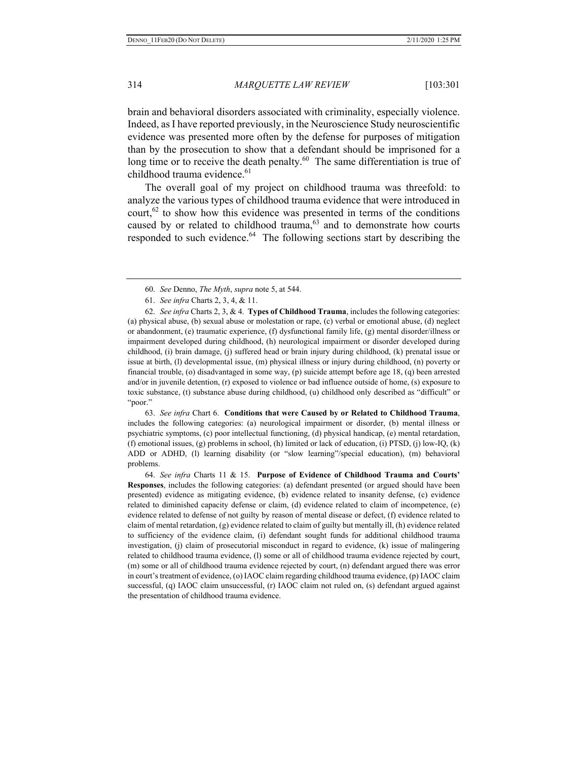brain and behavioral disorders associated with criminality, especially violence. Indeed, as I have reported previously, in the Neuroscience Study neuroscientific evidence was presented more often by the defense for purposes of mitigation than by the prosecution to show that a defendant should be imprisoned for a long time or to receive the death penalty.[60] The same differentiation is true of childhood trauma evidence.[61]

The overall goal of my project on childhood trauma was threefold: to analyze the various types of childhood trauma evidence that were introduced in court,[62] to show how this evidence was presented in terms of the conditions caused by or related to childhood trauma,[63] and to demonstrate how courts responded to such evidence.[64] The following sections start by describing the

---

60. *See* Denno, *The Myth*, *supra* note 5, at 544.

61. *See infra* Charts 2, 3, 4, & 11.

62. *See infra* Charts 2, 3, & 4. **Types of Childhood Trauma**, includes the following categories: (a) physical abuse, (b) sexual abuse or molestation or rape, (c) verbal or emotional abuse, (d) neglect or abandonment, (e) traumatic experience, (f) dysfunctional family life, (g) mental disorder/illness or impairment developed during childhood, (h) neurological impairment or disorder developed during childhood, (i) brain damage, (j) suffered head or brain injury during childhood, (k) prenatal issue or issue at birth, (l) developmental issue, (m) physical illness or injury during childhood, (n) poverty or financial trouble, (o) disadvantaged in some way, (p) suicide attempt before age 18, (q) been arrested and/or in juvenile detention, (r) exposed to violence or bad influence outside of home, (s) exposure to toxic substance, (t) substance abuse during childhood, (u) childhood only described as "difficult" or "poor."

63. *See infra* Chart 6. **Conditions that were Caused by or Related to Childhood Trauma**, includes the following categories: (a) neurological impairment or disorder, (b) mental illness or psychiatric symptoms, (c) poor intellectual functioning, (d) physical handicap, (e) mental retardation, (f) emotional issues, (g) problems in school, (h) limited or lack of education, (i) PTSD, (j) low-IQ, (k) ADD or ADHD, (l) learning disability (or "slow learning"/special education), (m) behavioral problems.

64. *See infra* Charts 11 & 15. **Purpose of Evidence of Childhood Trauma and Courts' Responses**, includes the following categories: (a) defendant presented (or argued should have been presented) evidence as mitigating evidence, (b) evidence related to insanity defense, (c) evidence related to diminished capacity defense or claim, (d) evidence related to claim of incompetence, (e) evidence related to defense of not guilty by reason of mental disease or defect, (f) evidence related to claim of mental retardation, (g) evidence related to claim of guilty but mentally ill, (h) evidence related to sufficiency of the evidence claim, (i) defendant sought funds for additional childhood trauma investigation, (j) claim of prosecutorial misconduct in regard to evidence, (k) issue of malingering related to childhood trauma evidence, (l) some or all of childhood trauma evidence rejected by court, (m) some or all of childhood trauma evidence rejected by court, (n) defendant argued there was error in court's treatment of evidence, (o) IAOC claim regarding childhood trauma evidence, (p) IAOC claim successful, (q) IAOC claim unsuccessful, (r) IAOC claim not ruled on, (s) defendant argued against the presentation of childhood trauma evidence.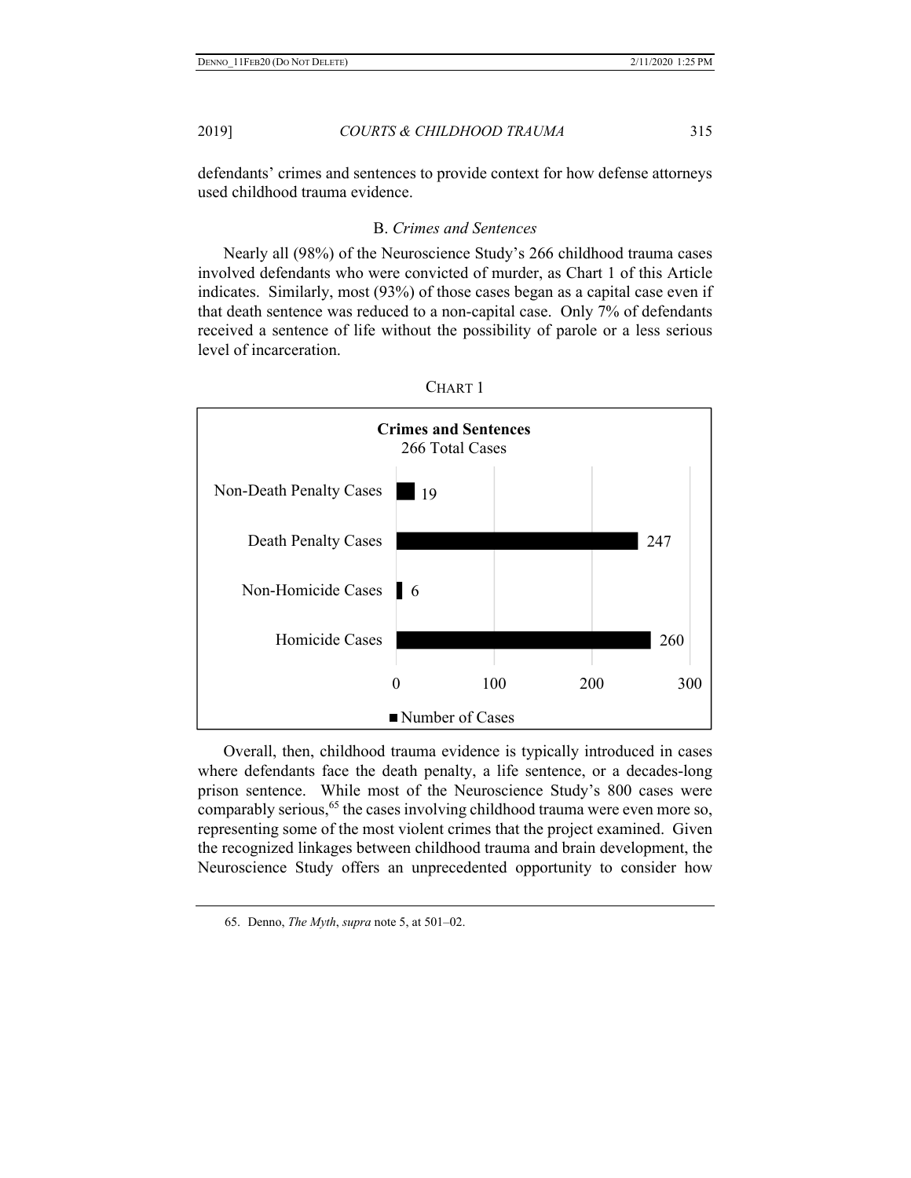defendants' crimes and sentences to provide context for how defense attorneys used childhood trauma evidence.

### B. *Crimes and Sentences*

Nearly all (98%) of the Neuroscience Study's 266 childhood trauma cases involved defendants who were convicted of murder, as Chart 1 of this Article indicates. Similarly, most (93%) of those cases began as a capital case even if that death sentence was reduced to a non-capital case. Only 7% of defendants received a sentence of life without the possibility of parole or a less serious level of incarceration.

CHART 1

**Crimes and Sentences**
266 Total Cases

| Category | Number of Cases |
| --- | --- |
| Non-Death Penalty Cases | 19 |
| Death Penalty Cases | 247 |
| Non-Homicide Cases | 6 |
| Homicide Cases | 260 |

Overall, then, childhood trauma evidence is typically introduced in cases where defendants face the death penalty, a life sentence, or a decades-long prison sentence. While most of the Neuroscience Study's 800 cases were comparably serious,[65] the cases involving childhood trauma were even more so, representing some of the most violent crimes that the project examined. Given the recognized linkages between childhood trauma and brain development, the Neuroscience Study offers an unprecedented opportunity to consider how

65. Denno, *The Myth*, *supra* note 5, at 501–02.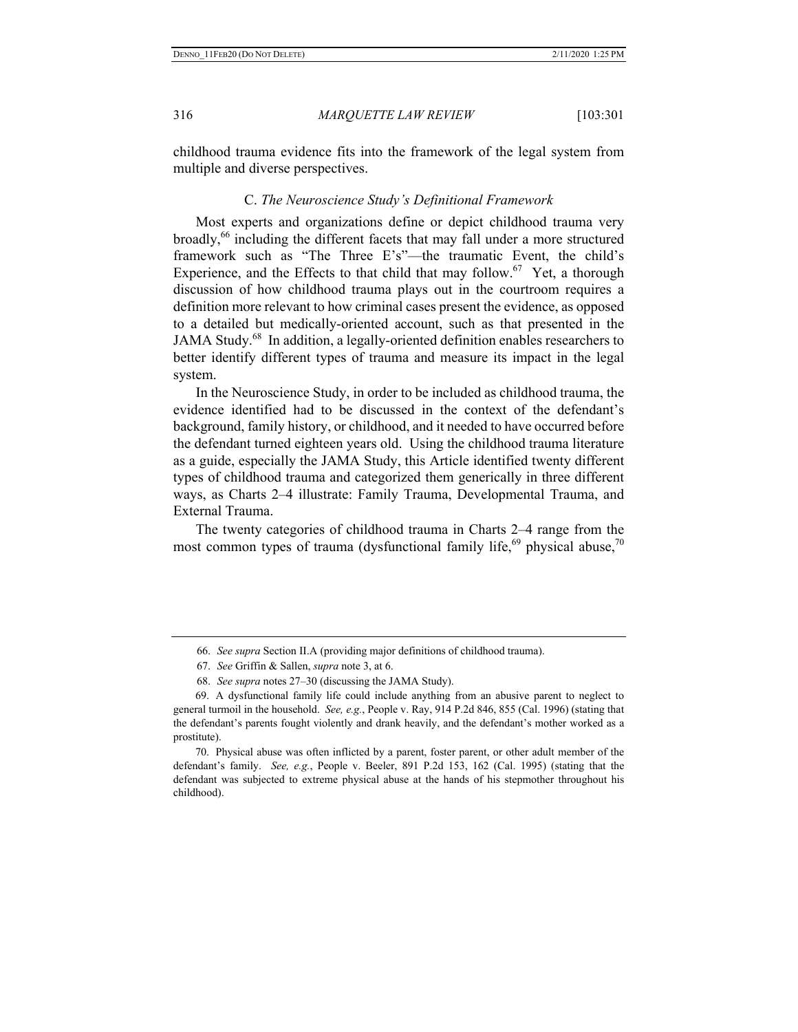childhood trauma evidence fits into the framework of the legal system from multiple and diverse perspectives.

### C. *The Neuroscience Study's Definitional Framework*

Most experts and organizations define or depict childhood trauma very broadly,[66] including the different facets that may fall under a more structured framework such as "The Three E's"—the traumatic Event, the child's Experience, and the Effects to that child that may follow.[67] Yet, a thorough discussion of how childhood trauma plays out in the courtroom requires a definition more relevant to how criminal cases present the evidence, as opposed to a detailed but medically-oriented account, such as that presented in the JAMA Study.[68] In addition, a legally-oriented definition enables researchers to better identify different types of trauma and measure its impact in the legal system.

In the Neuroscience Study, in order to be included as childhood trauma, the evidence identified had to be discussed in the context of the defendant's background, family history, or childhood, and it needed to have occurred before the defendant turned eighteen years old. Using the childhood trauma literature as a guide, especially the JAMA Study, this Article identified twenty different types of childhood trauma and categorized them generically in three different ways, as Charts 2–4 illustrate: Family Trauma, Developmental Trauma, and External Trauma.

The twenty categories of childhood trauma in Charts 2–4 range from the most common types of trauma (dysfunctional family life,[69] physical abuse,[70]

---

66. *See supra* Section II.A (providing major definitions of childhood trauma).

67. *See* Griffin & Sallen, *supra* note 3, at 6.

68. *See supra* notes 27–30 (discussing the JAMA Study).

69. A dysfunctional family life could include anything from an abusive parent to neglect to general turmoil in the household. *See, e.g.*, People v. Ray, 914 P.2d 846, 855 (Cal. 1996) (stating that the defendant's parents fought violently and drank heavily, and the defendant's mother worked as a prostitute).

70. Physical abuse was often inflicted by a parent, foster parent, or other adult member of the defendant's family. *See, e.g.*, People v. Beeler, 891 P.2d 153, 162 (Cal. 1995) (stating that the defendant was subjected to extreme physical abuse at the hands of his stepmother throughout his childhood).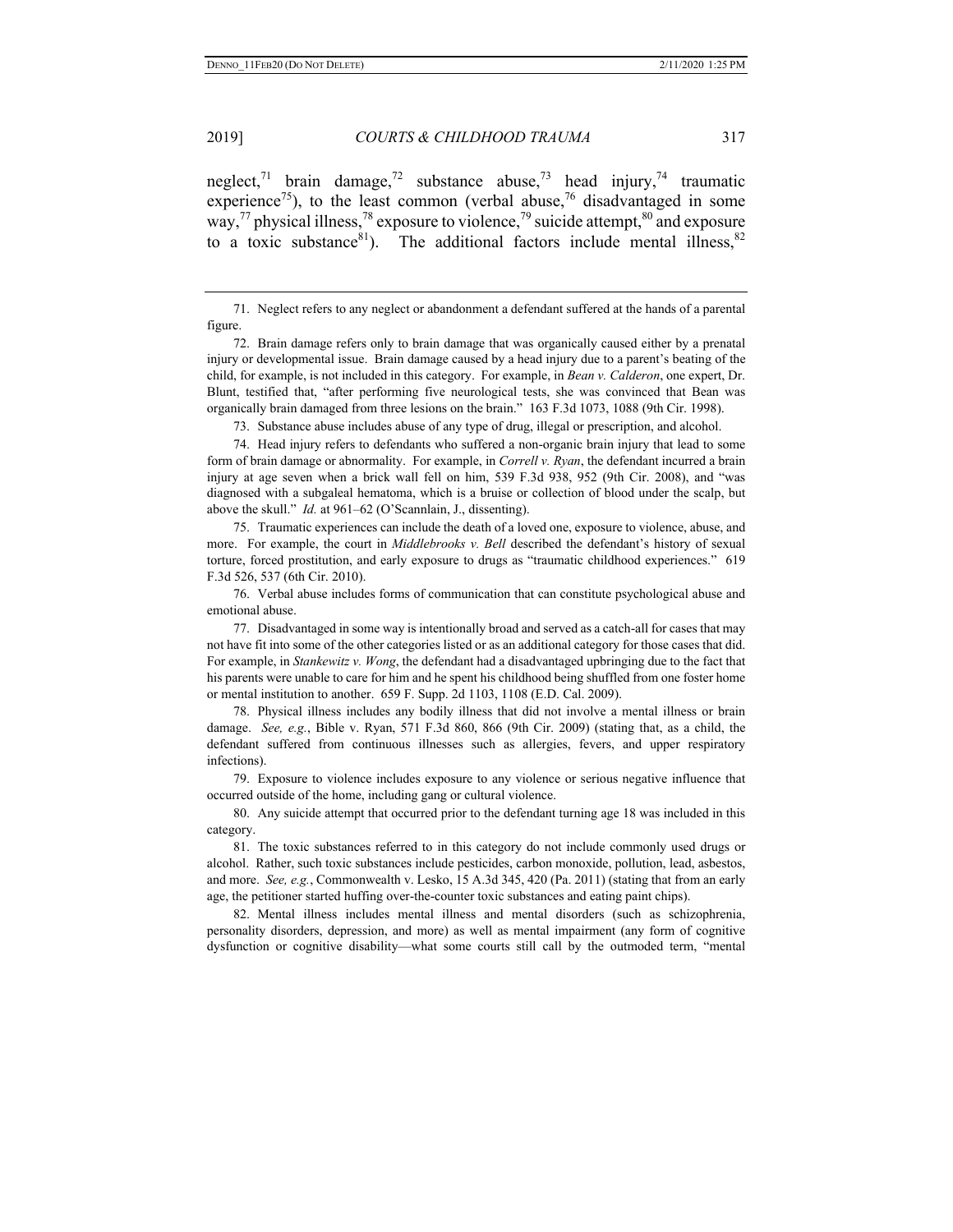neglect,[71] brain damage,[72] substance abuse,[73] head injury,[74] traumatic experience[75]), to the least common (verbal abuse,[76] disadvantaged in some way,[77] physical illness,[78] exposure to violence,[79] suicide attempt,[80] and exposure to a toxic substance[81]). The additional factors include mental illness,[82]

---

71. Neglect refers to any neglect or abandonment a defendant suffered at the hands of a parental figure.

72. Brain damage refers only to brain damage that was organically caused either by a prenatal injury or developmental issue. Brain damage caused by a head injury due to a parent's beating of the child, for example, is not included in this category. For example, in *Bean v. Calderon*, one expert, Dr. Blunt, testified that, "after performing five neurological tests, she was convinced that Bean was organically brain damaged from three lesions on the brain." 163 F.3d 1073, 1088 (9th Cir. 1998).

73. Substance abuse includes abuse of any type of drug, illegal or prescription, and alcohol.

74. Head injury refers to defendants who suffered a non-organic brain injury that lead to some form of brain damage or abnormality. For example, in *Correll v. Ryan*, the defendant incurred a brain injury at age seven when a brick wall fell on him, 539 F.3d 938, 952 (9th Cir. 2008), and "was diagnosed with a subgaleal hematoma, which is a bruise or collection of blood under the scalp, but above the skull." *Id.* at 961–62 (O'Scannlain, J., dissenting).

75. Traumatic experiences can include the death of a loved one, exposure to violence, abuse, and more. For example, the court in *Middlebrooks v. Bell* described the defendant's history of sexual torture, forced prostitution, and early exposure to drugs as "traumatic childhood experiences." 619 F.3d 526, 537 (6th Cir. 2010).

76. Verbal abuse includes forms of communication that can constitute psychological abuse and emotional abuse.

77. Disadvantaged in some way is intentionally broad and served as a catch-all for cases that may not have fit into some of the other categories listed or as an additional category for those cases that did. For example, in *Stankewitz v. Wong*, the defendant had a disadvantaged upbringing due to the fact that his parents were unable to care for him and he spent his childhood being shuffled from one foster home or mental institution to another. 659 F. Supp. 2d 1103, 1108 (E.D. Cal. 2009).

78. Physical illness includes any bodily illness that did not involve a mental illness or brain damage. *See, e.g.*, Bible v. Ryan, 571 F.3d 860, 866 (9th Cir. 2009) (stating that, as a child, the defendant suffered from continuous illnesses such as allergies, fevers, and upper respiratory infections).

79. Exposure to violence includes exposure to any violence or serious negative influence that occurred outside of the home, including gang or cultural violence.

80. Any suicide attempt that occurred prior to the defendant turning age 18 was included in this category.

81. The toxic substances referred to in this category do not include commonly used drugs or alcohol. Rather, such toxic substances include pesticides, carbon monoxide, pollution, lead, asbestos, and more. *See, e.g.*, Commonwealth v. Lesko, 15 A.3d 345, 420 (Pa. 2011) (stating that from an early age, the petitioner started huffing over-the-counter toxic substances and eating paint chips).

82. Mental illness includes mental illness and mental disorders (such as schizophrenia, personality disorders, depression, and more) as well as mental impairment (any form of cognitive dysfunction or cognitive disability—what some courts still call by the outmoded term, "mental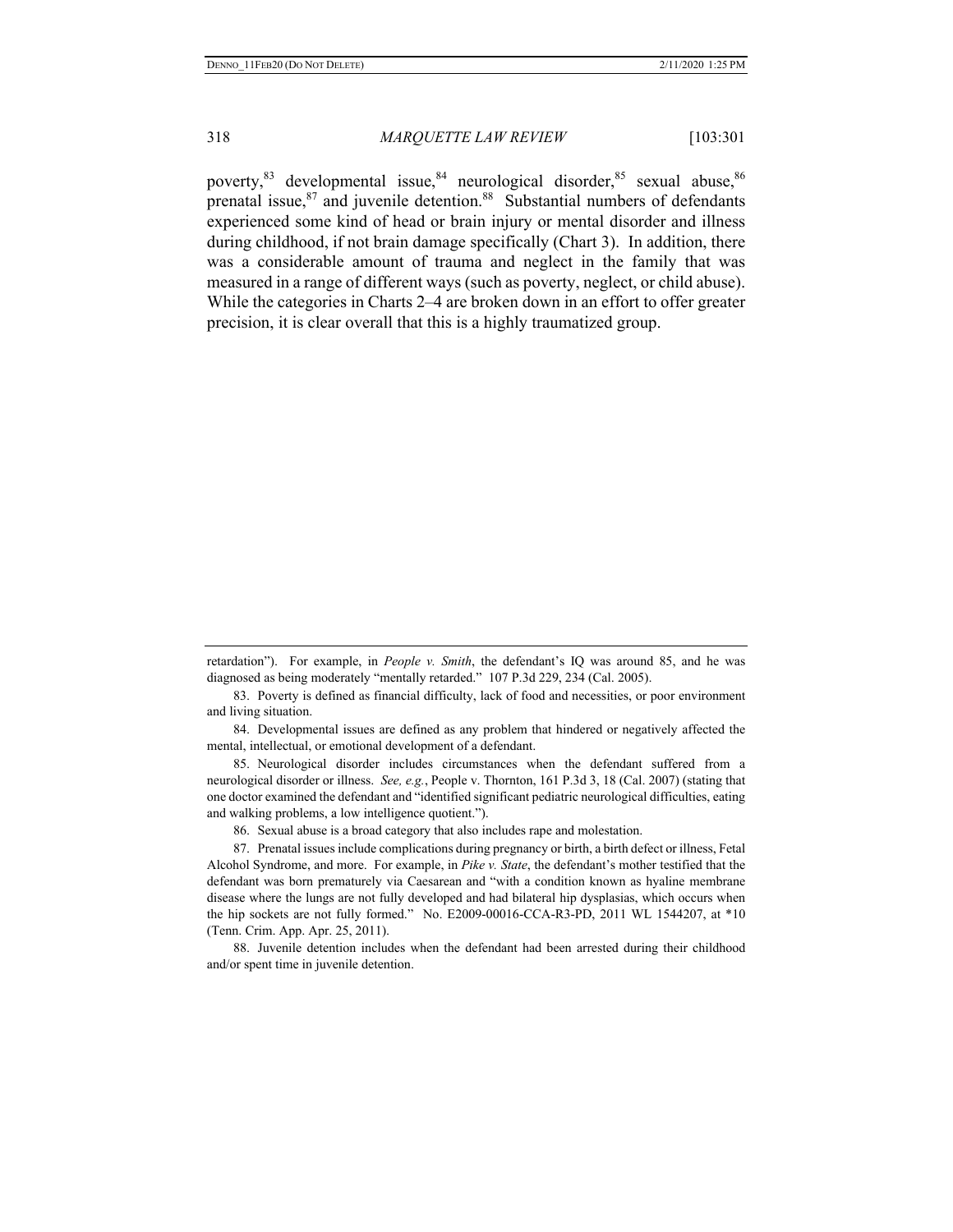poverty,[83] developmental issue,[84] neurological disorder,[85] sexual abuse,[86] prenatal issue,[87] and juvenile detention.[88] Substantial numbers of defendants experienced some kind of head or brain injury or mental disorder and illness during childhood, if not brain damage specifically (Chart 3). In addition, there was a considerable amount of trauma and neglect in the family that was measured in a range of different ways (such as poverty, neglect, or child abuse). While the categories in Charts 2–4 are broken down in an effort to offer greater precision, it is clear overall that this is a highly traumatized group.

---

retardation"). For example, in *People v. Smith*, the defendant's IQ was around 85, and he was diagnosed as being moderately "mentally retarded." 107 P.3d 229, 234 (Cal. 2005).

83. Poverty is defined as financial difficulty, lack of food and necessities, or poor environment and living situation.

84. Developmental issues are defined as any problem that hindered or negatively affected the mental, intellectual, or emotional development of a defendant.

85. Neurological disorder includes circumstances when the defendant suffered from a neurological disorder or illness. *See, e.g.*, People v. Thornton, 161 P.3d 3, 18 (Cal. 2007) (stating that one doctor examined the defendant and "identified significant pediatric neurological difficulties, eating and walking problems, a low intelligence quotient.").

86. Sexual abuse is a broad category that also includes rape and molestation.

87. Prenatal issues include complications during pregnancy or birth, a birth defect or illness, Fetal Alcohol Syndrome, and more. For example, in *Pike v. State*, the defendant's mother testified that the defendant was born prematurely via Caesarean and "with a condition known as hyaline membrane disease where the lungs are not fully developed and had bilateral hip dysplasias, which occurs when the hip sockets are not fully formed." No. E2009-00016-CCA-R3-PD, 2011 WL 1544207, at *10 (Tenn. Crim. App. Apr. 25, 2011).

88. Juvenile detention includes when the defendant had been arrested during their childhood and/or spent time in juvenile detention.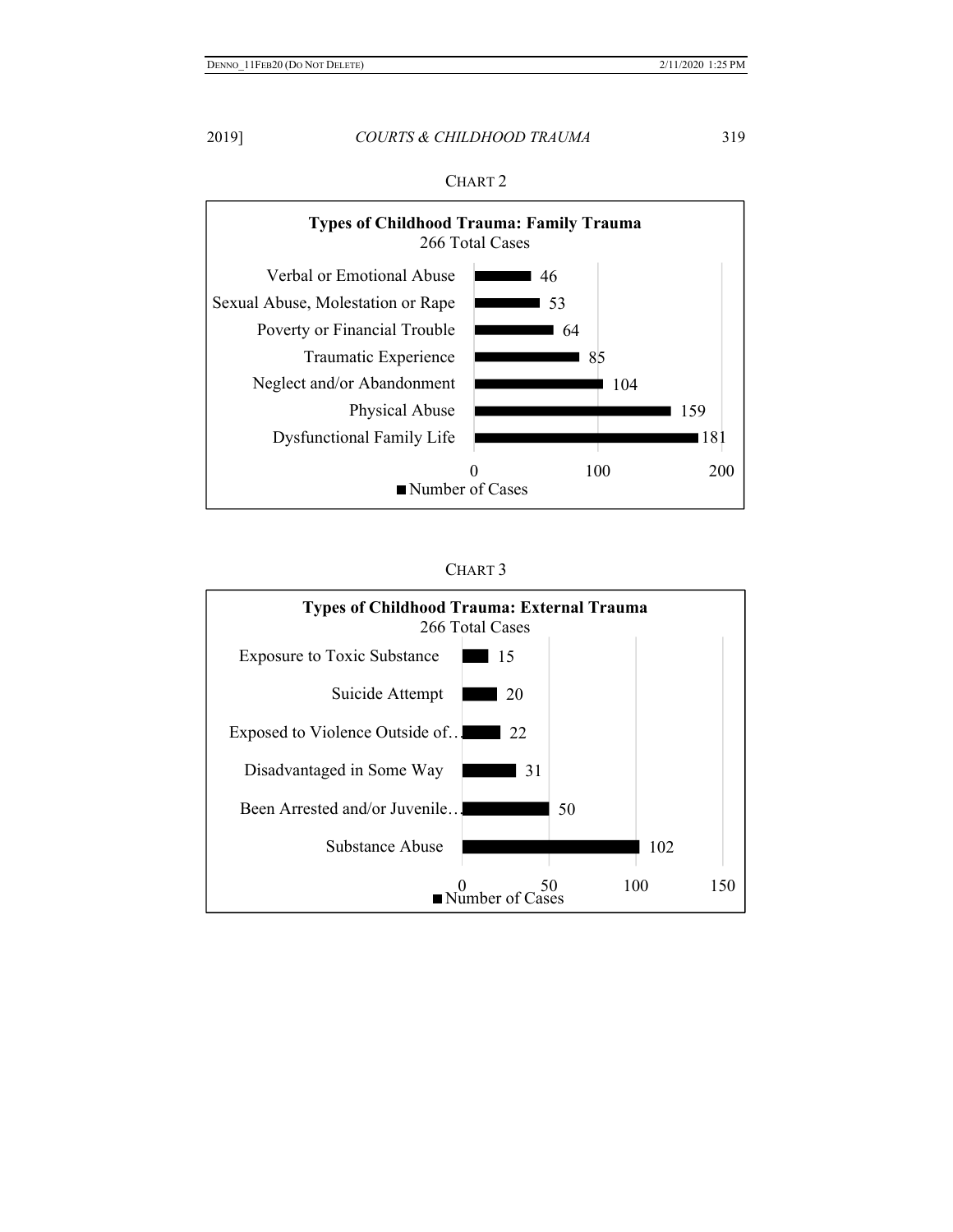CHART 2

**Types of Childhood Trauma: Family Trauma**
266 Total Cases

| Type | Number of Cases |
| --- | --- |
| Verbal or Emotional Abuse | 46 |
| Sexual Abuse, Molestation or Rape | 53 |
| Poverty or Financial Trouble | 64 |
| Traumatic Experience | 85 |
| Neglect and/or Abandonment | 104 |
| Physical Abuse | 159 |
| Dysfunctional Family Life | 181 |

CHART 3

**Types of Childhood Trauma: External Trauma**
266 Total Cases

| Type | Number of Cases |
| --- | --- |
| Exposure to Toxic Substance | 15 |
| Suicide Attempt | 20 |
| Exposed to Violence Outside of… | 22 |
| Disadvantaged in Some Way | 31 |
| Been Arrested and/or Juvenile… | 50 |
| Substance Abuse | 102 |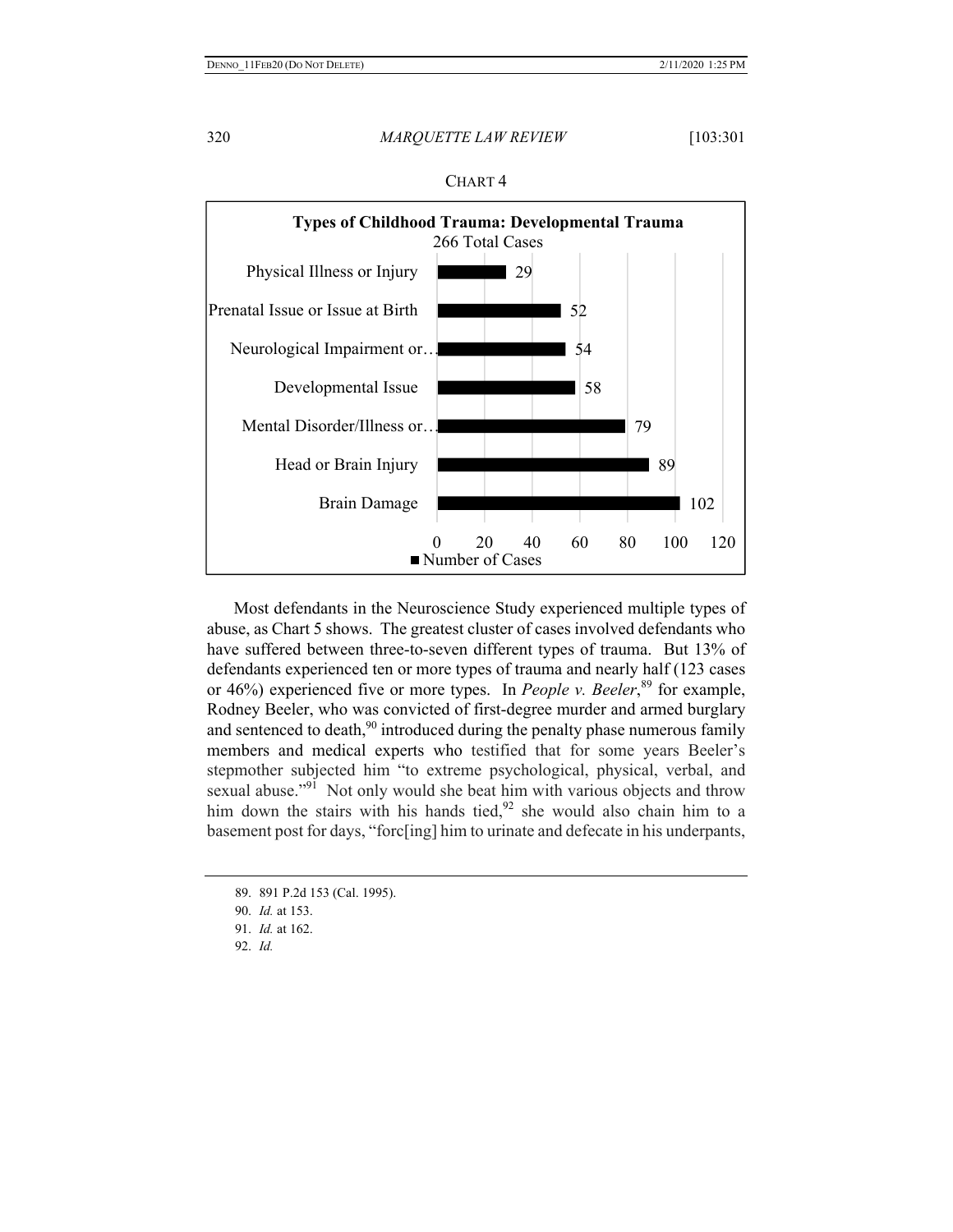CHART 4

**Types of Childhood Trauma: Developmental Trauma**
266 Total Cases

| Type | Number of Cases |
| --- | --- |
| Physical Illness or Injury | 29 |
| Prenatal Issue or Issue at Birth | 52 |
| Neurological Impairment or… | 54 |
| Developmental Issue | 58 |
| Mental Disorder/Illness or… | 79 |
| Head or Brain Injury | 89 |
| Brain Damage | 102 |

Most defendants in the Neuroscience Study experienced multiple types of abuse, as Chart 5 shows. The greatest cluster of cases involved defendants who have suffered between three-to-seven different types of trauma. But 13% of defendants experienced ten or more types of trauma and nearly half (123 cases or 46%) experienced five or more types. In *People v. Beeler*,[89] for example, Rodney Beeler, who was convicted of first-degree murder and armed burglary and sentenced to death,[90] introduced during the penalty phase numerous family members and medical experts who testified that for some years Beeler's stepmother subjected him "to extreme psychological, physical, verbal, and sexual abuse."[91] Not only would she beat him with various objects and throw him down the stairs with his hands tied,[92] she would also chain him to a basement post for days, "forc[ing] him to urinate and defecate in his underpants,

89. 891 P.2d 153 (Cal. 1995).

90. *Id.* at 153.

91. *Id.* at 162.

92. *Id.*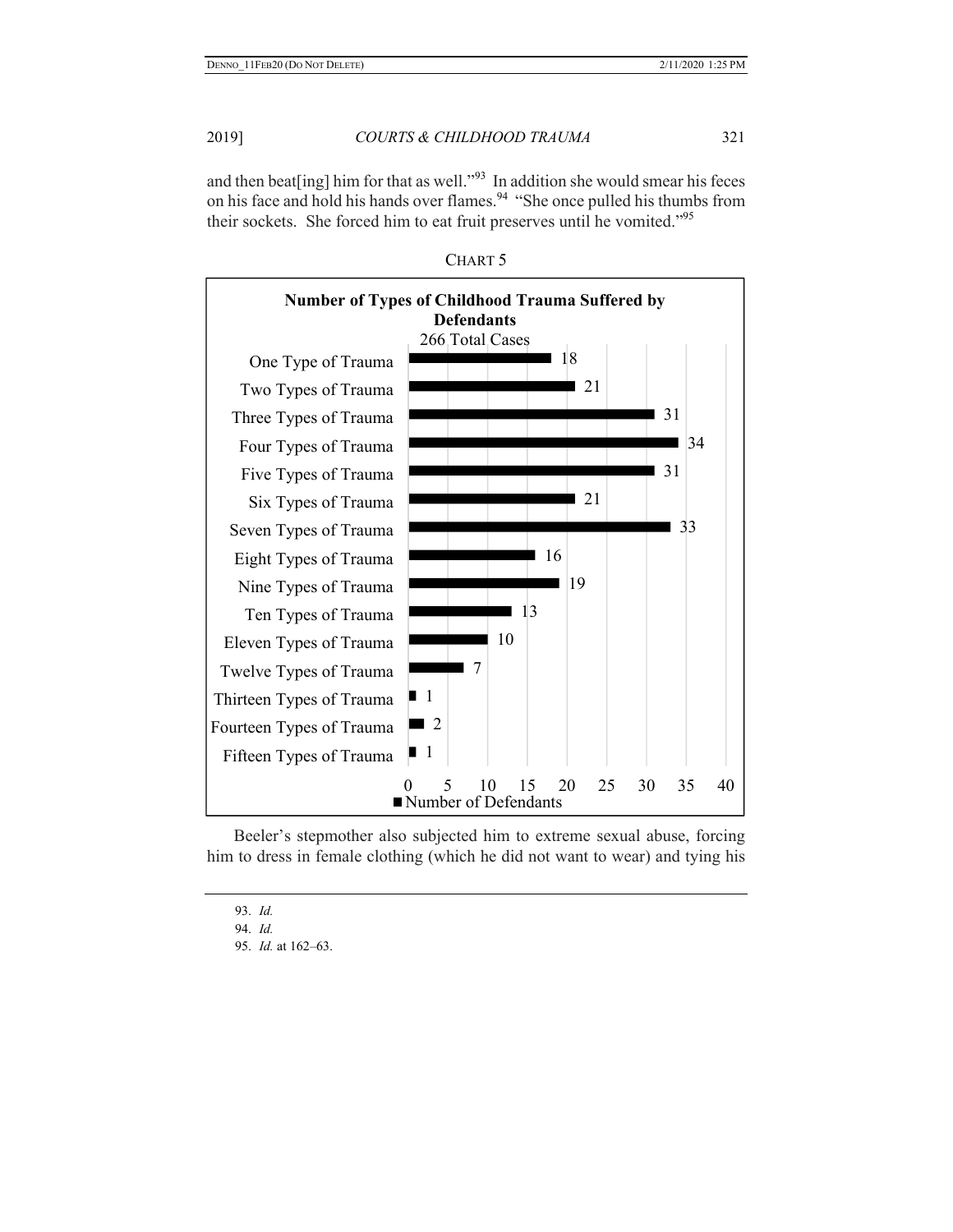and then beat[ing] him for that as well."[93] In addition she would smear his feces on his face and hold his hands over flames.[94] "She once pulled his thumbs from their sockets. She forced him to eat fruit preserves until he vomited."[95]

CHART 5

**Number of Types of Childhood Trauma Suffered by Defendants**
266 Total Cases

| Number of Types of Trauma | Number of Defendants |
|---|---|
| One Type of Trauma | 18 |
| Two Types of Trauma | 21 |
| Three Types of Trauma | 31 |
| Four Types of Trauma | 34 |
| Five Types of Trauma | 31 |
| Six Types of Trauma | 21 |
| Seven Types of Trauma | 33 |
| Eight Types of Trauma | 16 |
| Nine Types of Trauma | 19 |
| Ten Types of Trauma | 13 |
| Eleven Types of Trauma | 10 |
| Twelve Types of Trauma | 7 |
| Thirteen Types of Trauma | 1 |
| Fourteen Types of Trauma | 2 |
| Fifteen Types of Trauma | 1 |

Beeler's stepmother also subjected him to extreme sexual abuse, forcing him to dress in female clothing (which he did not want to wear) and tying his

93. *Id.*

94. *Id.*

95. *Id.* at 162–63.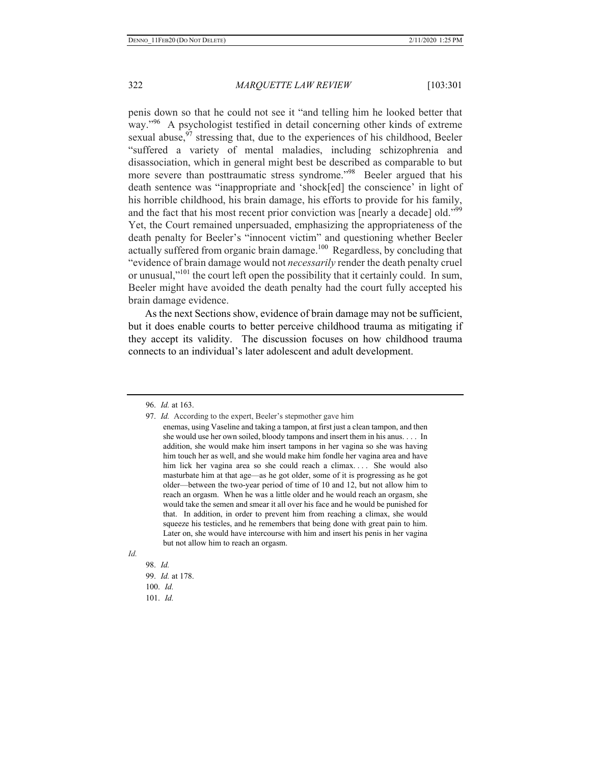penis down so that he could not see it "and telling him he looked better that way."[96] A psychologist testified in detail concerning other kinds of extreme sexual abuse,[97] stressing that, due to the experiences of his childhood, Beeler "suffered a variety of mental maladies, including schizophrenia and disassociation, which in general might best be described as comparable to but more severe than posttraumatic stress syndrome."[98] Beeler argued that his death sentence was "inappropriate and 'shock[ed] the conscience' in light of his horrible childhood, his brain damage, his efforts to provide for his family, and the fact that his most recent prior conviction was [nearly a decade] old."[99] Yet, the Court remained unpersuaded, emphasizing the appropriateness of the death penalty for Beeler's "innocent victim" and questioning whether Beeler actually suffered from organic brain damage.[100] Regardless, by concluding that "evidence of brain damage would not *necessarily* render the death penalty cruel or unusual,"[101] the court left open the possibility that it certainly could. In sum, Beeler might have avoided the death penalty had the court fully accepted his brain damage evidence.

As the next Sections show, evidence of brain damage may not be sufficient, but it does enable courts to better perceive childhood trauma as mitigating if they accept its validity. The discussion focuses on how childhood trauma connects to an individual's later adolescent and adult development.

---

96. *Id.* at 163.

97. *Id.* According to the expert, Beeler's stepmother gave him

> enemas, using Vaseline and taking a tampon, at first just a clean tampon, and then she would use her own soiled, bloody tampons and insert them in his anus. . . . In addition, she would make him insert tampons in her vagina so she was having him touch her as well, and she would make him fondle her vagina area and have him lick her vagina area so she could reach a climax. . . . She would also masturbate him at that age—as he got older, some of it is progressing as he got older—between the two-year period of time of 10 and 12, but not allow him to reach an orgasm. When he was a little older and he would reach an orgasm, she would take the semen and smear it all over his face and he would be punished for that. In addition, in order to prevent him from reaching a climax, she would squeeze his testicles, and he remembers that being done with great pain to him. Later on, she would have intercourse with him and insert his penis in her vagina but not allow him to reach an orgasm.

*Id.*

98. *Id.*

99. *Id.* at 178.

100. *Id.*

101. *Id.*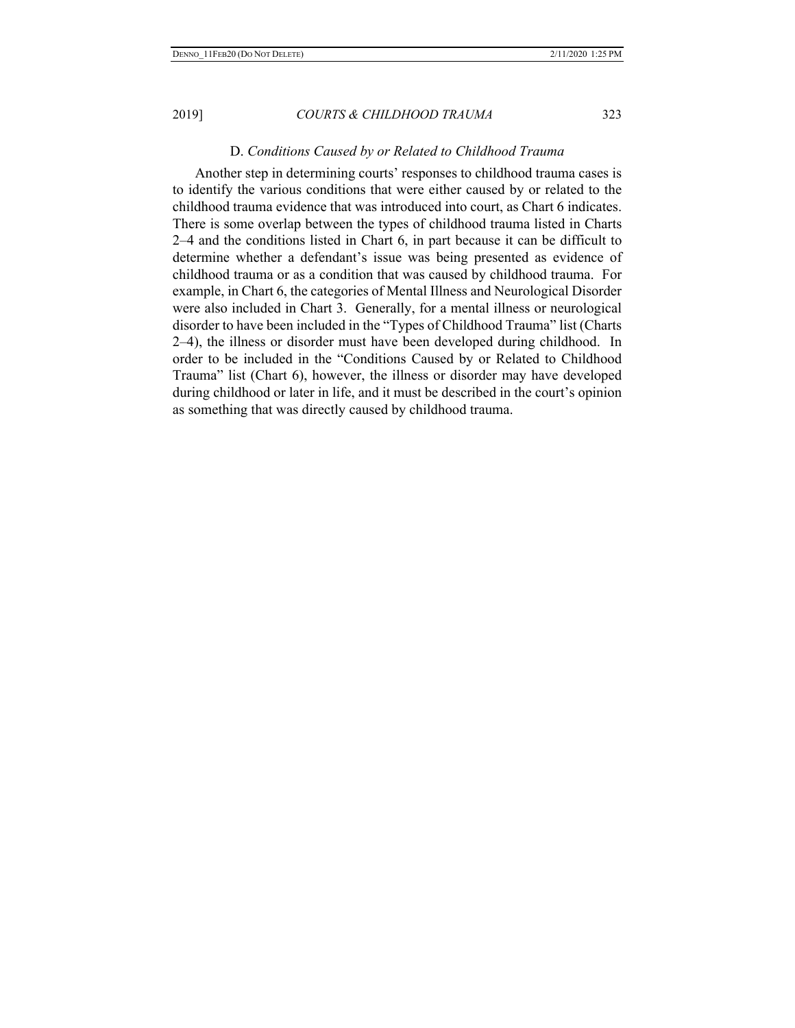### D. *Conditions Caused by or Related to Childhood Trauma*

Another step in determining courts' responses to childhood trauma cases is to identify the various conditions that were either caused by or related to the childhood trauma evidence that was introduced into court, as Chart 6 indicates. There is some overlap between the types of childhood trauma listed in Charts 2–4 and the conditions listed in Chart 6, in part because it can be difficult to determine whether a defendant's issue was being presented as evidence of childhood trauma or as a condition that was caused by childhood trauma. For example, in Chart 6, the categories of Mental Illness and Neurological Disorder were also included in Chart 3. Generally, for a mental illness or neurological disorder to have been included in the "Types of Childhood Trauma" list (Charts 2–4), the illness or disorder must have been developed during childhood. In order to be included in the "Conditions Caused by or Related to Childhood Trauma" list (Chart 6), however, the illness or disorder may have developed during childhood or later in life, and it must be described in the court's opinion as something that was directly caused by childhood trauma.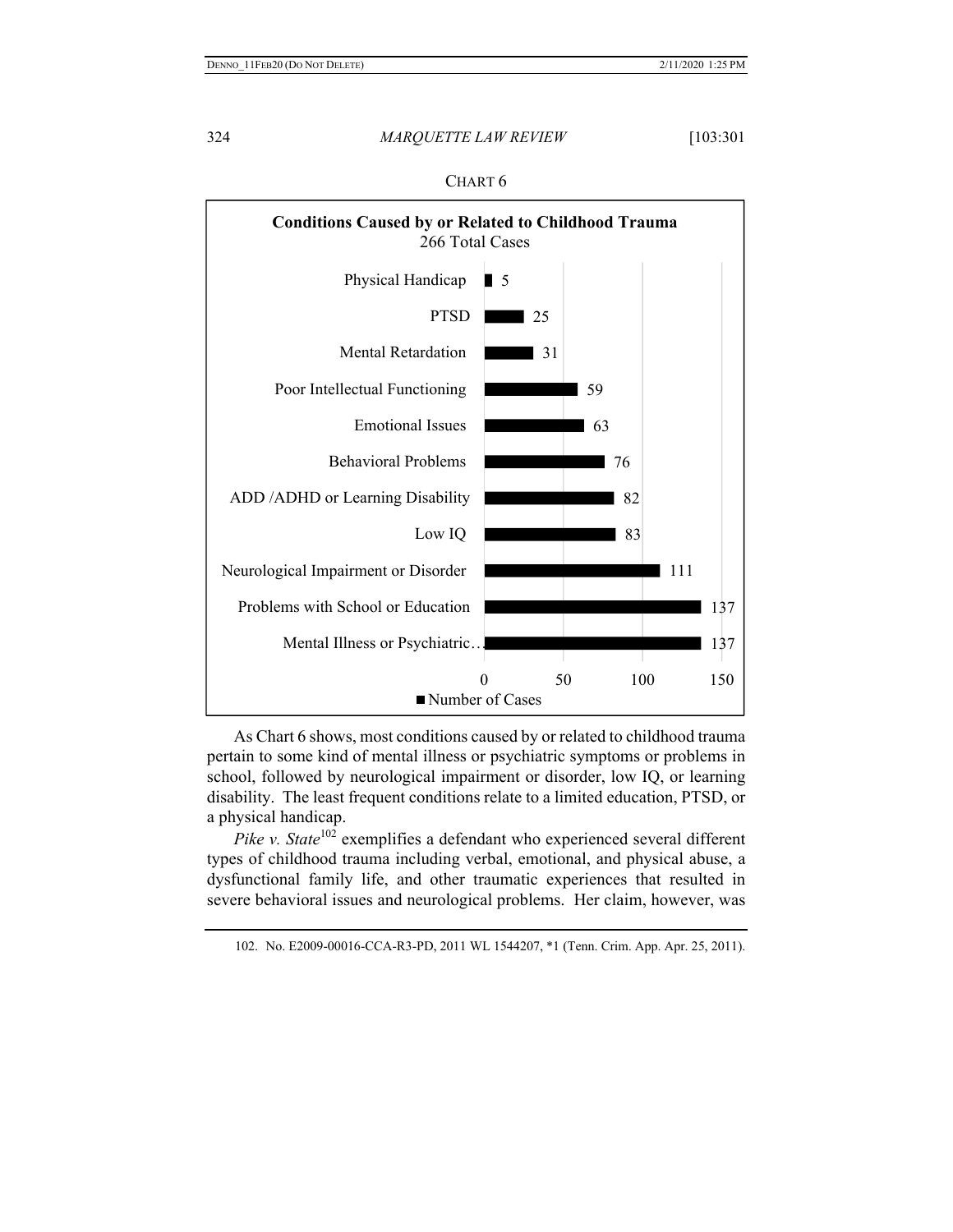CHART 6

**Conditions Caused by or Related to Childhood Trauma**
266 Total Cases

| Condition | Number of Cases |
| --- | --- |
| Physical Handicap | 5 |
| PTSD | 25 |
| Mental Retardation | 31 |
| Poor Intellectual Functioning | 59 |
| Emotional Issues | 63 |
| Behavioral Problems | 76 |
| ADD /ADHD or Learning Disability | 82 |
| Low IQ | 83 |
| Neurological Impairment or Disorder | 111 |
| Problems with School or Education | 137 |
| Mental Illness or Psychiatric… | 137 |

As Chart 6 shows, most conditions caused by or related to childhood trauma pertain to some kind of mental illness or psychiatric symptoms or problems in school, followed by neurological impairment or disorder, low IQ, or learning disability. The least frequent conditions relate to a limited education, PTSD, or a physical handicap.

*Pike v. State*[102] exemplifies a defendant who experienced several different types of childhood trauma including verbal, emotional, and physical abuse, a dysfunctional family life, and other traumatic experiences that resulted in severe behavioral issues and neurological problems. Her claim, however, was

102. No. E2009-00016-CCA-R3-PD, 2011 WL 1544207, *1 (Tenn. Crim. App. Apr. 25, 2011).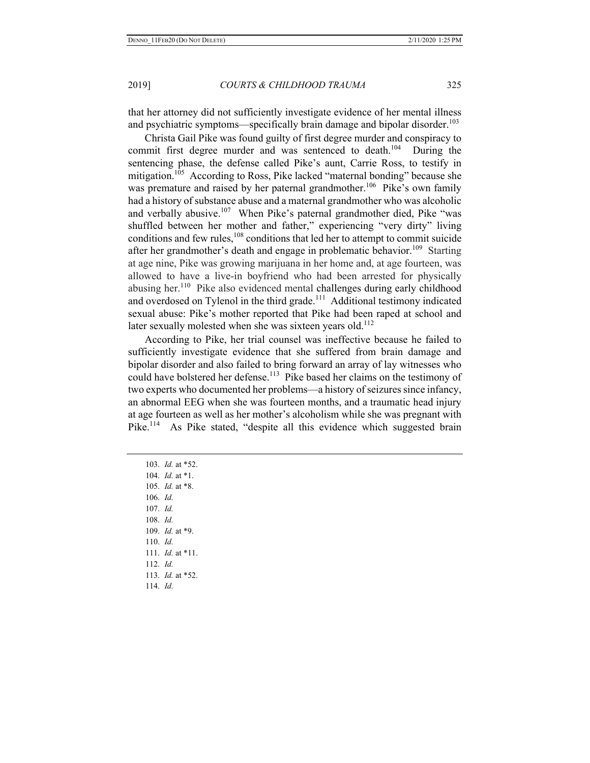that her attorney did not sufficiently investigate evidence of her mental illness and psychiatric symptoms—specifically brain damage and bipolar disorder.[103]

Christa Gail Pike was found guilty of first degree murder and conspiracy to commit first degree murder and was sentenced to death.[104] During the sentencing phase, the defense called Pike's aunt, Carrie Ross, to testify in mitigation.[105] According to Ross, Pike lacked "maternal bonding" because she was premature and raised by her paternal grandmother.[106] Pike's own family had a history of substance abuse and a maternal grandmother who was alcoholic and verbally abusive.[107] When Pike's paternal grandmother died, Pike "was shuffled between her mother and father," experiencing "very dirty" living conditions and few rules,[108] conditions that led her to attempt to commit suicide after her grandmother's death and engage in problematic behavior.[109] Starting at age nine, Pike was growing marijuana in her home and, at age fourteen, was allowed to have a live-in boyfriend who had been arrested for physically abusing her.[110] Pike also evidenced mental challenges during early childhood and overdosed on Tylenol in the third grade.[111] Additional testimony indicated sexual abuse: Pike's mother reported that Pike had been raped at school and later sexually molested when she was sixteen years old.[112]

According to Pike, her trial counsel was ineffective because he failed to sufficiently investigate evidence that she suffered from brain damage and bipolar disorder and also failed to bring forward an array of lay witnesses who could have bolstered her defense.[113] Pike based her claims on the testimony of two experts who documented her problems—a history of seizures since infancy, an abnormal EEG when she was fourteen months, and a traumatic head injury at age fourteen as well as her mother's alcoholism while she was pregnant with Pike.[114] As Pike stated, "despite all this evidence which suggested brain

---

103. *Id.* at *52.
104. *Id.* at *1.
105. *Id.* at *8.
106. *Id.*
107. *Id.*
108. *Id.*
109. *Id.* at *9.
110. *Id.*
111. *Id.* at *11.
112. *Id.*
113. *Id.* at *52.
114. *Id.*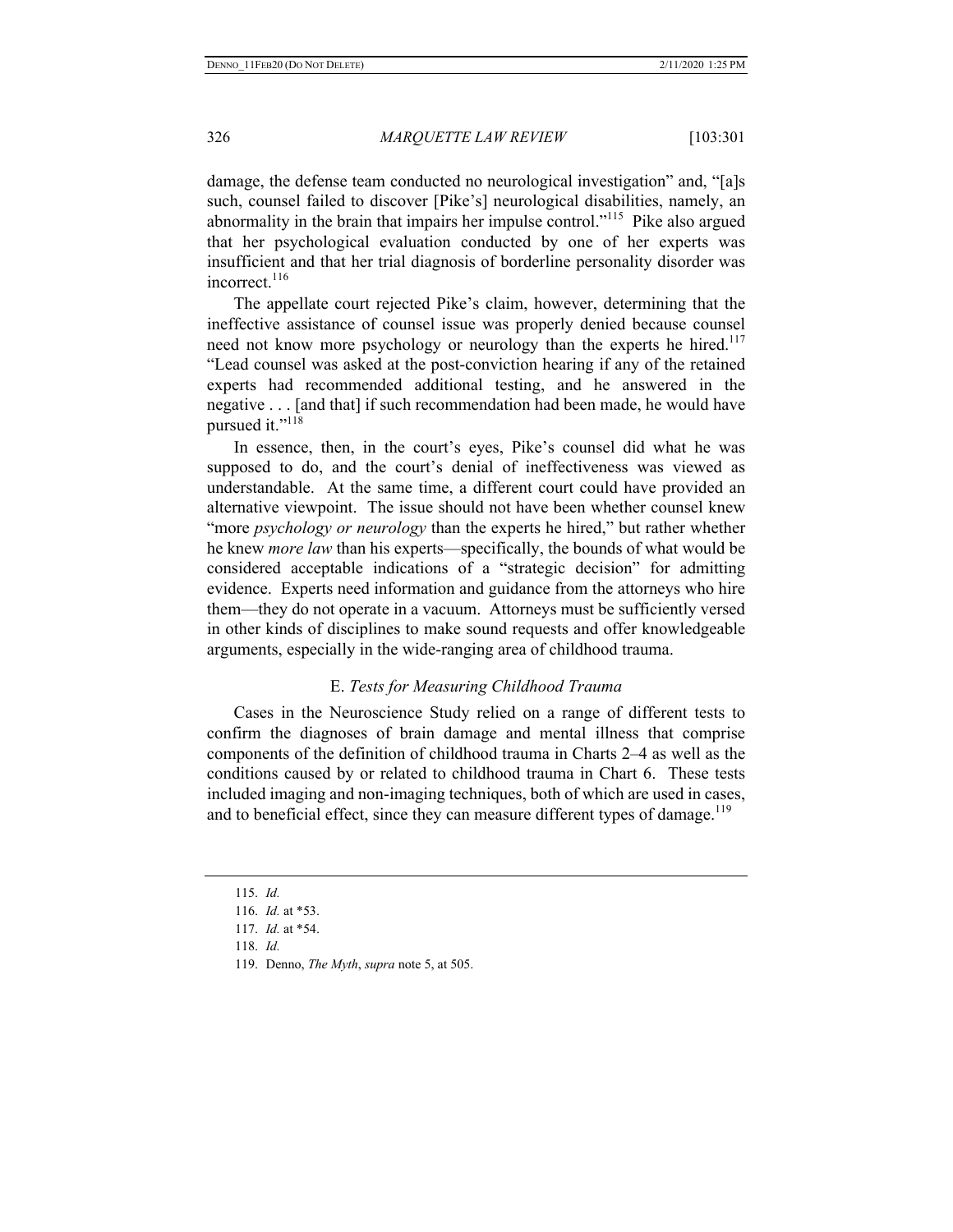damage, the defense team conducted no neurological investigation" and, "[a]s such, counsel failed to discover [Pike's] neurological disabilities, namely, an abnormality in the brain that impairs her impulse control."[115] Pike also argued that her psychological evaluation conducted by one of her experts was insufficient and that her trial diagnosis of borderline personality disorder was incorrect.[116]

The appellate court rejected Pike's claim, however, determining that the ineffective assistance of counsel issue was properly denied because counsel need not know more psychology or neurology than the experts he hired.[117] "Lead counsel was asked at the post-conviction hearing if any of the retained experts had recommended additional testing, and he answered in the negative . . . [and that] if such recommendation had been made, he would have pursued it."[118]

In essence, then, in the court's eyes, Pike's counsel did what he was supposed to do, and the court's denial of ineffectiveness was viewed as understandable. At the same time, a different court could have provided an alternative viewpoint. The issue should not have been whether counsel knew "more *psychology or neurology* than the experts he hired," but rather whether he knew *more law* than his experts—specifically, the bounds of what would be considered acceptable indications of a "strategic decision" for admitting evidence. Experts need information and guidance from the attorneys who hire them—they do not operate in a vacuum. Attorneys must be sufficiently versed in other kinds of disciplines to make sound requests and offer knowledgeable arguments, especially in the wide-ranging area of childhood trauma.

### E. *Tests for Measuring Childhood Trauma*

Cases in the Neuroscience Study relied on a range of different tests to confirm the diagnoses of brain damage and mental illness that comprise components of the definition of childhood trauma in Charts 2–4 as well as the conditions caused by or related to childhood trauma in Chart 6. These tests included imaging and non-imaging techniques, both of which are used in cases, and to beneficial effect, since they can measure different types of damage.[119]

---

115. *Id.*

116. *Id.* at \*53.

117. *Id.* at \*54.

118. *Id.*

119. Denno, *The Myth*, *supra* note 5, at 505.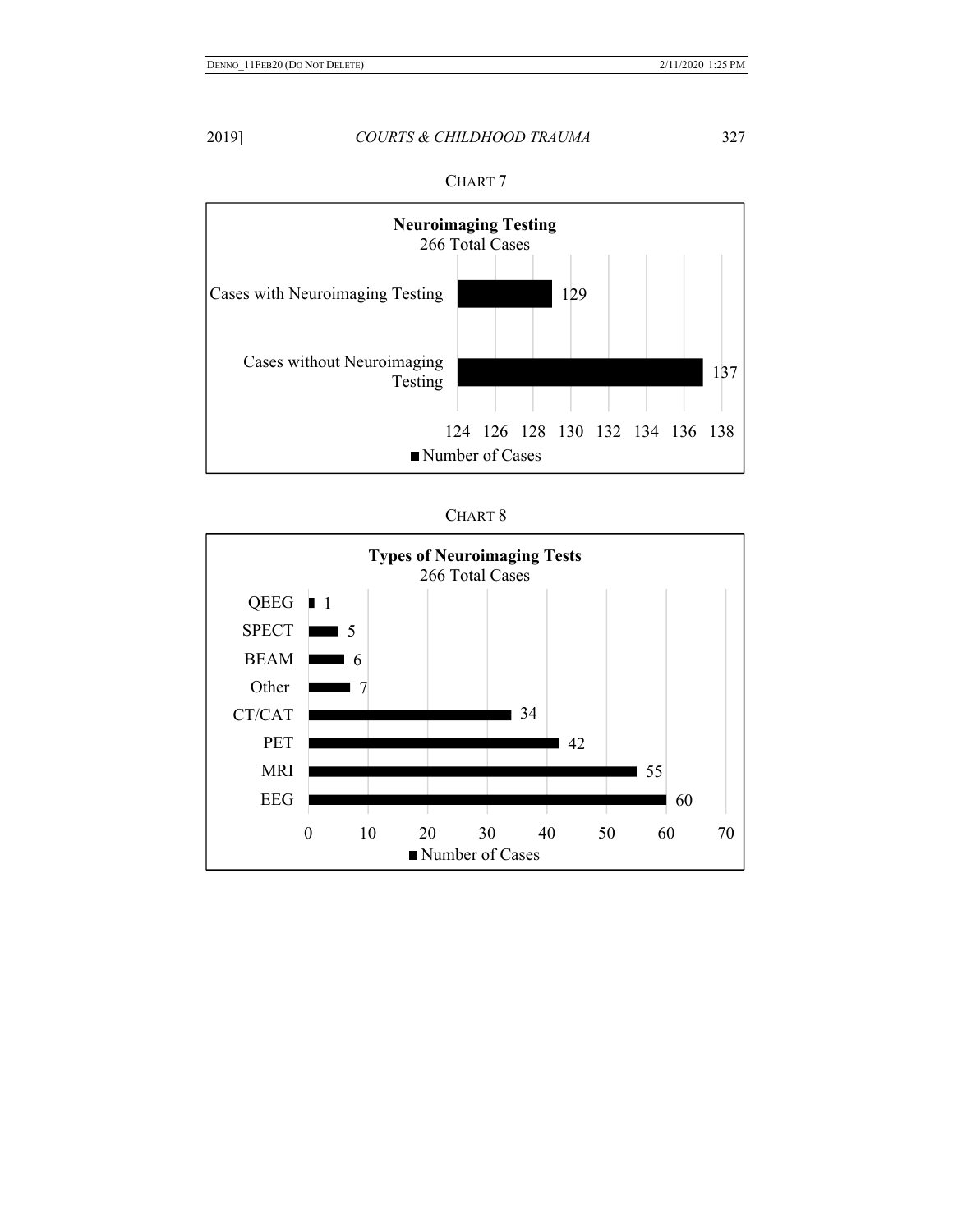CHART 7

**Neuroimaging Testing**
266 Total Cases

| | Number of Cases |
| --- | --- |
| Cases with Neuroimaging Testing | 129 |
| Cases without Neuroimaging Testing | 137 |

CHART 8

**Types of Neuroimaging Tests**
266 Total Cases

| | Number of Cases |
| --- | --- |
| QEEG | 1 |
| SPECT | 5 |
| BEAM | 6 |
| Other | 7 |
| CT/CAT | 34 |
| PET | 42 |
| MRI | 55 |
| EEG | 60 |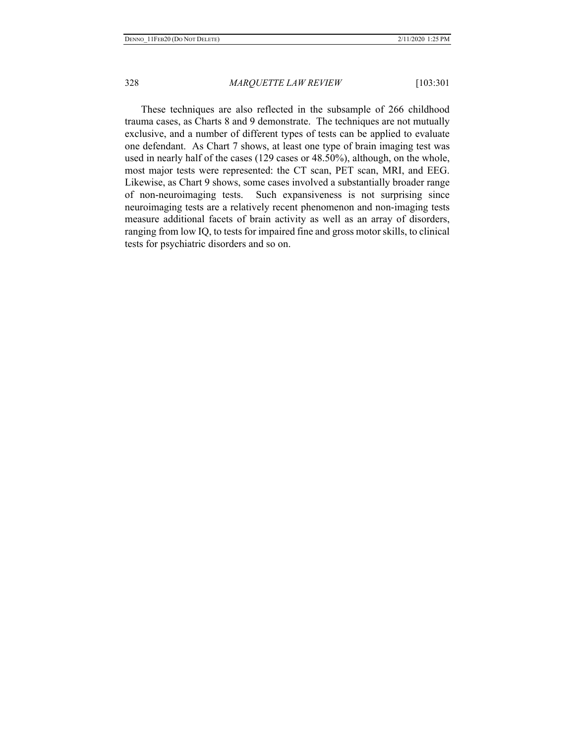These techniques are also reflected in the subsample of 266 childhood trauma cases, as Charts 8 and 9 demonstrate. The techniques are not mutually exclusive, and a number of different types of tests can be applied to evaluate one defendant. As Chart 7 shows, at least one type of brain imaging test was used in nearly half of the cases (129 cases or 48.50%), although, on the whole, most major tests were represented: the CT scan, PET scan, MRI, and EEG. Likewise, as Chart 9 shows, some cases involved a substantially broader range of non-neuroimaging tests. Such expansiveness is not surprising since neuroimaging tests are a relatively recent phenomenon and non-imaging tests measure additional facets of brain activity as well as an array of disorders, ranging from low IQ, to tests for impaired fine and gross motor skills, to clinical tests for psychiatric disorders and so on.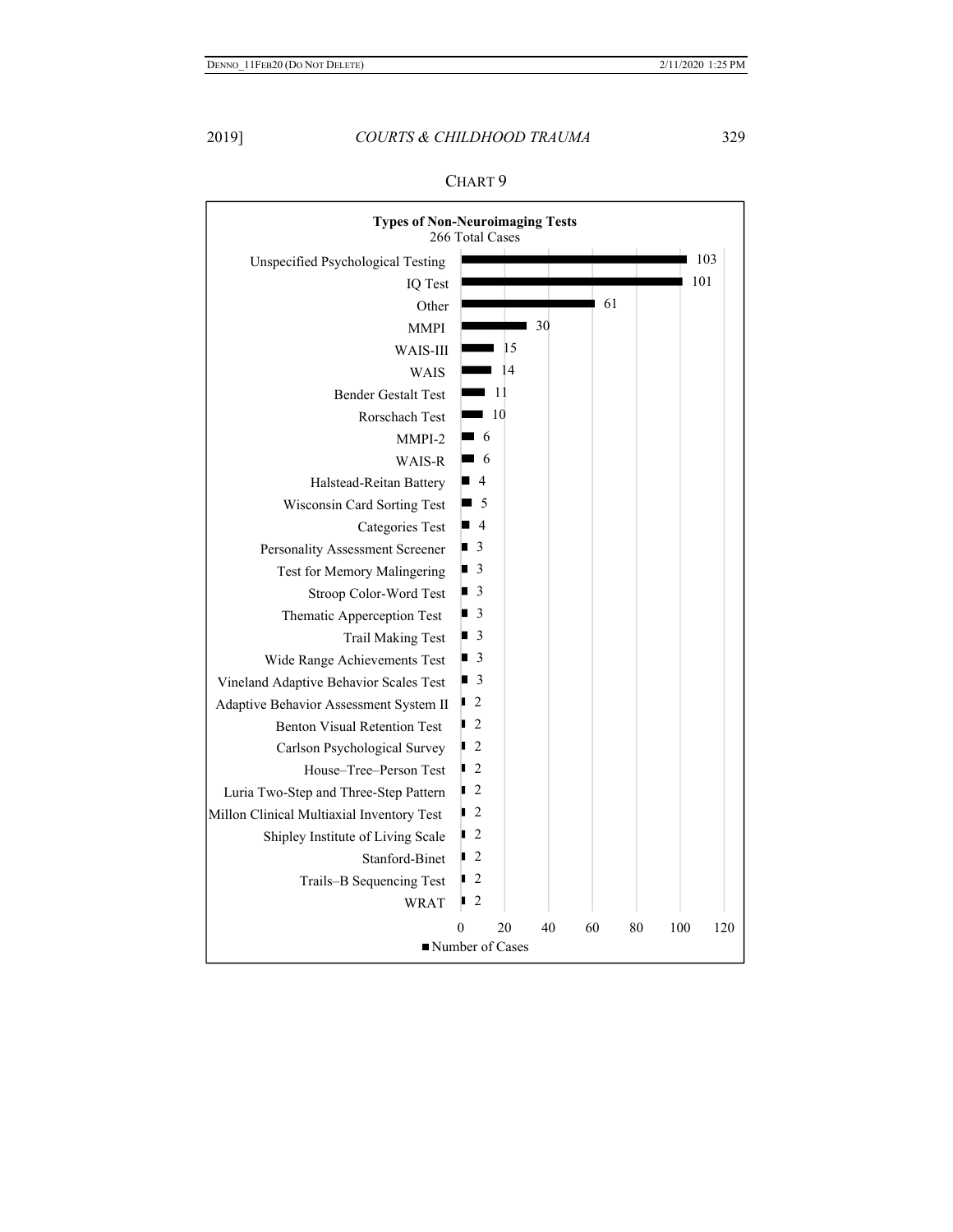CHART 9

**Types of Non-Neuroimaging Tests**
266 Total Cases

| Test | Number of Cases |
|---|---|
| Unspecified Psychological Testing | 103 |
| IQ Test | 101 |
| Other | 61 |
| MMPI | 30 |
| WAIS-III | 15 |
| WAIS | 14 |
| Bender Gestalt Test | 11 |
| Rorschach Test | 10 |
| MMPI-2 | 6 |
| WAIS-R | 6 |
| Halstead-Reitan Battery | 4 |
| Wisconsin Card Sorting Test | 5 |
| Categories Test | 4 |
| Personality Assessment Screener | 3 |
| Test for Memory Malingering | 3 |
| Stroop Color-Word Test | 3 |
| Thematic Apperception Test | 3 |
| Trail Making Test | 3 |
| Wide Range Achievements Test | 3 |
| Vineland Adaptive Behavior Scales Test | 3 |
| Adaptive Behavior Assessment System II | 2 |
| Benton Visual Retention Test | 2 |
| Carlson Psychological Survey | 2 |
| House–Tree–Person Test | 2 |
| Luria Two-Step and Three-Step Pattern | 2 |
| Millon Clinical Multiaxial Inventory Test | 2 |
| Shipley Institute of Living Scale | 2 |
| Stanford-Binet | 2 |
| Trails–B Sequencing Test | 2 |
| WRAT | 2 |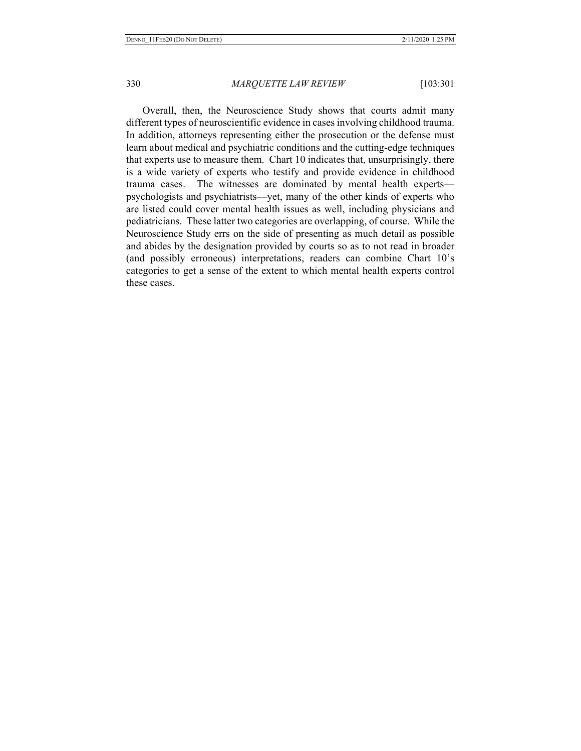Overall, then, the Neuroscience Study shows that courts admit many different types of neuroscientific evidence in cases involving childhood trauma. In addition, attorneys representing either the prosecution or the defense must learn about medical and psychiatric conditions and the cutting-edge techniques that experts use to measure them. Chart 10 indicates that, unsurprisingly, there is a wide variety of experts who testify and provide evidence in childhood trauma cases. The witnesses are dominated by mental health experts—psychologists and psychiatrists—yet, many of the other kinds of experts who are listed could cover mental health issues as well, including physicians and pediatricians. These latter two categories are overlapping, of course. While the Neuroscience Study errs on the side of presenting as much detail as possible and abides by the designation provided by courts so as to not read in broader (and possibly erroneous) interpretations, readers can combine Chart 10's categories to get a sense of the extent to which mental health experts control these cases.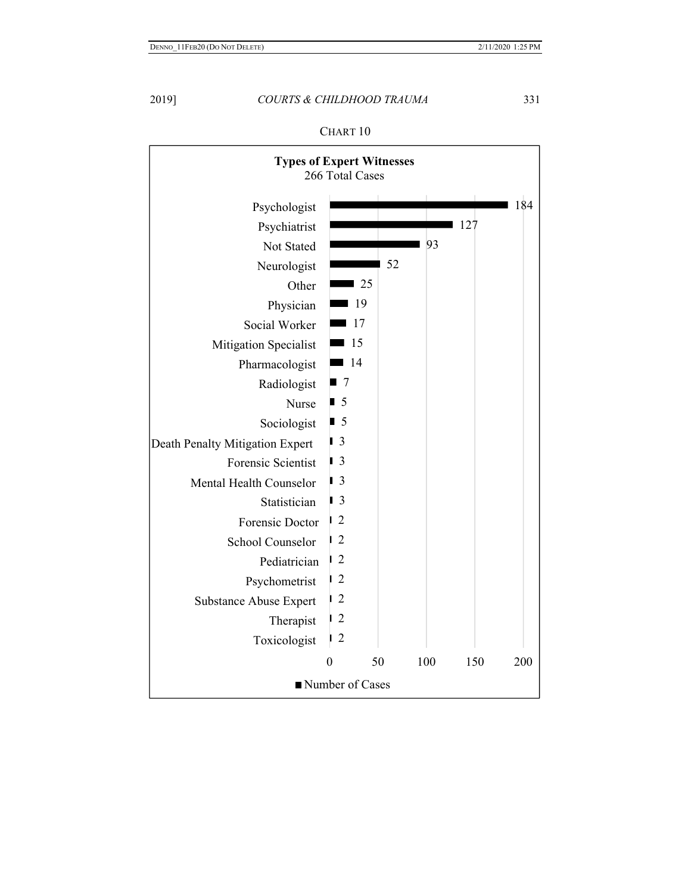CHART 10

**Types of Expert Witnesses**
266 Total Cases

| Type of Expert Witness | Number of Cases |
| --- | --- |
| Psychologist | 184 |
| Psychiatrist | 127 |
| Not Stated | 93 |
| Neurologist | 52 |
| Other | 25 |
| Physician | 19 |
| Social Worker | 17 |
| Mitigation Specialist | 15 |
| Pharmacologist | 14 |
| Radiologist | 7 |
| Nurse | 5 |
| Sociologist | 5 |
| Death Penalty Mitigation Expert | 3 |
| Forensic Scientist | 3 |
| Mental Health Counselor | 3 |
| Statistician | 3 |
| Forensic Doctor | 2 |
| School Counselor | 2 |
| Pediatrician | 2 |
| Psychometrist | 2 |
| Substance Abuse Expert | 2 |
| Therapist | 2 |
| Toxicologist | 2 |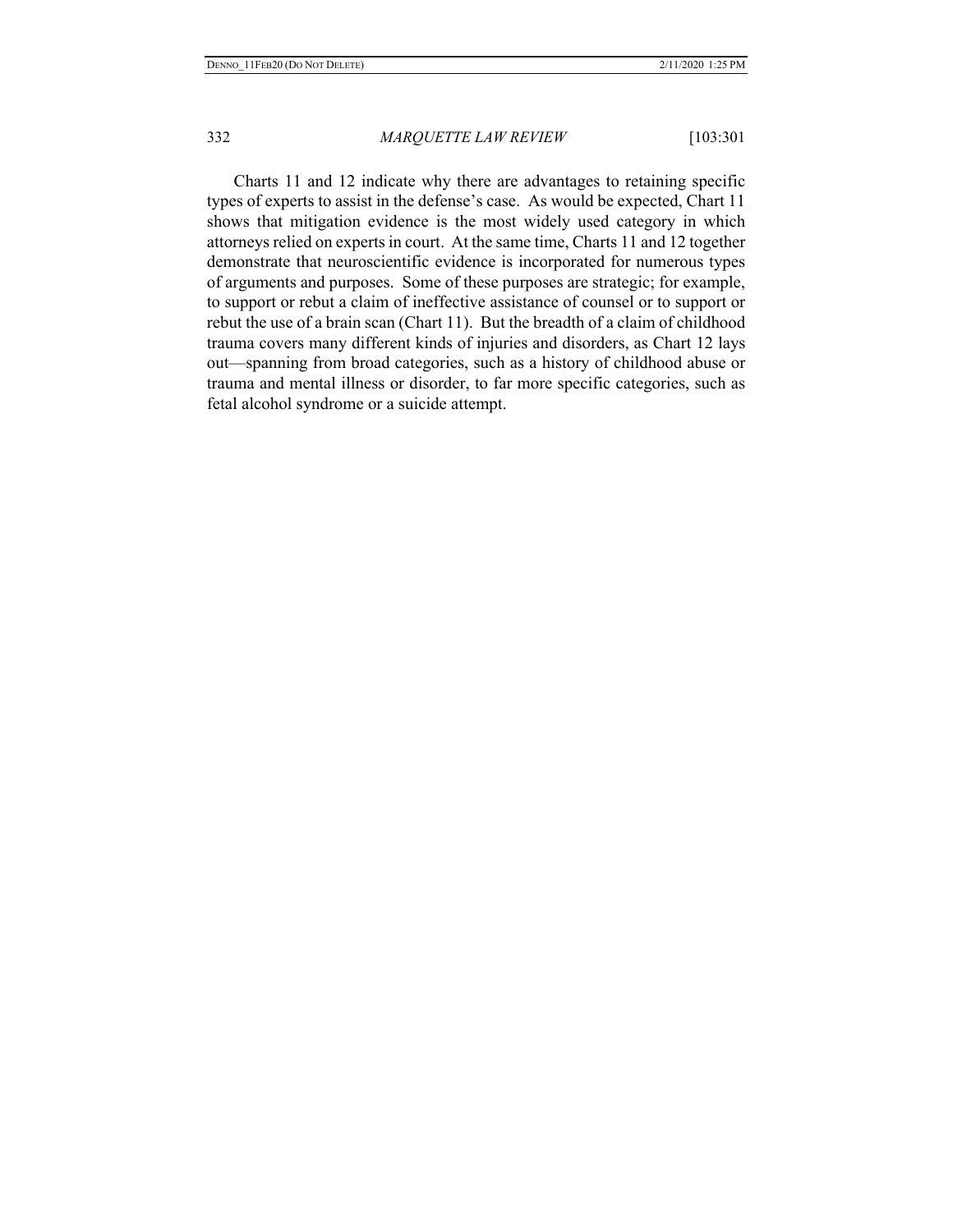Charts 11 and 12 indicate why there are advantages to retaining specific types of experts to assist in the defense's case. As would be expected, Chart 11 shows that mitigation evidence is the most widely used category in which attorneys relied on experts in court. At the same time, Charts 11 and 12 together demonstrate that neuroscientific evidence is incorporated for numerous types of arguments and purposes. Some of these purposes are strategic; for example, to support or rebut a claim of ineffective assistance of counsel or to support or rebut the use of a brain scan (Chart 11). But the breadth of a claim of childhood trauma covers many different kinds of injuries and disorders, as Chart 12 lays out—spanning from broad categories, such as a history of childhood abuse or trauma and mental illness or disorder, to far more specific categories, such as fetal alcohol syndrome or a suicide attempt.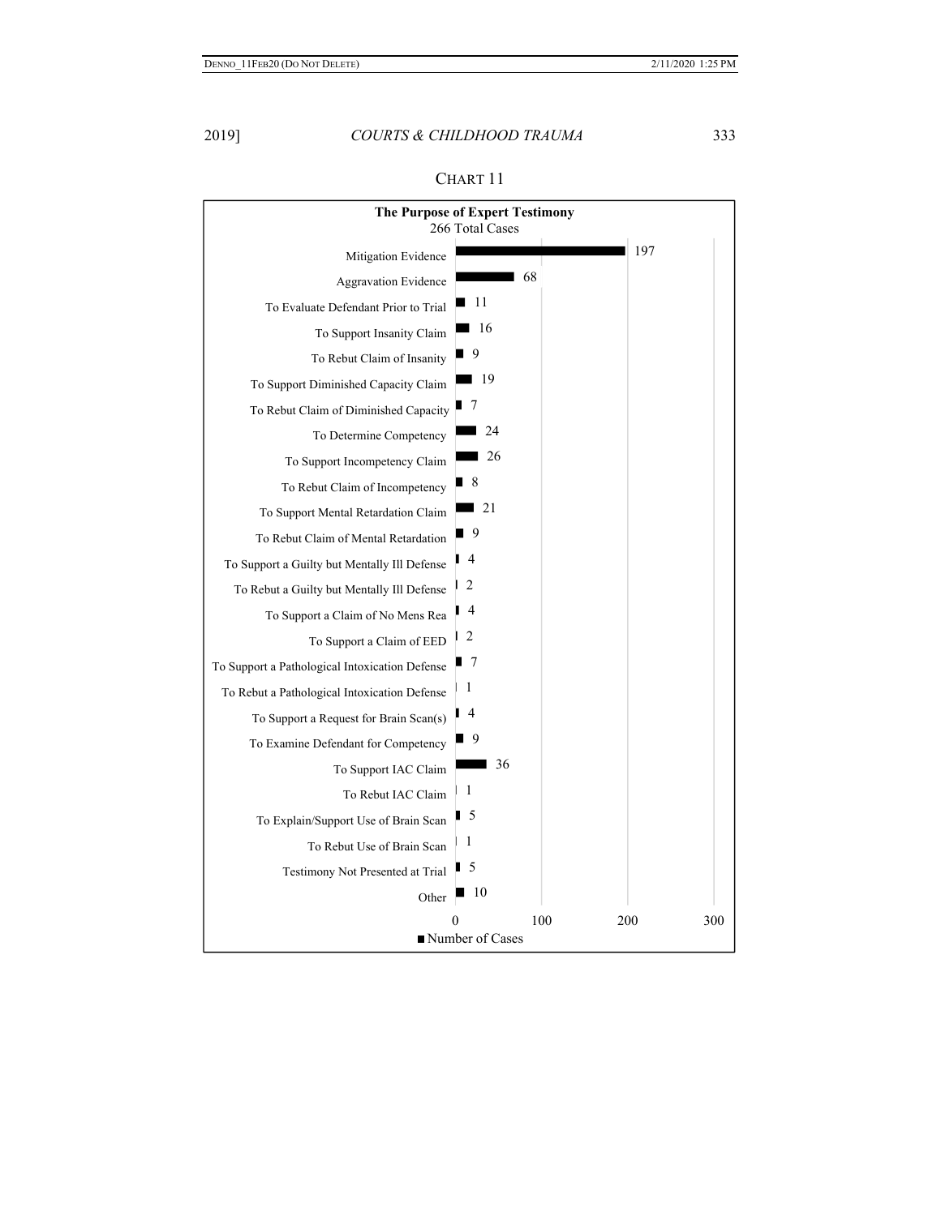CHART 11

**The Purpose of Expert Testimony**
266 Total Cases

| Purpose | Number of Cases |
| --- | --- |
| Mitigation Evidence | 197 |
| Aggravation Evidence | 68 |
| To Evaluate Defendant Prior to Trial | 11 |
| To Support Insanity Claim | 16 |
| To Rebut Claim of Insanity | 9 |
| To Support Diminished Capacity Claim | 19 |
| To Rebut Claim of Diminished Capacity | 7 |
| To Determine Competency | 24 |
| To Support Incompetency Claim | 26 |
| To Rebut Claim of Incompetency | 8 |
| To Support Mental Retardation Claim | 21 |
| To Rebut Claim of Mental Retardation | 9 |
| To Support a Guilty but Mentally Ill Defense | 4 |
| To Rebut a Guilty but Mentally Ill Defense | 2 |
| To Support a Claim of No Mens Rea | 4 |
| To Support a Claim of EED | 2 |
| To Support a Pathological Intoxication Defense | 7 |
| To Rebut a Pathological Intoxication Defense | 1 |
| To Support a Request for Brain Scan(s) | 4 |
| To Examine Defendant for Competency | 9 |
| To Support IAC Claim | 36 |
| To Rebut IAC Claim | 1 |
| To Explain/Support Use of Brain Scan | 5 |
| To Rebut Use of Brain Scan | 1 |
| Testimony Not Presented at Trial | 5 |
| Other | 10 |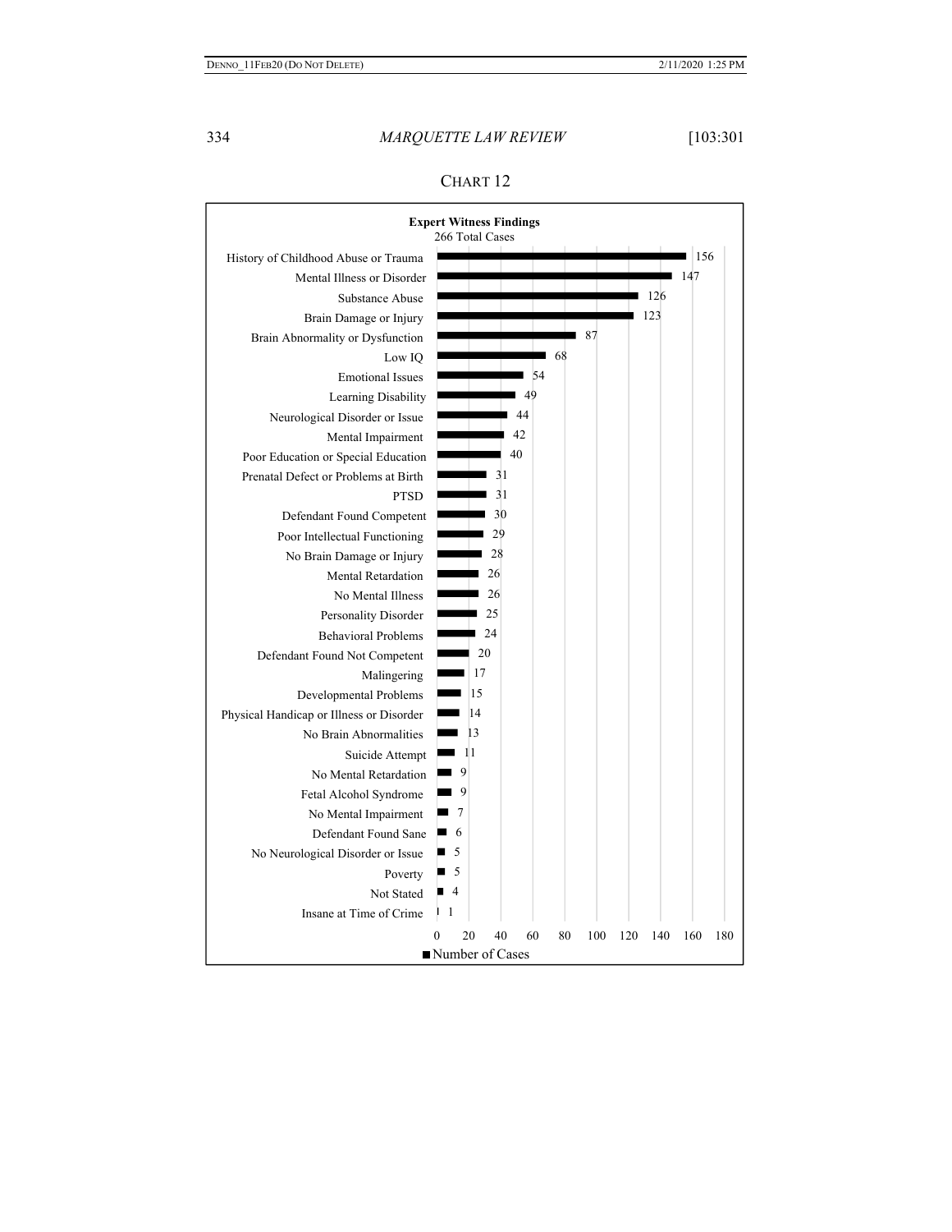CHART 12

**Expert Witness Findings**
266 Total Cases

| Finding | Number of Cases |
| --- | --- |
| History of Childhood Abuse or Trauma | 156 |
| Mental Illness or Disorder | 147 |
| Substance Abuse | 126 |
| Brain Damage or Injury | 123 |
| Brain Abnormality or Dysfunction | 87 |
| Low IQ | 68 |
| Emotional Issues | 54 |
| Learning Disability | 49 |
| Neurological Disorder or Issue | 44 |
| Mental Impairment | 42 |
| Poor Education or Special Education | 40 |
| Prenatal Defect or Problems at Birth | 31 |
| PTSD | 31 |
| Defendant Found Competent | 30 |
| Poor Intellectual Functioning | 29 |
| No Brain Damage or Injury | 28 |
| Mental Retardation | 26 |
| No Mental Illness | 26 |
| Personality Disorder | 25 |
| Behavioral Problems | 24 |
| Defendant Found Not Competent | 20 |
| Malingering | 17 |
| Developmental Problems | 15 |
| Physical Handicap or Illness or Disorder | 14 |
| No Brain Abnormalities | 13 |
| Suicide Attempt | 11 |
| No Mental Retardation | 9 |
| Fetal Alcohol Syndrome | 9 |
| No Mental Impairment | 7 |
| Defendant Found Sane | 6 |
| No Neurological Disorder or Issue | 5 |
| Poverty | 5 |
| Not Stated | 4 |
| Insane at Time of Crime | 1 |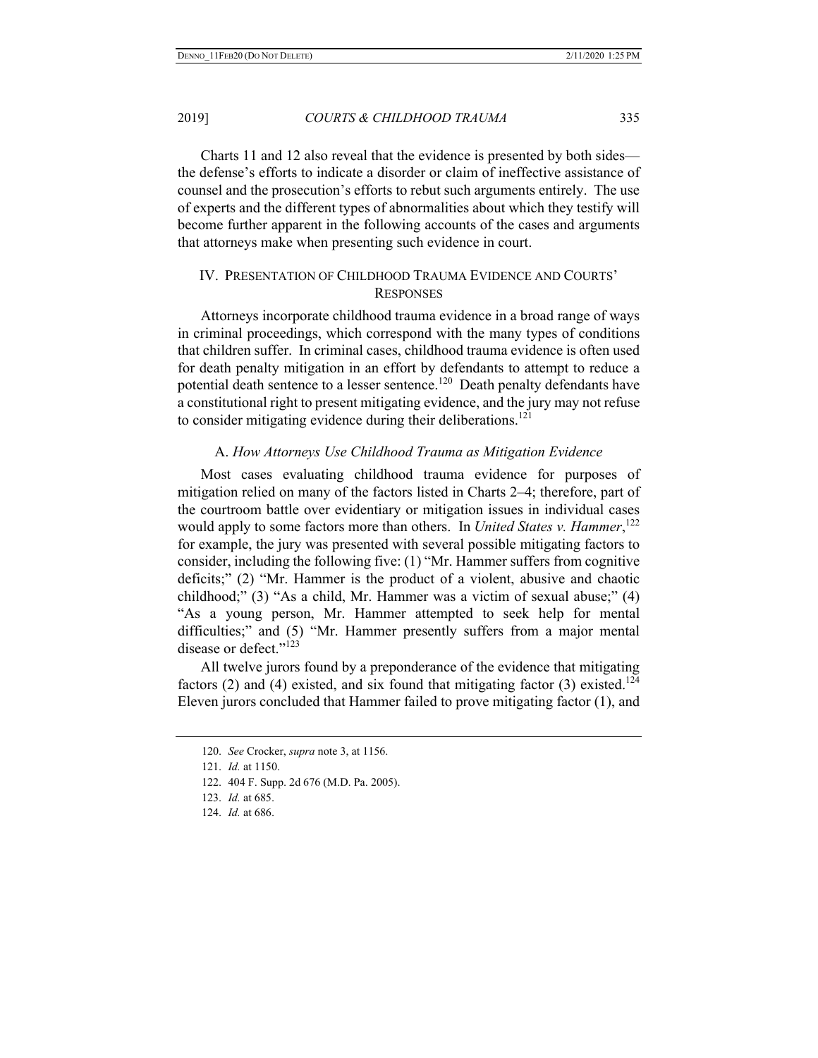Charts 11 and 12 also reveal that the evidence is presented by both sides—the defense's efforts to indicate a disorder or claim of ineffective assistance of counsel and the prosecution's efforts to rebut such arguments entirely. The use of experts and the different types of abnormalities about which they testify will become further apparent in the following accounts of the cases and arguments that attorneys make when presenting such evidence in court.

## IV. Presentation of Childhood Trauma Evidence and Courts' Responses

Attorneys incorporate childhood trauma evidence in a broad range of ways in criminal proceedings, which correspond with the many types of conditions that children suffer. In criminal cases, childhood trauma evidence is often used for death penalty mitigation in an effort by defendants to attempt to reduce a potential death sentence to a lesser sentence.[120] Death penalty defendants have a constitutional right to present mitigating evidence, and the jury may not refuse to consider mitigating evidence during their deliberations.[121]

### A. *How Attorneys Use Childhood Trauma as Mitigation Evidence*

Most cases evaluating childhood trauma evidence for purposes of mitigation relied on many of the factors listed in Charts 2–4; therefore, part of the courtroom battle over evidentiary or mitigation issues in individual cases would apply to some factors more than others. In *United States v. Hammer*,[122] for example, the jury was presented with several possible mitigating factors to consider, including the following five: (1) "Mr. Hammer suffers from cognitive deficits;" (2) "Mr. Hammer is the product of a violent, abusive and chaotic childhood;" (3) "As a child, Mr. Hammer was a victim of sexual abuse;" (4) "As a young person, Mr. Hammer attempted to seek help for mental difficulties;" and (5) "Mr. Hammer presently suffers from a major mental disease or defect."[123]

All twelve jurors found by a preponderance of the evidence that mitigating factors (2) and (4) existed, and six found that mitigating factor (3) existed.[124] Eleven jurors concluded that Hammer failed to prove mitigating factor (1), and

120. *See* Crocker, *supra* note 3, at 1156.

121. *Id.* at 1150.

122. 404 F. Supp. 2d 676 (M.D. Pa. 2005).

123. *Id.* at 685.

124. *Id.* at 686.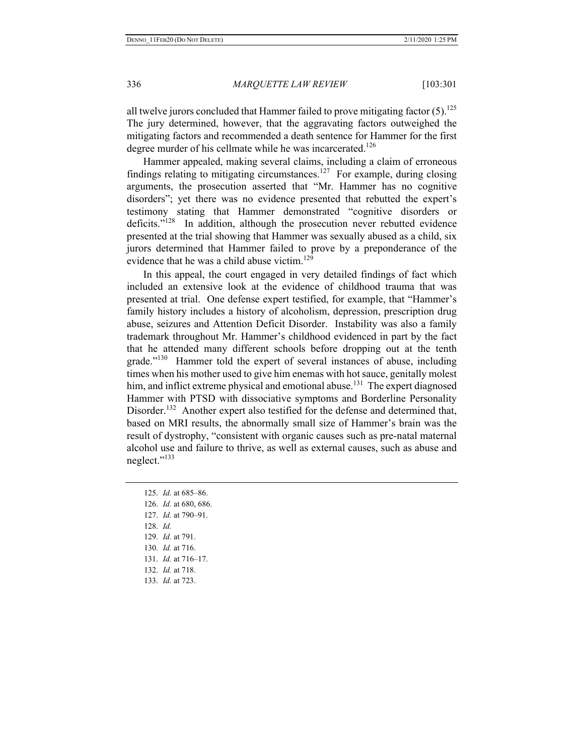all twelve jurors concluded that Hammer failed to prove mitigating factor (5).[125] The jury determined, however, that the aggravating factors outweighed the mitigating factors and recommended a death sentence for Hammer for the first degree murder of his cellmate while he was incarcerated.[126]

Hammer appealed, making several claims, including a claim of erroneous findings relating to mitigating circumstances.[127] For example, during closing arguments, the prosecution asserted that "Mr. Hammer has no cognitive disorders"; yet there was no evidence presented that rebutted the expert's testimony stating that Hammer demonstrated "cognitive disorders or deficits."[128] In addition, although the prosecution never rebutted evidence presented at the trial showing that Hammer was sexually abused as a child, six jurors determined that Hammer failed to prove by a preponderance of the evidence that he was a child abuse victim.[129]

In this appeal, the court engaged in very detailed findings of fact which included an extensive look at the evidence of childhood trauma that was presented at trial. One defense expert testified, for example, that "Hammer's family history includes a history of alcoholism, depression, prescription drug abuse, seizures and Attention Deficit Disorder. Instability was also a family trademark throughout Mr. Hammer's childhood evidenced in part by the fact that he attended many different schools before dropping out at the tenth grade."[130] Hammer told the expert of several instances of abuse, including times when his mother used to give him enemas with hot sauce, genitally molest him, and inflict extreme physical and emotional abuse.[131] The expert diagnosed Hammer with PTSD with dissociative symptoms and Borderline Personality Disorder.[132] Another expert also testified for the defense and determined that, based on MRI results, the abnormally small size of Hammer's brain was the result of dystrophy, "consistent with organic causes such as pre-natal maternal alcohol use and failure to thrive, as well as external causes, such as abuse and neglect."[133]

---

125. *Id.* at 685–86.
126. *Id.* at 680, 686.
127. *Id.* at 790–91.
128. *Id.*
129. *Id.* at 791.
130. *Id.* at 716.
131. *Id.* at 716–17.
132. *Id.* at 718.
133. *Id.* at 723.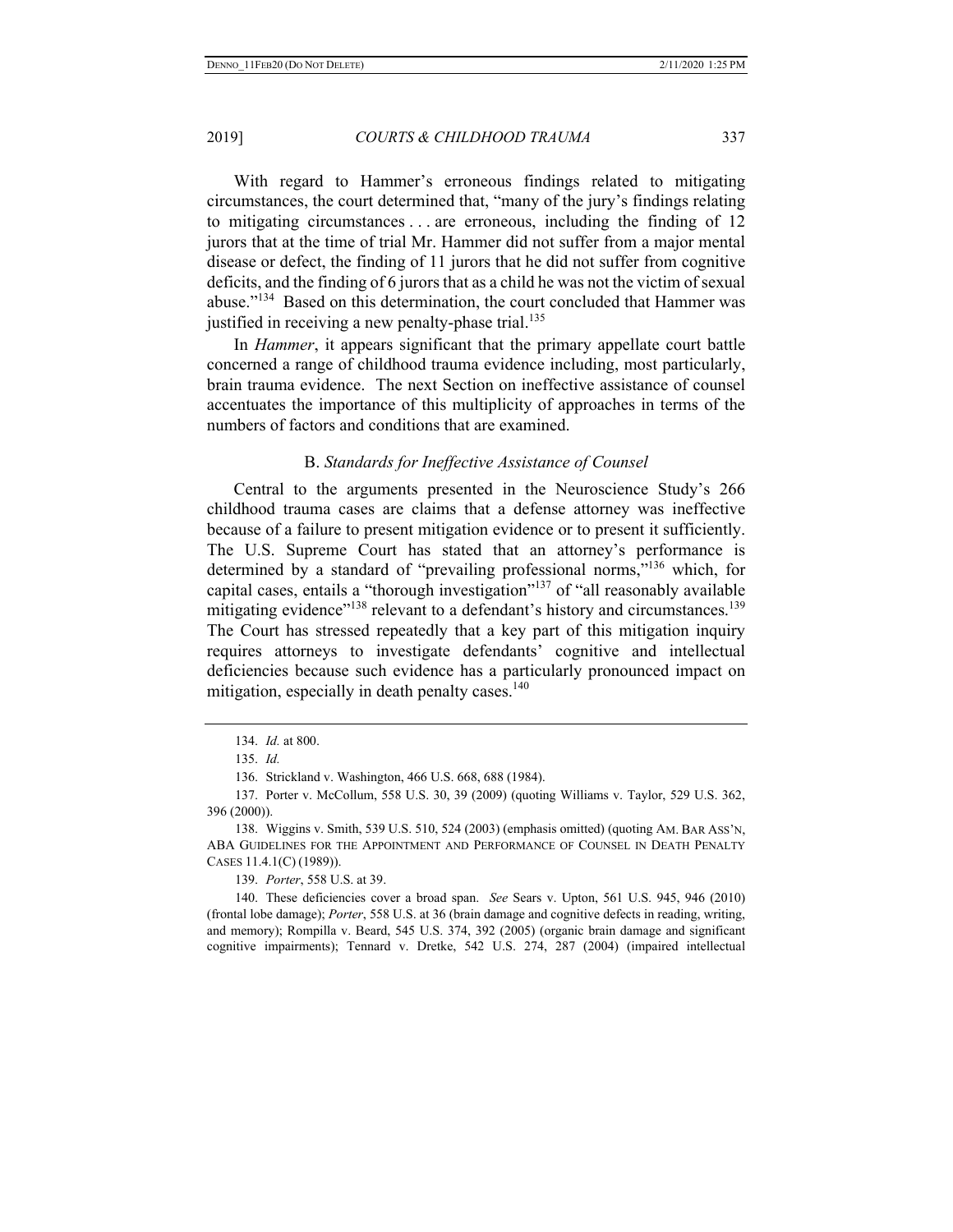With regard to Hammer's erroneous findings related to mitigating circumstances, the court determined that, "many of the jury's findings relating to mitigating circumstances . . . are erroneous, including the finding of 12 jurors that at the time of trial Mr. Hammer did not suffer from a major mental disease or defect, the finding of 11 jurors that he did not suffer from cognitive deficits, and the finding of 6 jurors that as a child he was not the victim of sexual abuse."[134] Based on this determination, the court concluded that Hammer was justified in receiving a new penalty-phase trial.[135]

In *Hammer*, it appears significant that the primary appellate court battle concerned a range of childhood trauma evidence including, most particularly, brain trauma evidence. The next Section on ineffective assistance of counsel accentuates the importance of this multiplicity of approaches in terms of the numbers of factors and conditions that are examined.

### B. *Standards for Ineffective Assistance of Counsel*

Central to the arguments presented in the Neuroscience Study's 266 childhood trauma cases are claims that a defense attorney was ineffective because of a failure to present mitigation evidence or to present it sufficiently. The U.S. Supreme Court has stated that an attorney's performance is determined by a standard of "prevailing professional norms,"[136] which, for capital cases, entails a "thorough investigation"[137] of "all reasonably available mitigating evidence"[138] relevant to a defendant's history and circumstances.[139] The Court has stressed repeatedly that a key part of this mitigation inquiry requires attorneys to investigate defendants' cognitive and intellectual deficiencies because such evidence has a particularly pronounced impact on mitigation, especially in death penalty cases.[140]

---

134. *Id.* at 800.

135. *Id.*

136. Strickland v. Washington, 466 U.S. 668, 688 (1984).

137. Porter v. McCollum, 558 U.S. 30, 39 (2009) (quoting Williams v. Taylor, 529 U.S. 362, 396 (2000)).

138. Wiggins v. Smith, 539 U.S. 510, 524 (2003) (emphasis omitted) (quoting AM. BAR ASS'N, ABA GUIDELINES FOR THE APPOINTMENT AND PERFORMANCE OF COUNSEL IN DEATH PENALTY CASES 11.4.1(C) (1989)).

139. *Porter*, 558 U.S. at 39.

140. These deficiencies cover a broad span. *See* Sears v. Upton, 561 U.S. 945, 946 (2010) (frontal lobe damage); *Porter*, 558 U.S. at 36 (brain damage and cognitive defects in reading, writing, and memory); Rompilla v. Beard, 545 U.S. 374, 392 (2005) (organic brain damage and significant cognitive impairments); Tennard v. Dretke, 542 U.S. 274, 287 (2004) (impaired intellectual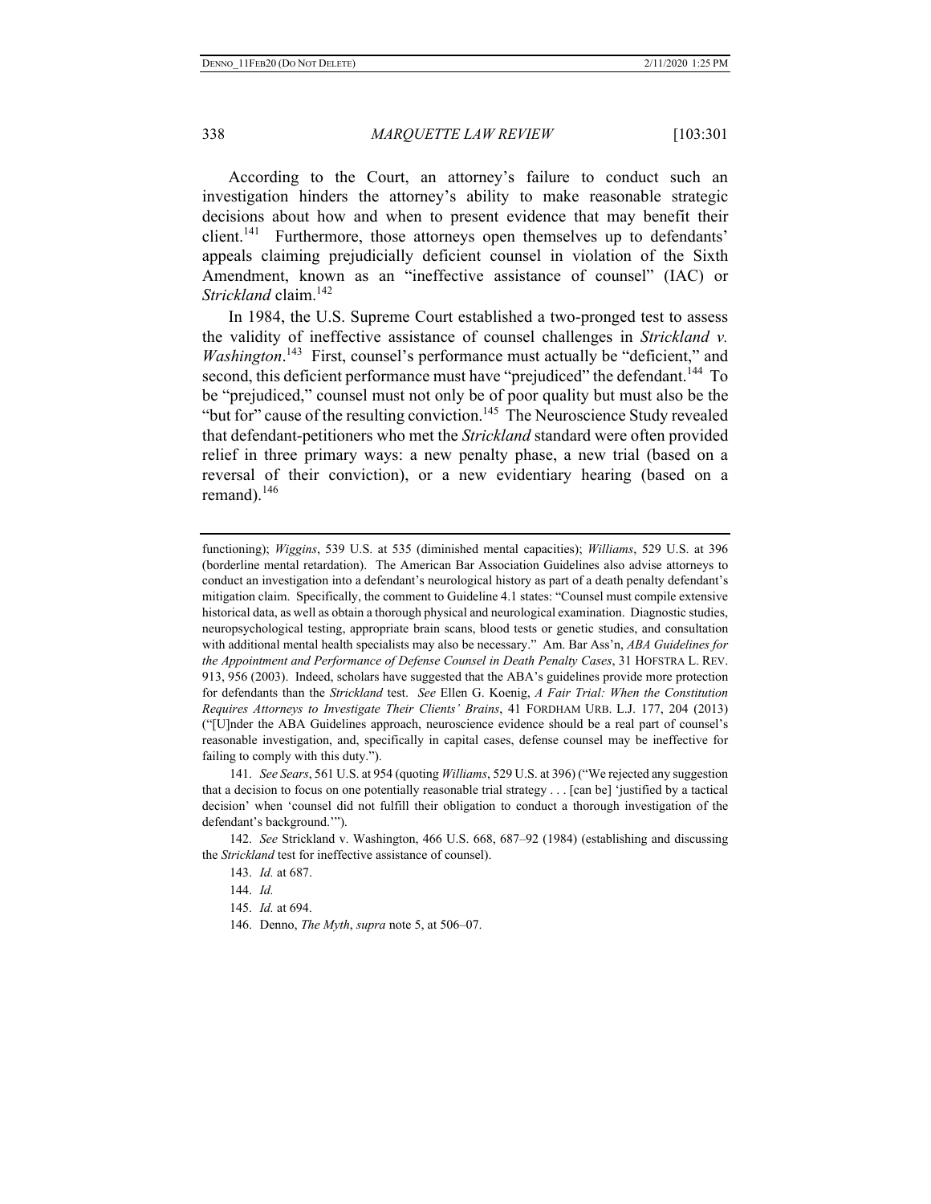According to the Court, an attorney's failure to conduct such an investigation hinders the attorney's ability to make reasonable strategic decisions about how and when to present evidence that may benefit their client.[141] Furthermore, those attorneys open themselves up to defendants' appeals claiming prejudicially deficient counsel in violation of the Sixth Amendment, known as an "ineffective assistance of counsel" (IAC) or *Strickland* claim.[142]

In 1984, the U.S. Supreme Court established a two-pronged test to assess the validity of ineffective assistance of counsel challenges in *Strickland v. Washington*.[143] First, counsel's performance must actually be "deficient," and second, this deficient performance must have "prejudiced" the defendant.[144] To be "prejudiced," counsel must not only be of poor quality but must also be the "but for" cause of the resulting conviction.[145] The Neuroscience Study revealed that defendant-petitioners who met the *Strickland* standard were often provided relief in three primary ways: a new penalty phase, a new trial (based on a reversal of their conviction), or a new evidentiary hearing (based on a remand).[146]

---

functioning); *Wiggins*, 539 U.S. at 535 (diminished mental capacities); *Williams*, 529 U.S. at 396 (borderline mental retardation). The American Bar Association Guidelines also advise attorneys to conduct an investigation into a defendant's neurological history as part of a death penalty defendant's mitigation claim. Specifically, the comment to Guideline 4.1 states: "Counsel must compile extensive historical data, as well as obtain a thorough physical and neurological examination. Diagnostic studies, neuropsychological testing, appropriate brain scans, blood tests or genetic studies, and consultation with additional mental health specialists may also be necessary." Am. Bar Ass'n, *ABA Guidelines for the Appointment and Performance of Defense Counsel in Death Penalty Cases*, 31 HOFSTRA L. REV. 913, 956 (2003). Indeed, scholars have suggested that the ABA's guidelines provide more protection for defendants than the *Strickland* test. *See* Ellen G. Koenig, *A Fair Trial: When the Constitution Requires Attorneys to Investigate Their Clients' Brains*, 41 FORDHAM URB. L.J. 177, 204 (2013) ("[U]nder the ABA Guidelines approach, neuroscience evidence should be a real part of counsel's reasonable investigation, and, specifically in capital cases, defense counsel may be ineffective for failing to comply with this duty.").

141. *See Sears*, 561 U.S. at 954 (quoting *Williams*, 529 U.S. at 396) ("We rejected any suggestion that a decision to focus on one potentially reasonable trial strategy . . . [can be] 'justified by a tactical decision' when 'counsel did not fulfill their obligation to conduct a thorough investigation of the defendant's background.'").

142. *See* Strickland v. Washington, 466 U.S. 668, 687–92 (1984) (establishing and discussing the *Strickland* test for ineffective assistance of counsel).

143. *Id.* at 687.

144. *Id.*

145. *Id.* at 694.

146. Denno, *The Myth*, *supra* note 5, at 506–07.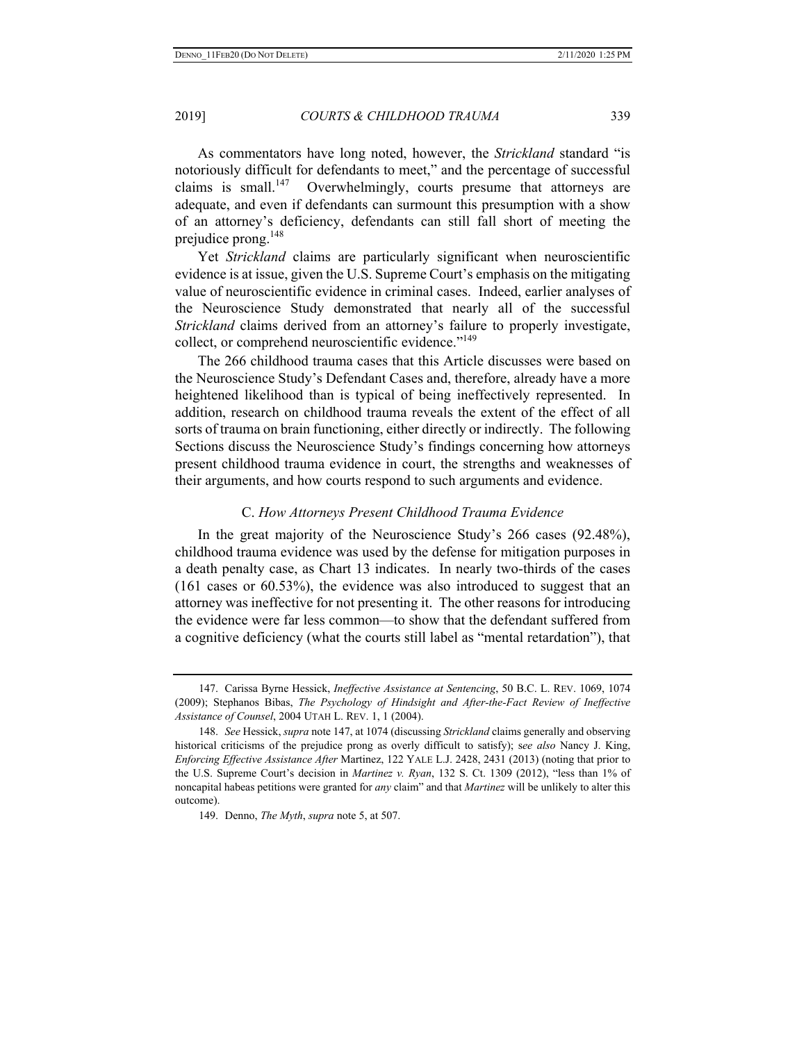As commentators have long noted, however, the *Strickland* standard "is notoriously difficult for defendants to meet," and the percentage of successful claims is small.[147] Overwhelmingly, courts presume that attorneys are adequate, and even if defendants can surmount this presumption with a show of an attorney's deficiency, defendants can still fall short of meeting the prejudice prong.[148]

Yet *Strickland* claims are particularly significant when neuroscientific evidence is at issue, given the U.S. Supreme Court's emphasis on the mitigating value of neuroscientific evidence in criminal cases. Indeed, earlier analyses of the Neuroscience Study demonstrated that nearly all of the successful *Strickland* claims derived from an attorney's failure to properly investigate, collect, or comprehend neuroscientific evidence."[149]

The 266 childhood trauma cases that this Article discusses were based on the Neuroscience Study's Defendant Cases and, therefore, already have a more heightened likelihood than is typical of being ineffectively represented. In addition, research on childhood trauma reveals the extent of the effect of all sorts of trauma on brain functioning, either directly or indirectly. The following Sections discuss the Neuroscience Study's findings concerning how attorneys present childhood trauma evidence in court, the strengths and weaknesses of their arguments, and how courts respond to such arguments and evidence.

### C. *How Attorneys Present Childhood Trauma Evidence*

In the great majority of the Neuroscience Study's 266 cases (92.48%), childhood trauma evidence was used by the defense for mitigation purposes in a death penalty case, as Chart 13 indicates. In nearly two-thirds of the cases (161 cases or 60.53%), the evidence was also introduced to suggest that an attorney was ineffective for not presenting it. The other reasons for introducing the evidence were far less common—to show that the defendant suffered from a cognitive deficiency (what the courts still label as "mental retardation"), that

---

147. Carissa Byrne Hessick, *Ineffective Assistance at Sentencing*, 50 B.C. L. REV. 1069, 1074 (2009); Stephanos Bibas, *The Psychology of Hindsight and After-the-Fact Review of Ineffective Assistance of Counsel*, 2004 UTAH L. REV. 1, 1 (2004).

148. *See* Hessick, *supra* note 147, at 1074 (discussing *Strickland* claims generally and observing historical criticisms of the prejudice prong as overly difficult to satisfy); s*ee also* Nancy J. King, *Enforcing Effective Assistance After* Martinez, 122 YALE L.J. 2428, 2431 (2013) (noting that prior to the U.S. Supreme Court's decision in *Martinez v. Ryan*, 132 S. Ct. 1309 (2012), "less than 1% of noncapital habeas petitions were granted for *any* claim" and that *Martinez* will be unlikely to alter this outcome).

149. Denno, *The Myth*, *supra* note 5, at 507.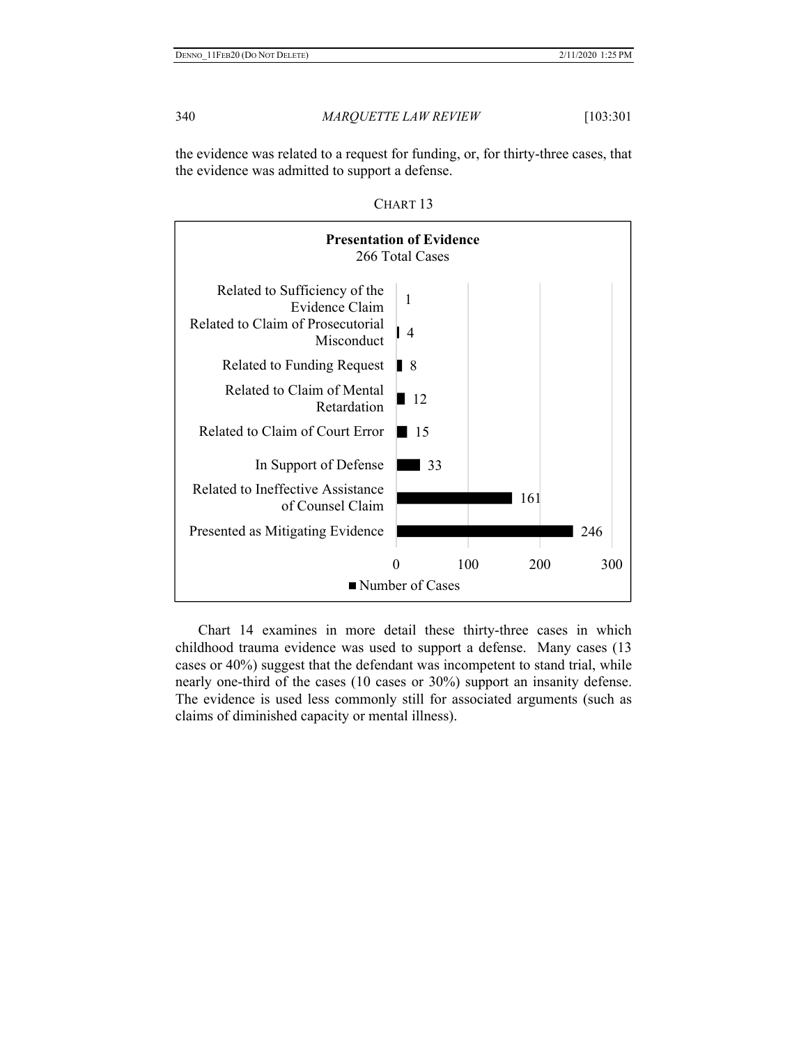the evidence was related to a request for funding, or, for thirty-three cases, that the evidence was admitted to support a defense.

CHART 13

**Presentation of Evidence**
266 Total Cases

| Category | Number of Cases |
|---|---|
| Related to Sufficiency of the Evidence Claim | 1 |
| Related to Claim of Prosecutorial Misconduct | 4 |
| Related to Funding Request | 8 |
| Related to Claim of Mental Retardation | 12 |
| Related to Claim of Court Error | 15 |
| In Support of Defense | 33 |
| Related to Ineffective Assistance of Counsel Claim | 161 |
| Presented as Mitigating Evidence | 246 |

Chart 14 examines in more detail these thirty-three cases in which childhood trauma evidence was used to support a defense. Many cases (13 cases or 40%) suggest that the defendant was incompetent to stand trial, while nearly one-third of the cases (10 cases or 30%) support an insanity defense. The evidence is used less commonly still for associated arguments (such as claims of diminished capacity or mental illness).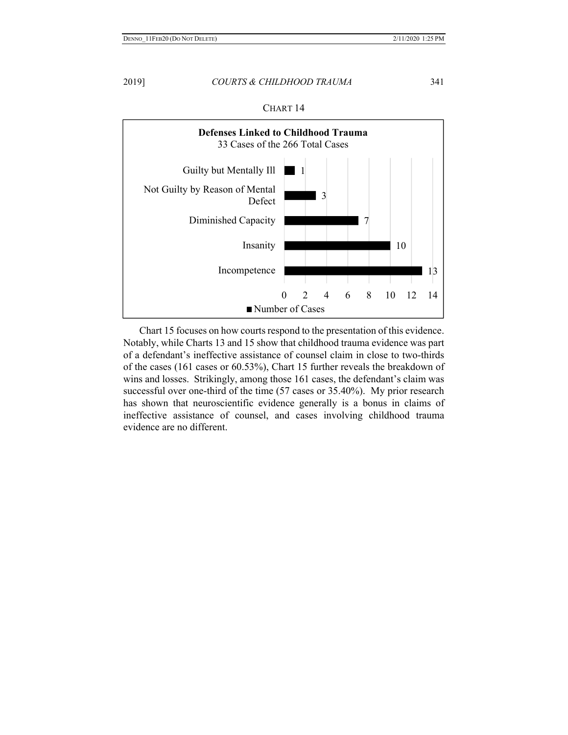CHART 14

**Defenses Linked to Childhood Trauma**
33 Cases of the 266 Total Cases

| Defense | Number of Cases |
| --- | --- |
| Guilty but Mentally Ill | 1 |
| Not Guilty by Reason of Mental Defect | 3 |
| Diminished Capacity | 7 |
| Insanity | 10 |
| Incompetence | 13 |

Chart 15 focuses on how courts respond to the presentation of this evidence. Notably, while Charts 13 and 15 show that childhood trauma evidence was part of a defendant's ineffective assistance of counsel claim in close to two-thirds of the cases (161 cases or 60.53%), Chart 15 further reveals the breakdown of wins and losses. Strikingly, among those 161 cases, the defendant's claim was successful over one-third of the time (57 cases or 35.40%). My prior research has shown that neuroscientific evidence generally is a bonus in claims of ineffective assistance of counsel, and cases involving childhood trauma evidence are no different.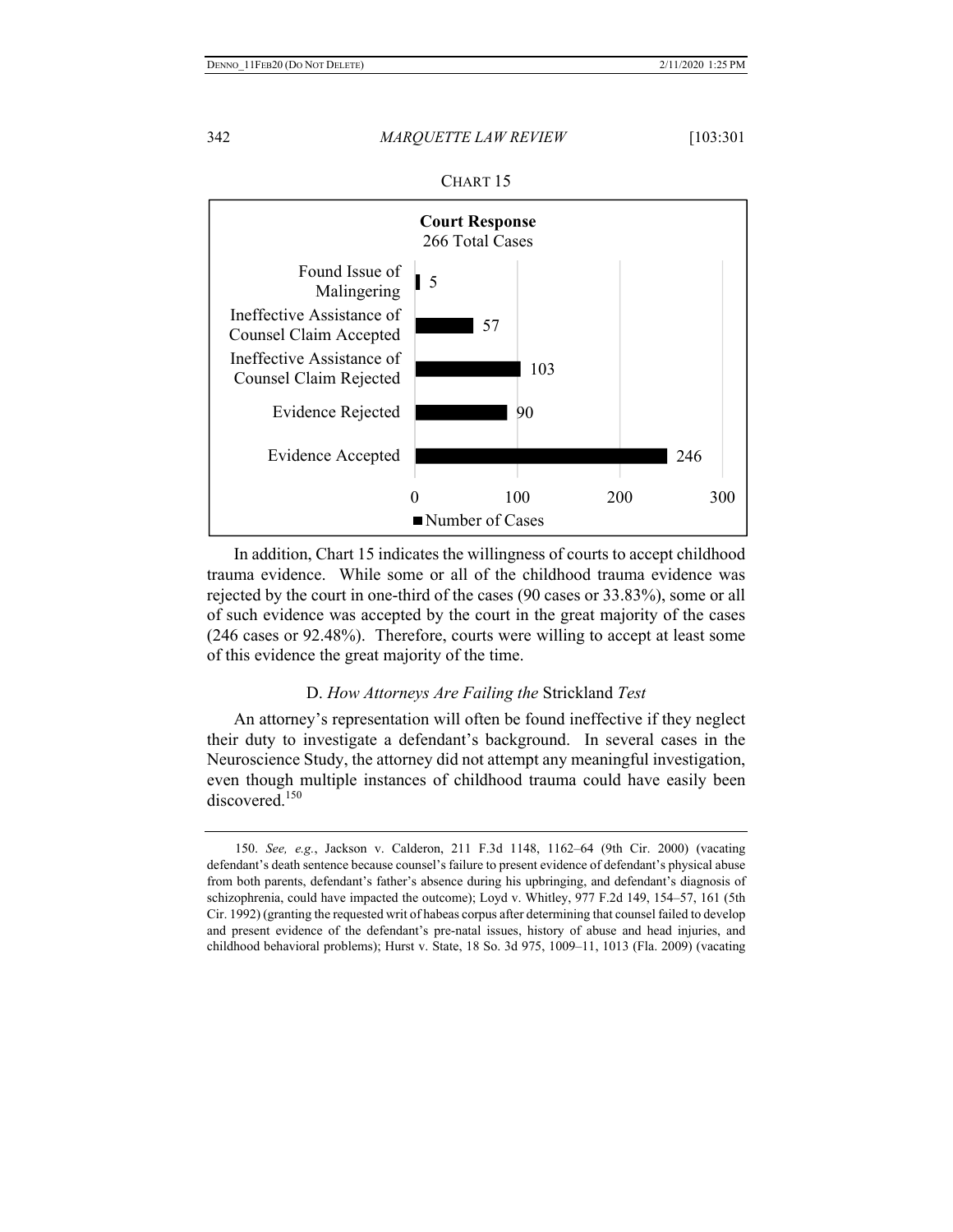CHART 15

**Court Response**
266 Total Cases

| Court Response | Number of Cases |
| --- | --- |
| Found Issue of Malingering | 5 |
| Ineffective Assistance of Counsel Claim Accepted | 57 |
| Ineffective Assistance of Counsel Claim Rejected | 103 |
| Evidence Rejected | 90 |
| Evidence Accepted | 246 |

In addition, Chart 15 indicates the willingness of courts to accept childhood trauma evidence. While some or all of the childhood trauma evidence was rejected by the court in one-third of the cases (90 cases or 33.83%), some or all of such evidence was accepted by the court in the great majority of the cases (246 cases or 92.48%). Therefore, courts were willing to accept at least some of this evidence the great majority of the time.

### D. *How Attorneys Are Failing the* Strickland *Test*

An attorney's representation will often be found ineffective if they neglect their duty to investigate a defendant's background. In several cases in the Neuroscience Study, the attorney did not attempt any meaningful investigation, even though multiple instances of childhood trauma could have easily been discovered.[150]

---

150. *See, e.g.*, Jackson v. Calderon, 211 F.3d 1148, 1162–64 (9th Cir. 2000) (vacating defendant's death sentence because counsel's failure to present evidence of defendant's physical abuse from both parents, defendant's father's absence during his upbringing, and defendant's diagnosis of schizophrenia, could have impacted the outcome); Loyd v. Whitley, 977 F.2d 149, 154–57, 161 (5th Cir. 1992) (granting the requested writ of habeas corpus after determining that counsel failed to develop and present evidence of the defendant's pre-natal issues, history of abuse and head injuries, and childhood behavioral problems); Hurst v. State, 18 So. 3d 975, 1009–11, 1013 (Fla. 2009) (vacating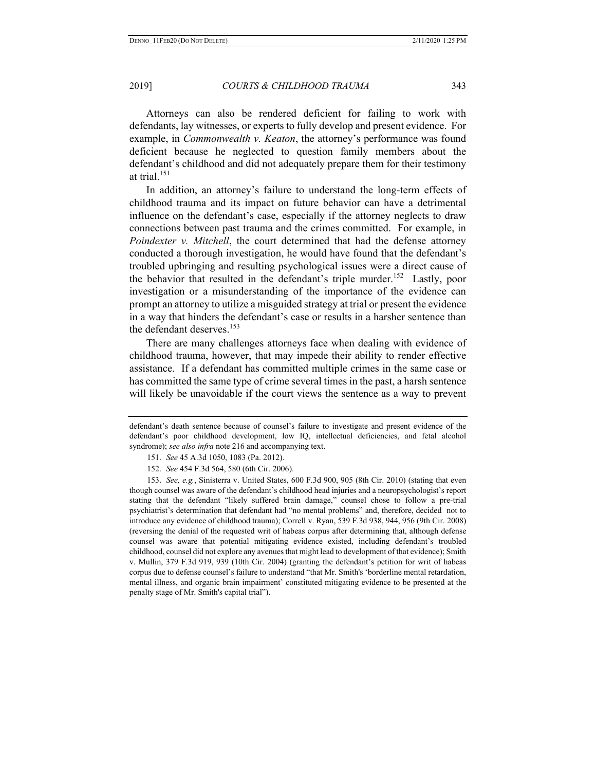Attorneys can also be rendered deficient for failing to work with defendants, lay witnesses, or experts to fully develop and present evidence. For example, in *Commonwealth v. Keaton*, the attorney's performance was found deficient because he neglected to question family members about the defendant's childhood and did not adequately prepare them for their testimony at trial.[151]

In addition, an attorney's failure to understand the long-term effects of childhood trauma and its impact on future behavior can have a detrimental influence on the defendant's case, especially if the attorney neglects to draw connections between past trauma and the crimes committed. For example, in *Poindexter v. Mitchell*, the court determined that had the defense attorney conducted a thorough investigation, he would have found that the defendant's troubled upbringing and resulting psychological issues were a direct cause of the behavior that resulted in the defendant's triple murder.[152] Lastly, poor investigation or a misunderstanding of the importance of the evidence can prompt an attorney to utilize a misguided strategy at trial or present the evidence in a way that hinders the defendant's case or results in a harsher sentence than the defendant deserves.[153]

There are many challenges attorneys face when dealing with evidence of childhood trauma, however, that may impede their ability to render effective assistance. If a defendant has committed multiple crimes in the same case or has committed the same type of crime several times in the past, a harsh sentence will likely be unavoidable if the court views the sentence as a way to prevent

---

defendant's death sentence because of counsel's failure to investigate and present evidence of the defendant's poor childhood development, low IQ, intellectual deficiencies, and fetal alcohol syndrome); *see also infra* note 216 and accompanying text.

151. *See* 45 A.3d 1050, 1083 (Pa. 2012).

152. *See* 454 F.3d 564, 580 (6th Cir. 2006).

153. *See, e.g.*, Sinisterra v. United States, 600 F.3d 900, 905 (8th Cir. 2010) (stating that even though counsel was aware of the defendant's childhood head injuries and a neuropsychologist's report stating that the defendant "likely suffered brain damage," counsel chose to follow a pre-trial psychiatrist's determination that defendant had "no mental problems" and, therefore, decided not to introduce any evidence of childhood trauma); Correll v. Ryan, 539 F.3d 938, 944, 956 (9th Cir. 2008) (reversing the denial of the requested writ of habeas corpus after determining that, although defense counsel was aware that potential mitigating evidence existed, including defendant's troubled childhood, counsel did not explore any avenues that might lead to development of that evidence); Smith v. Mullin, 379 F.3d 919, 939 (10th Cir. 2004) (granting the defendant's petition for writ of habeas corpus due to defense counsel's failure to understand "that Mr. Smith's 'borderline mental retardation, mental illness, and organic brain impairment' constituted mitigating evidence to be presented at the penalty stage of Mr. Smith's capital trial").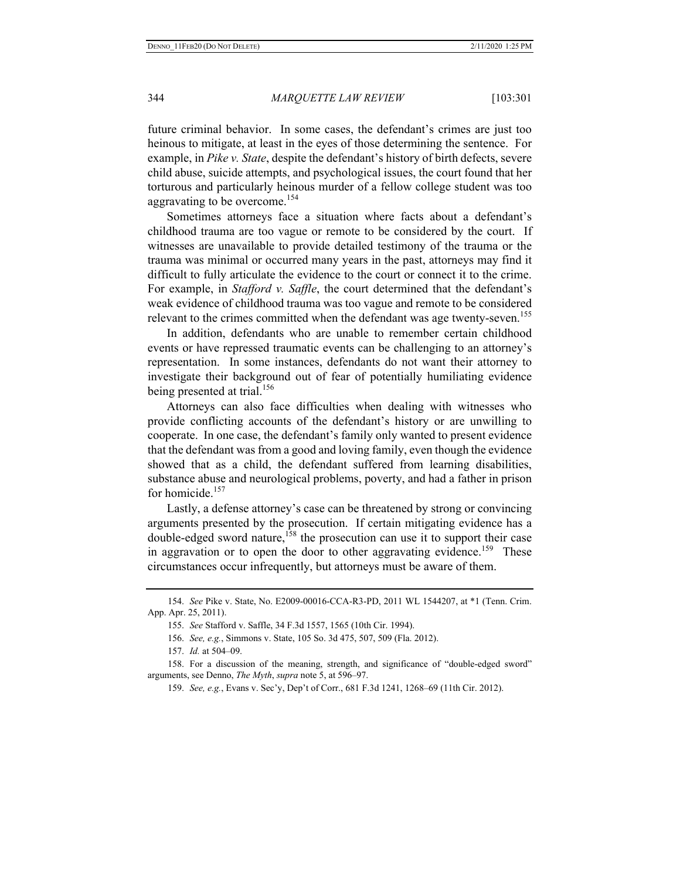future criminal behavior. In some cases, the defendant's crimes are just too heinous to mitigate, at least in the eyes of those determining the sentence. For example, in *Pike v. State*, despite the defendant's history of birth defects, severe child abuse, suicide attempts, and psychological issues, the court found that her torturous and particularly heinous murder of a fellow college student was too aggravating to be overcome.[154]

Sometimes attorneys face a situation where facts about a defendant's childhood trauma are too vague or remote to be considered by the court. If witnesses are unavailable to provide detailed testimony of the trauma or the trauma was minimal or occurred many years in the past, attorneys may find it difficult to fully articulate the evidence to the court or connect it to the crime. For example, in *Stafford v. Saffle*, the court determined that the defendant's weak evidence of childhood trauma was too vague and remote to be considered relevant to the crimes committed when the defendant was age twenty-seven.[155]

In addition, defendants who are unable to remember certain childhood events or have repressed traumatic events can be challenging to an attorney's representation. In some instances, defendants do not want their attorney to investigate their background out of fear of potentially humiliating evidence being presented at trial.[156]

Attorneys can also face difficulties when dealing with witnesses who provide conflicting accounts of the defendant's history or are unwilling to cooperate. In one case, the defendant's family only wanted to present evidence that the defendant was from a good and loving family, even though the evidence showed that as a child, the defendant suffered from learning disabilities, substance abuse and neurological problems, poverty, and had a father in prison for homicide.[157]

Lastly, a defense attorney's case can be threatened by strong or convincing arguments presented by the prosecution. If certain mitigating evidence has a double-edged sword nature,[158] the prosecution can use it to support their case in aggravation or to open the door to other aggravating evidence.[159] These circumstances occur infrequently, but attorneys must be aware of them.

---

154. *See* Pike v. State, No. E2009-00016-CCA-R3-PD, 2011 WL 1544207, at *1 (Tenn. Crim. App. Apr. 25, 2011).

155. *See* Stafford v. Saffle, 34 F.3d 1557, 1565 (10th Cir. 1994).

156. *See, e.g.*, Simmons v. State, 105 So. 3d 475, 507, 509 (Fla. 2012).

157. *Id.* at 504–09.

158. For a discussion of the meaning, strength, and significance of "double-edged sword" arguments, see Denno, *The Myth*, *supra* note 5, at 596–97.

159. *See, e.g.*, Evans v. Sec'y, Dep't of Corr., 681 F.3d 1241, 1268–69 (11th Cir. 2012).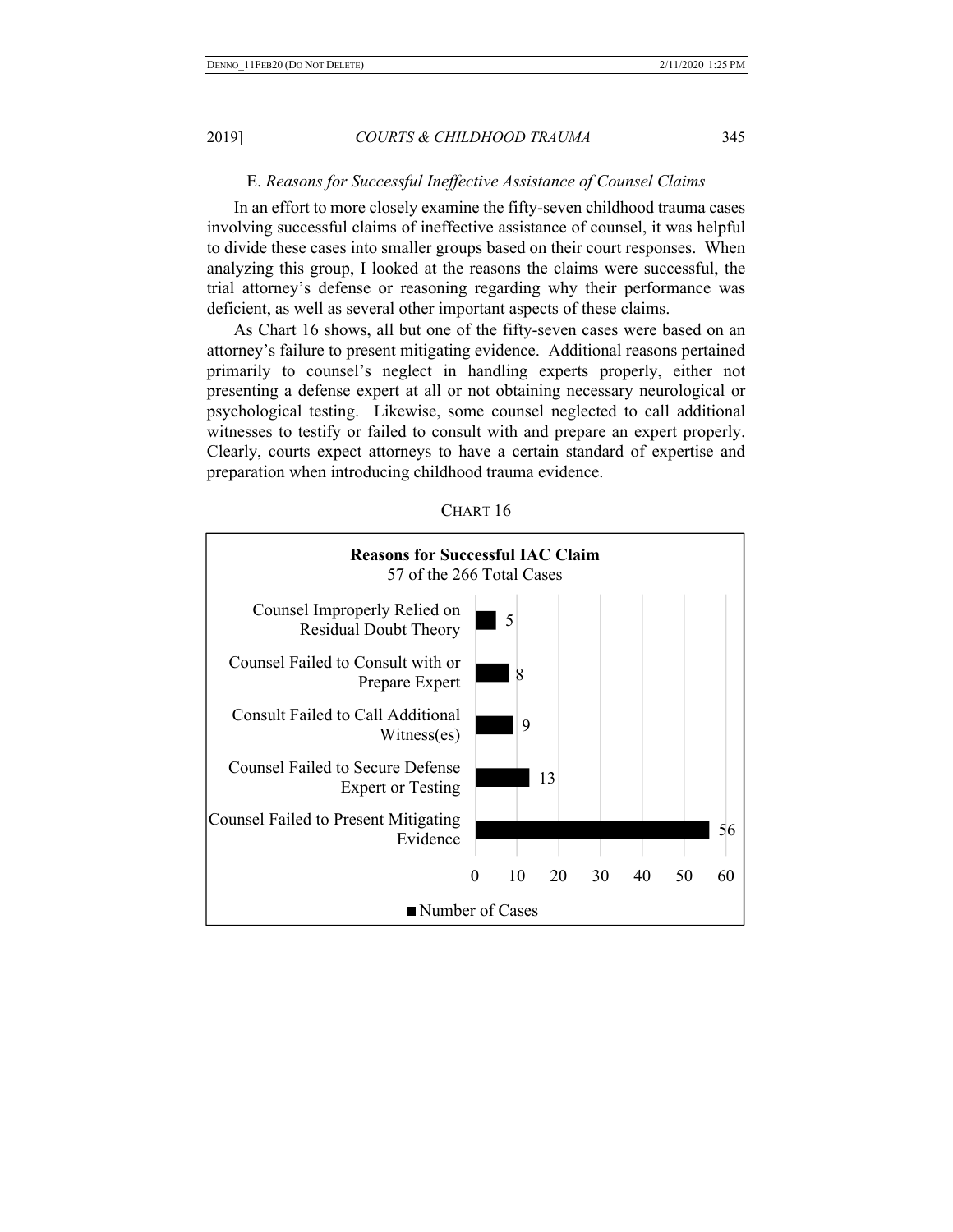### E. *Reasons for Successful Ineffective Assistance of Counsel Claims*

In an effort to more closely examine the fifty-seven childhood trauma cases involving successful claims of ineffective assistance of counsel, it was helpful to divide these cases into smaller groups based on their court responses. When analyzing this group, I looked at the reasons the claims were successful, the trial attorney's defense or reasoning regarding why their performance was deficient, as well as several other important aspects of these claims.

As Chart 16 shows, all but one of the fifty-seven cases were based on an attorney's failure to present mitigating evidence. Additional reasons pertained primarily to counsel's neglect in handling experts properly, either not presenting a defense expert at all or not obtaining necessary neurological or psychological testing. Likewise, some counsel neglected to call additional witnesses to testify or failed to consult with and prepare an expert properly. Clearly, courts expect attorneys to have a certain standard of expertise and preparation when introducing childhood trauma evidence.

CHART 16

**Reasons for Successful IAC Claim**
57 of the 266 Total Cases

| Reason | Number of Cases |
|---|---|
| Counsel Improperly Relied on Residual Doubt Theory | 5 |
| Counsel Failed to Consult with or Prepare Expert | 8 |
| Consult Failed to Call Additional Witness(es) | 9 |
| Counsel Failed to Secure Defense Expert or Testing | 13 |
| Counsel Failed to Present Mitigating Evidence | 56 |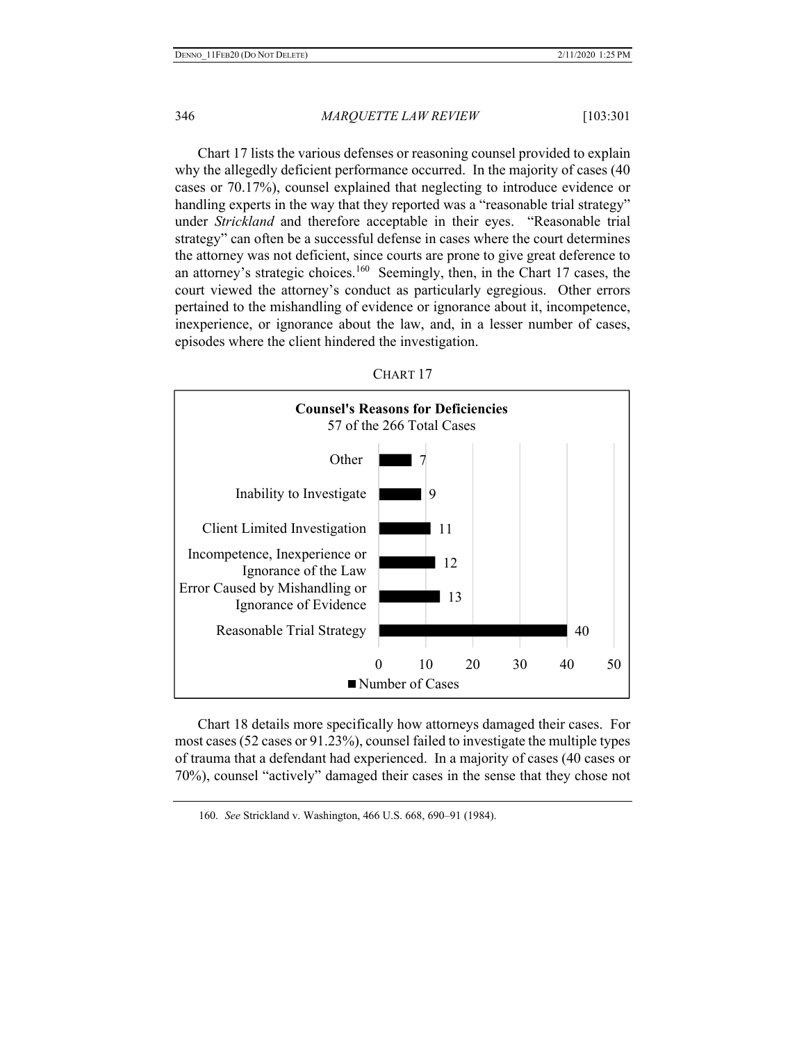Chart 17 lists the various defenses or reasoning counsel provided to explain why the allegedly deficient performance occurred. In the majority of cases (40 cases or 70.17%), counsel explained that neglecting to introduce evidence or handling experts in the way that they reported was a "reasonable trial strategy" under *Strickland* and therefore acceptable in their eyes. "Reasonable trial strategy" can often be a successful defense in cases where the court determines the attorney was not deficient, since courts are prone to give great deference to an attorney's strategic choices.[160] Seemingly, then, in the Chart 17 cases, the court viewed the attorney's conduct as particularly egregious. Other errors pertained to the mishandling of evidence or ignorance about it, incompetence, inexperience, or ignorance about the law, and, in a lesser number of cases, episodes where the client hindered the investigation.

CHART 17

**Counsel's Reasons for Deficiencies**
57 of the 266 Total Cases

| Reason | Number of Cases |
|---|---|
| Other | 7 |
| Inability to Investigate | 9 |
| Client Limited Investigation | 11 |
| Incompetence, Inexperience or Ignorance of the Law | 12 |
| Error Caused by Mishandling or Ignorance of Evidence | 13 |
| Reasonable Trial Strategy | 40 |

Chart 18 details more specifically how attorneys damaged their cases. For most cases (52 cases or 91.23%), counsel failed to investigate the multiple types of trauma that a defendant had experienced. In a majority of cases (40 cases or 70%), counsel "actively" damaged their cases in the sense that they chose not

160. *See* Strickland v. Washington, 466 U.S. 668, 690–91 (1984).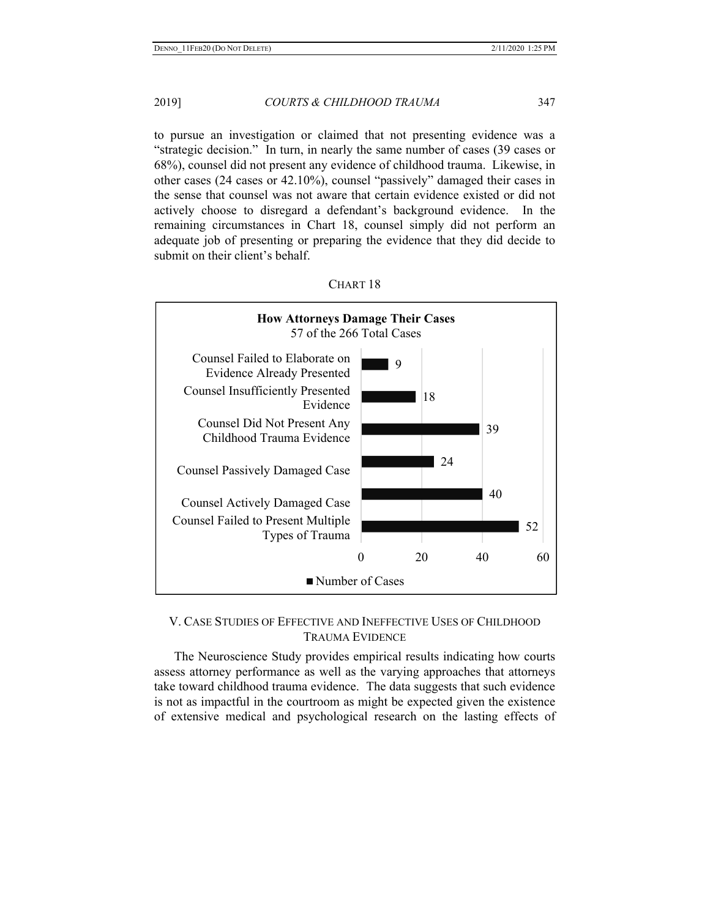to pursue an investigation or claimed that not presenting evidence was a "strategic decision." In turn, in nearly the same number of cases (39 cases or 68%), counsel did not present any evidence of childhood trauma. Likewise, in other cases (24 cases or 42.10%), counsel "passively" damaged their cases in the sense that counsel was not aware that certain evidence existed or did not actively choose to disregard a defendant's background evidence. In the remaining circumstances in Chart 18, counsel simply did not perform an adequate job of presenting or preparing the evidence that they did decide to submit on their client's behalf.

CHART 18

**How Attorneys Damage Their Cases**
57 of the 266 Total Cases

| | Number of Cases |
|---|---|
| Counsel Failed to Elaborate on Evidence Already Presented | 9 |
| Counsel Insufficiently Presented Evidence | 18 |
| Counsel Did Not Present Any Childhood Trauma Evidence | 39 |
| Counsel Passively Damaged Case | 24 |
| Counsel Actively Damaged Case | 40 |
| Counsel Failed to Present Multiple Types of Trauma | 52 |

## V. CASE STUDIES OF EFFECTIVE AND INEFFECTIVE USES OF CHILDHOOD TRAUMA EVIDENCE

The Neuroscience Study provides empirical results indicating how courts assess attorney performance as well as the varying approaches that attorneys take toward childhood trauma evidence. The data suggests that such evidence is not as impactful in the courtroom as might be expected given the existence of extensive medical and psychological research on the lasting effects of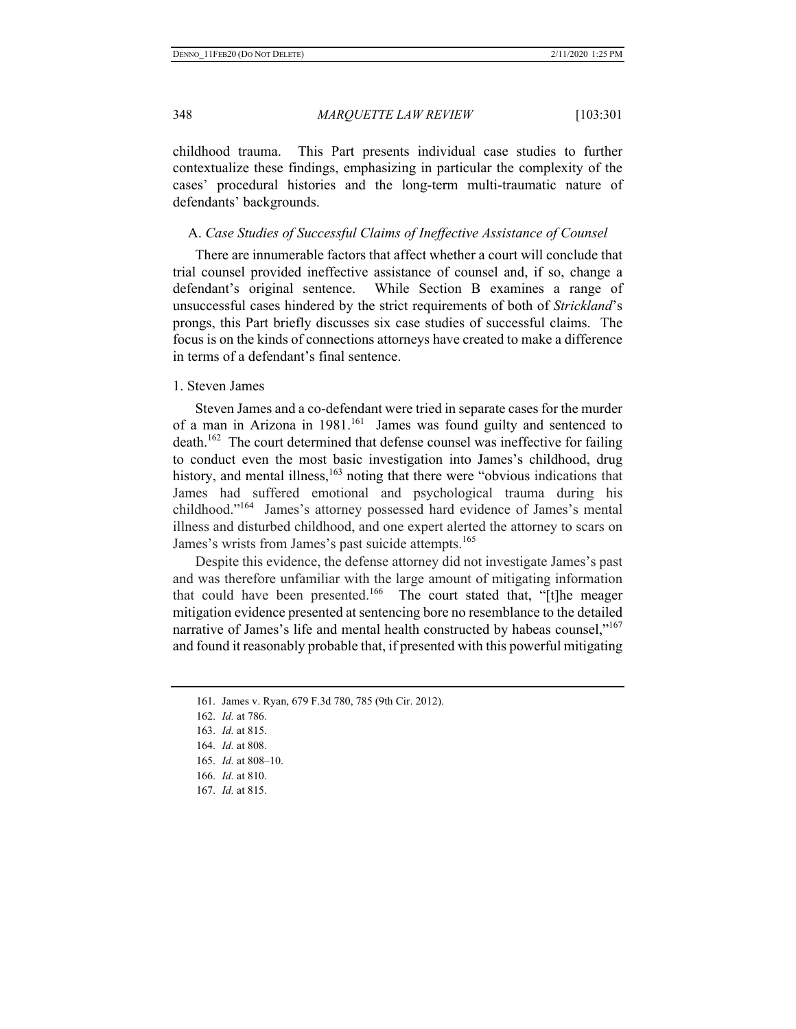childhood trauma. This Part presents individual case studies to further contextualize these findings, emphasizing in particular the complexity of the cases' procedural histories and the long-term multi-traumatic nature of defendants' backgrounds.

## A. *Case Studies of Successful Claims of Ineffective Assistance of Counsel*

There are innumerable factors that affect whether a court will conclude that trial counsel provided ineffective assistance of counsel and, if so, change a defendant's original sentence. While Section B examines a range of unsuccessful cases hindered by the strict requirements of both of *Strickland*'s prongs, this Part briefly discusses six case studies of successful claims. The focus is on the kinds of connections attorneys have created to make a difference in terms of a defendant's final sentence.

### 1. Steven James

Steven James and a co-defendant were tried in separate cases for the murder of a man in Arizona in 1981.[161] James was found guilty and sentenced to death.[162] The court determined that defense counsel was ineffective for failing to conduct even the most basic investigation into James's childhood, drug history, and mental illness,[163] noting that there were "obvious indications that James had suffered emotional and psychological trauma during his childhood."[164] James's attorney possessed hard evidence of James's mental illness and disturbed childhood, and one expert alerted the attorney to scars on James's wrists from James's past suicide attempts.[165]

Despite this evidence, the defense attorney did not investigate James's past and was therefore unfamiliar with the large amount of mitigating information that could have been presented.[166] The court stated that, "[t]he meager mitigation evidence presented at sentencing bore no resemblance to the detailed narrative of James's life and mental health constructed by habeas counsel,"[167] and found it reasonably probable that, if presented with this powerful mitigating

161. James v. Ryan, 679 F.3d 780, 785 (9th Cir. 2012).

162. *Id.* at 786.

163. *Id.* at 815.

164. *Id.* at 808.

165. *Id.* at 808–10.

166. *Id.* at 810.

167. *Id.* at 815.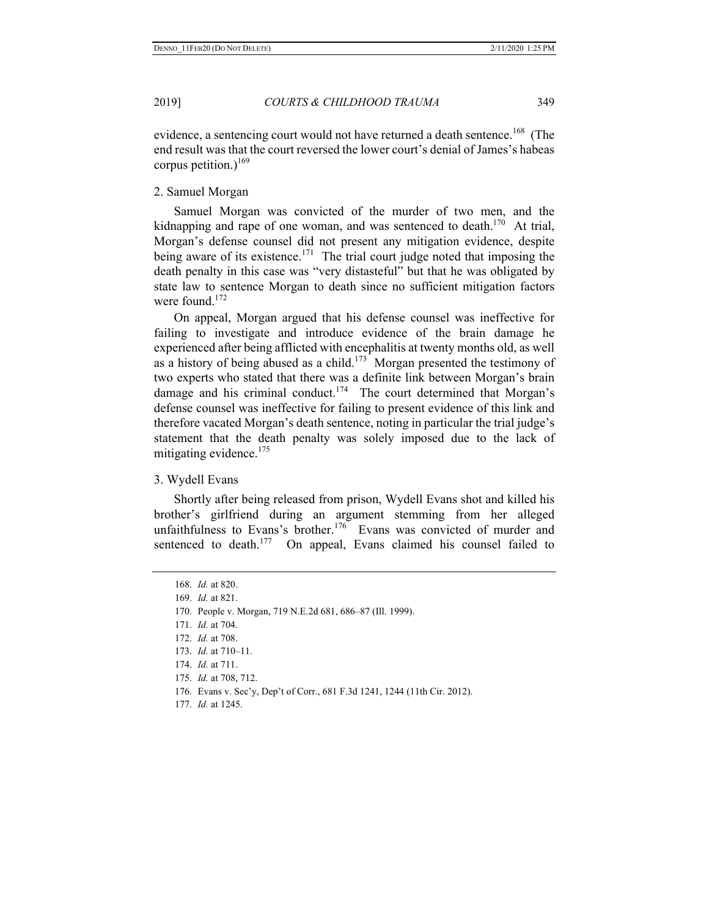evidence, a sentencing court would not have returned a death sentence.[168] (The end result was that the court reversed the lower court's denial of James's habeas corpus petition.)[169]

### 2. Samuel Morgan

Samuel Morgan was convicted of the murder of two men, and the kidnapping and rape of one woman, and was sentenced to death.[170] At trial, Morgan's defense counsel did not present any mitigation evidence, despite being aware of its existence.[171] The trial court judge noted that imposing the death penalty in this case was "very distasteful" but that he was obligated by state law to sentence Morgan to death since no sufficient mitigation factors were found.[172]

On appeal, Morgan argued that his defense counsel was ineffective for failing to investigate and introduce evidence of the brain damage he experienced after being afflicted with encephalitis at twenty months old, as well as a history of being abused as a child.[173] Morgan presented the testimony of two experts who stated that there was a definite link between Morgan's brain damage and his criminal conduct.[174] The court determined that Morgan's defense counsel was ineffective for failing to present evidence of this link and therefore vacated Morgan's death sentence, noting in particular the trial judge's statement that the death penalty was solely imposed due to the lack of mitigating evidence.[175]

### 3. Wydell Evans

Shortly after being released from prison, Wydell Evans shot and killed his brother's girlfriend during an argument stemming from her alleged unfaithfulness to Evans's brother.[176] Evans was convicted of murder and sentenced to death.[177] On appeal, Evans claimed his counsel failed to

---

168. *Id.* at 820.

169. *Id.* at 821.

170. People v. Morgan, 719 N.E.2d 681, 686–87 (Ill. 1999).

171. *Id.* at 704.

172. *Id.* at 708.

173. *Id.* at 710–11.

174. *Id.* at 711.

175. *Id.* at 708, 712.

176. Evans v. Sec'y, Dep't of Corr., 681 F.3d 1241, 1244 (11th Cir. 2012).

177. *Id.* at 1245.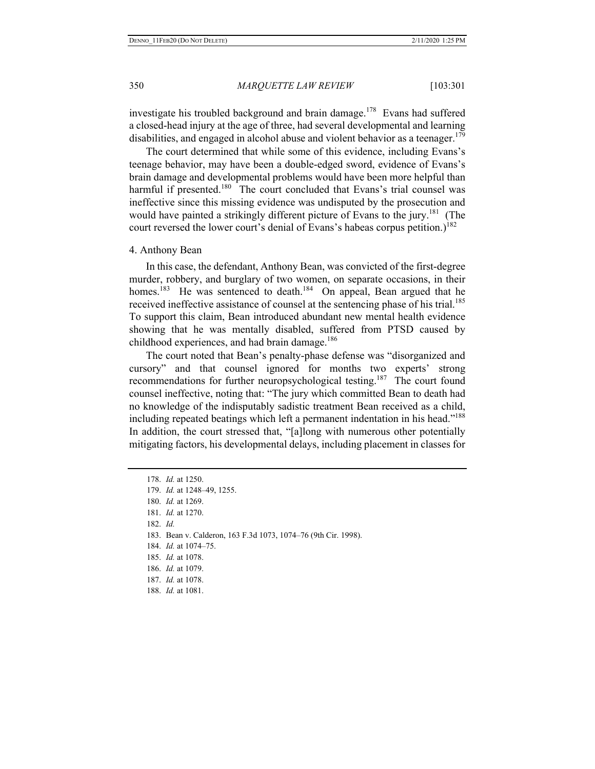investigate his troubled background and brain damage.[178] Evans had suffered a closed-head injury at the age of three, had several developmental and learning disabilities, and engaged in alcohol abuse and violent behavior as a teenager.[179]

The court determined that while some of this evidence, including Evans's teenage behavior, may have been a double-edged sword, evidence of Evans's brain damage and developmental problems would have been more helpful than harmful if presented.[180] The court concluded that Evans's trial counsel was ineffective since this missing evidence was undisputed by the prosecution and would have painted a strikingly different picture of Evans to the jury.[181] (The court reversed the lower court's denial of Evans's habeas corpus petition.)[182]

4. Anthony Bean

In this case, the defendant, Anthony Bean, was convicted of the first-degree murder, robbery, and burglary of two women, on separate occasions, in their homes.[183] He was sentenced to death.[184] On appeal, Bean argued that he received ineffective assistance of counsel at the sentencing phase of his trial.[185] To support this claim, Bean introduced abundant new mental health evidence showing that he was mentally disabled, suffered from PTSD caused by childhood experiences, and had brain damage.[186]

The court noted that Bean's penalty-phase defense was "disorganized and cursory" and that counsel ignored for months two experts' strong recommendations for further neuropsychological testing.[187] The court found counsel ineffective, noting that: "The jury which committed Bean to death had no knowledge of the indisputably sadistic treatment Bean received as a child, including repeated beatings which left a permanent indentation in his head."[188] In addition, the court stressed that, "[a]long with numerous other potentially mitigating factors, his developmental delays, including placement in classes for

178. *Id.* at 1250.

179. *Id.* at 1248–49, 1255.

180. *Id.* at 1269.

181. *Id.* at 1270.

182. *Id.*

183. Bean v. Calderon, 163 F.3d 1073, 1074–76 (9th Cir. 1998).

184. *Id.* at 1074–75.

185. *Id.* at 1078.

186. *Id.* at 1079.

187. *Id.* at 1078.

188. *Id.* at 1081.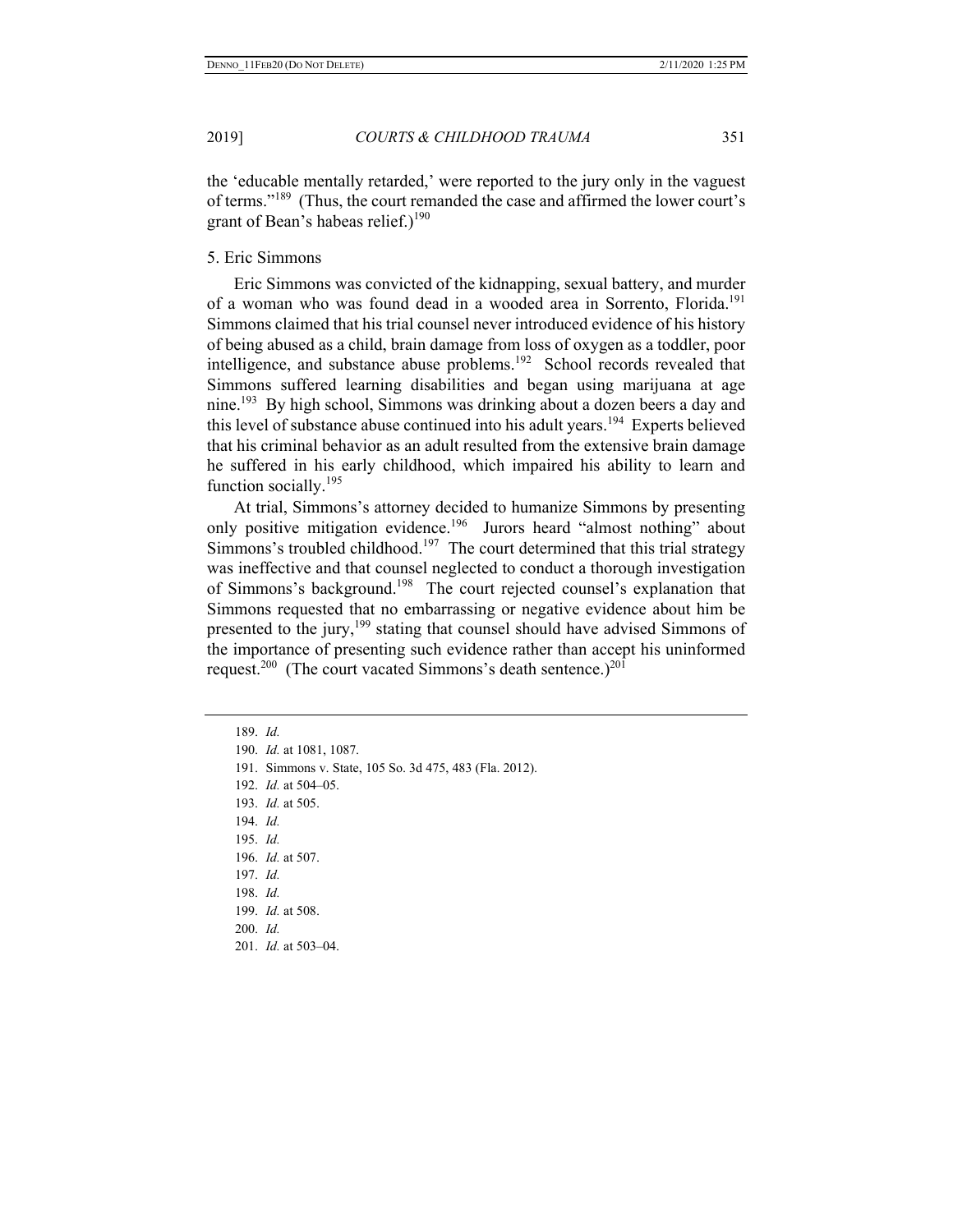the 'educable mentally retarded,' were reported to the jury only in the vaguest of terms."[189] (Thus, the court remanded the case and affirmed the lower court's grant of Bean's habeas relief.)[190]

5. Eric Simmons

Eric Simmons was convicted of the kidnapping, sexual battery, and murder of a woman who was found dead in a wooded area in Sorrento, Florida.[191] Simmons claimed that his trial counsel never introduced evidence of his history of being abused as a child, brain damage from loss of oxygen as a toddler, poor intelligence, and substance abuse problems.[192] School records revealed that Simmons suffered learning disabilities and began using marijuana at age nine.[193] By high school, Simmons was drinking about a dozen beers a day and this level of substance abuse continued into his adult years.[194] Experts believed that his criminal behavior as an adult resulted from the extensive brain damage he suffered in his early childhood, which impaired his ability to learn and function socially.[195]

At trial, Simmons's attorney decided to humanize Simmons by presenting only positive mitigation evidence.[196] Jurors heard "almost nothing" about Simmons's troubled childhood.[197] The court determined that this trial strategy was ineffective and that counsel neglected to conduct a thorough investigation of Simmons's background.[198] The court rejected counsel's explanation that Simmons requested that no embarrassing or negative evidence about him be presented to the jury,[199] stating that counsel should have advised Simmons of the importance of presenting such evidence rather than accept his uninformed request.[200] (The court vacated Simmons's death sentence.)[201]

---

189. *Id.*
190. *Id.* at 1081, 1087.
191. Simmons v. State, 105 So. 3d 475, 483 (Fla. 2012).
192. *Id.* at 504–05.
193. *Id.* at 505.
194. *Id.*
195. *Id.*
196. *Id.* at 507.
197. *Id.*
198. *Id.*
199. *Id.* at 508.
200. *Id.*
201. *Id.* at 503–04.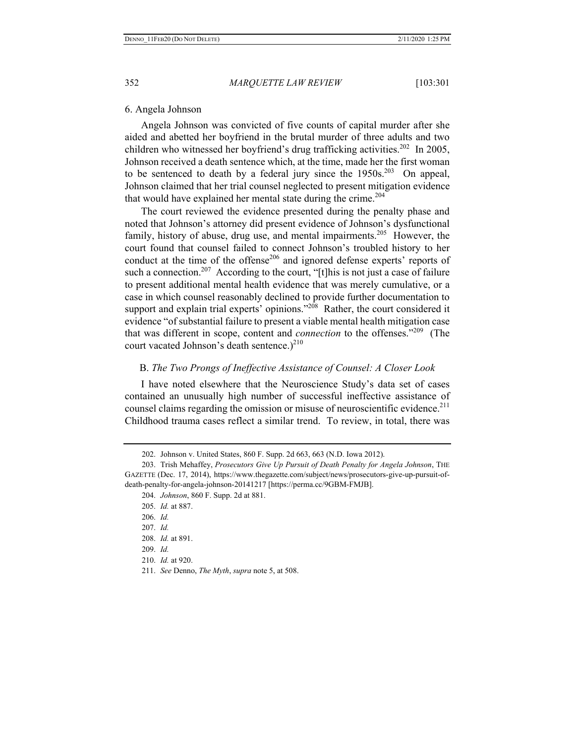6. Angela Johnson

Angela Johnson was convicted of five counts of capital murder after she aided and abetted her boyfriend in the brutal murder of three adults and two children who witnessed her boyfriend's drug trafficking activities.[202] In 2005, Johnson received a death sentence which, at the time, made her the first woman to be sentenced to death by a federal jury since the 1950s.[203] On appeal, Johnson claimed that her trial counsel neglected to present mitigation evidence that would have explained her mental state during the crime.[204]

The court reviewed the evidence presented during the penalty phase and noted that Johnson's attorney did present evidence of Johnson's dysfunctional family, history of abuse, drug use, and mental impairments.[205] However, the court found that counsel failed to connect Johnson's troubled history to her conduct at the time of the offense[206] and ignored defense experts' reports of such a connection.[207] According to the court, "[t]his is not just a case of failure to present additional mental health evidence that was merely cumulative, or a case in which counsel reasonably declined to provide further documentation to support and explain trial experts' opinions."[208] Rather, the court considered it evidence "of substantial failure to present a viable mental health mitigation case that was different in scope, content and *connection* to the offenses."[209] (The court vacated Johnson's death sentence.)[210]

## B. *The Two Prongs of Ineffective Assistance of Counsel: A Closer Look*

I have noted elsewhere that the Neuroscience Study's data set of cases contained an unusually high number of successful ineffective assistance of counsel claims regarding the omission or misuse of neuroscientific evidence.[211] Childhood trauma cases reflect a similar trend. To review, in total, there was

---

202. Johnson v. United States, 860 F. Supp. 2d 663, 663 (N.D. Iowa 2012).

203. Trish Mehaffey, *Prosecutors Give Up Pursuit of Death Penalty for Angela Johnson*, THE GAZETTE (Dec. 17, 2014), https://www.thegazette.com/subject/news/prosecutors-give-up-pursuit-of-death-penalty-for-angela-johnson-20141217 [https://perma.cc/9GBM-FMJB].

204. *Johnson*, 860 F. Supp. 2d at 881.

205. *Id.* at 887.

206. *Id.*

207. *Id.*

208. *Id.* at 891.

209. *Id.*

210. *Id.* at 920.

211. *See* Denno, *The Myth*, *supra* note 5, at 508.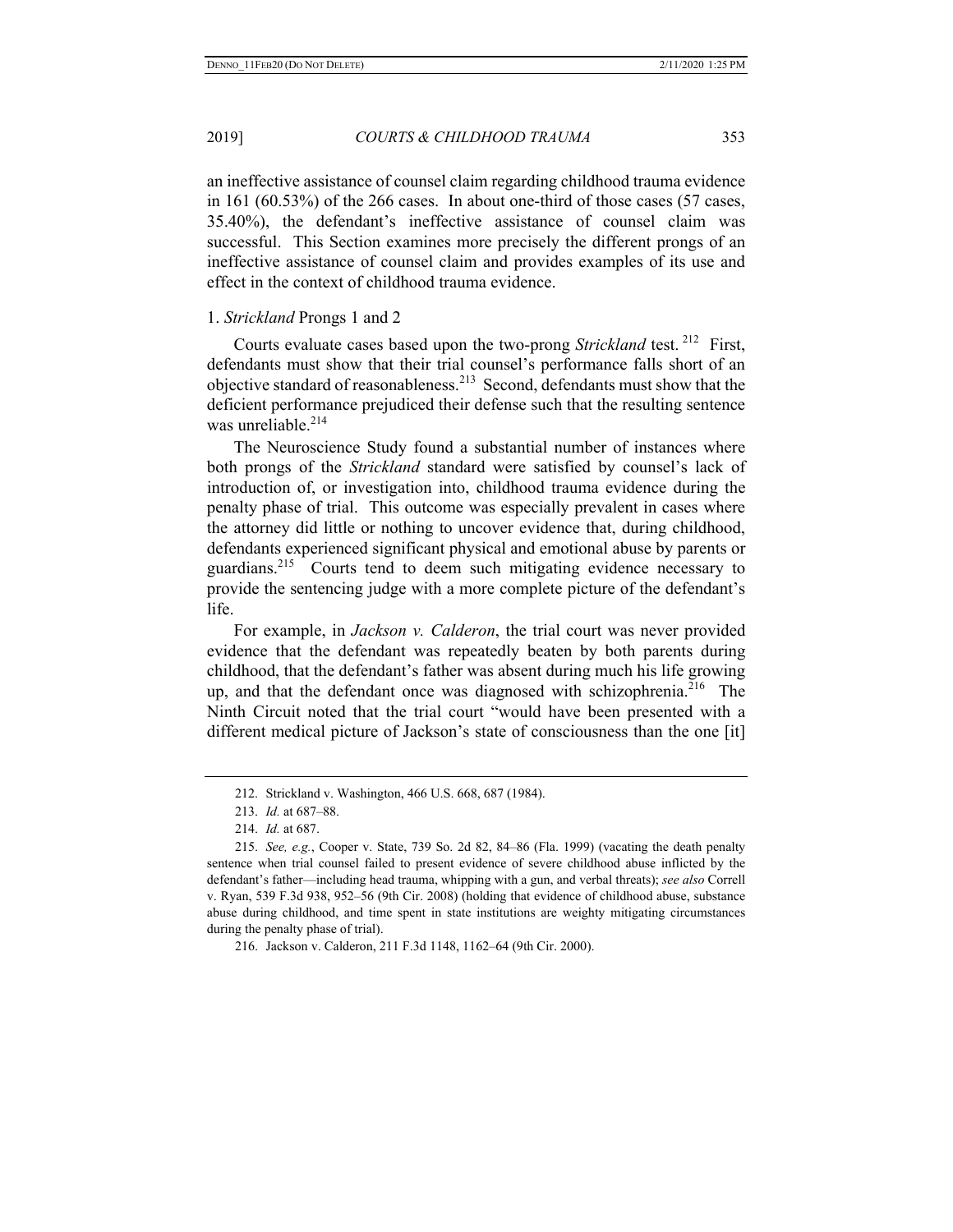an ineffective assistance of counsel claim regarding childhood trauma evidence in 161 (60.53%) of the 266 cases. In about one-third of those cases (57 cases, 35.40%), the defendant's ineffective assistance of counsel claim was successful. This Section examines more precisely the different prongs of an ineffective assistance of counsel claim and provides examples of its use and effect in the context of childhood trauma evidence.

### 1. *Strickland* Prongs 1 and 2

Courts evaluate cases based upon the two-prong *Strickland* test.[212] First, defendants must show that their trial counsel's performance falls short of an objective standard of reasonableness.[213] Second, defendants must show that the deficient performance prejudiced their defense such that the resulting sentence was unreliable.[214]

The Neuroscience Study found a substantial number of instances where both prongs of the *Strickland* standard were satisfied by counsel's lack of introduction of, or investigation into, childhood trauma evidence during the penalty phase of trial. This outcome was especially prevalent in cases where the attorney did little or nothing to uncover evidence that, during childhood, defendants experienced significant physical and emotional abuse by parents or guardians.[215] Courts tend to deem such mitigating evidence necessary to provide the sentencing judge with a more complete picture of the defendant's life.

For example, in *Jackson v. Calderon*, the trial court was never provided evidence that the defendant was repeatedly beaten by both parents during childhood, that the defendant's father was absent during much his life growing up, and that the defendant once was diagnosed with schizophrenia.[216] The Ninth Circuit noted that the trial court "would have been presented with a different medical picture of Jackson's state of consciousness than the one [it]

---

212. Strickland v. Washington, 466 U.S. 668, 687 (1984).

213. *Id.* at 687–88.

214. *Id.* at 687.

215. *See, e.g.*, Cooper v. State, 739 So. 2d 82, 84–86 (Fla. 1999) (vacating the death penalty sentence when trial counsel failed to present evidence of severe childhood abuse inflicted by the defendant's father—including head trauma, whipping with a gun, and verbal threats); *see also* Correll v. Ryan, 539 F.3d 938, 952–56 (9th Cir. 2008) (holding that evidence of childhood abuse, substance abuse during childhood, and time spent in state institutions are weighty mitigating circumstances during the penalty phase of trial).

216. Jackson v. Calderon, 211 F.3d 1148, 1162–64 (9th Cir. 2000).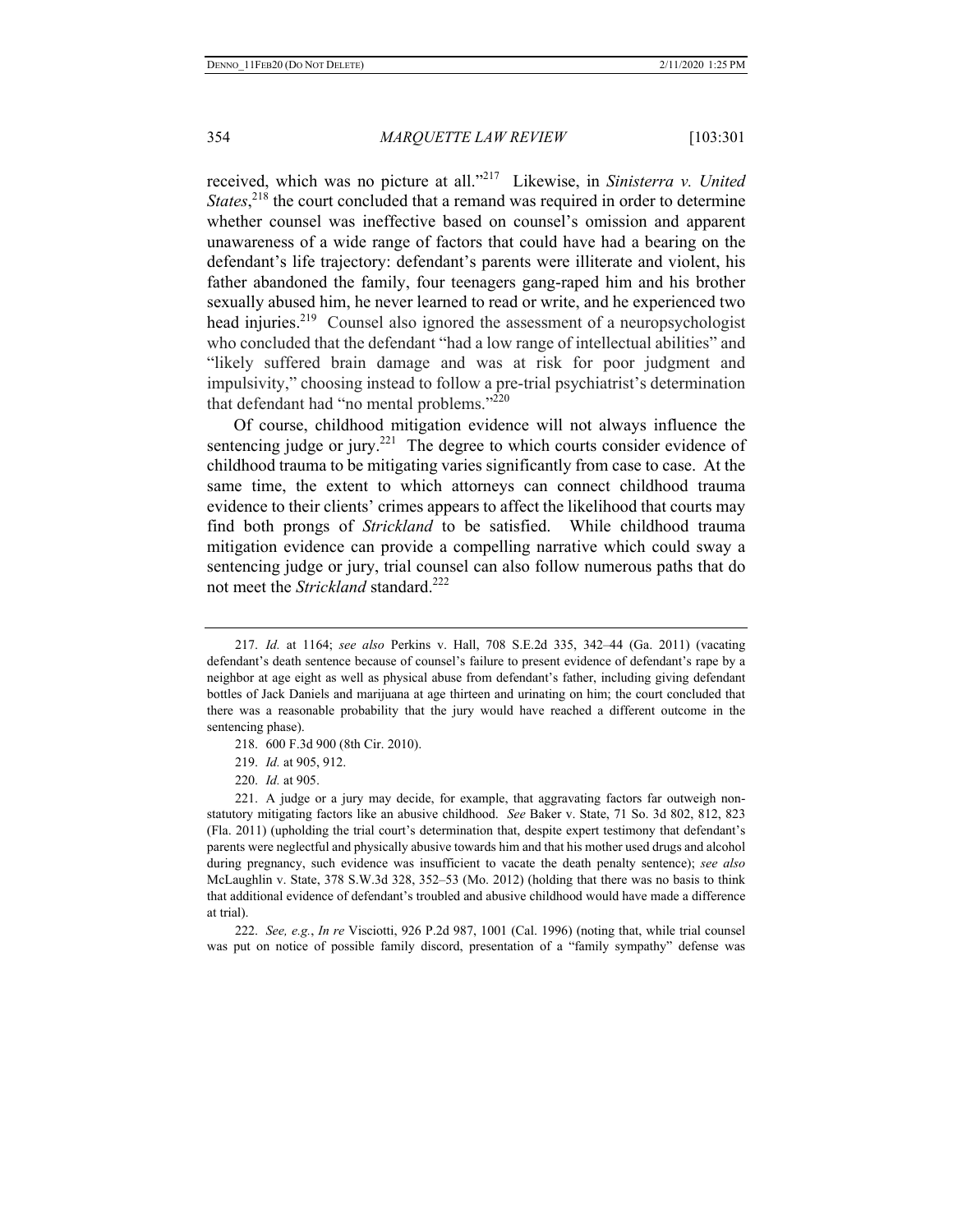received, which was no picture at all."[217] Likewise, in *Sinisterra v. United States*,[218] the court concluded that a remand was required in order to determine whether counsel was ineffective based on counsel's omission and apparent unawareness of a wide range of factors that could have had a bearing on the defendant's life trajectory: defendant's parents were illiterate and violent, his father abandoned the family, four teenagers gang-raped him and his brother sexually abused him, he never learned to read or write, and he experienced two head injuries.[219] Counsel also ignored the assessment of a neuropsychologist who concluded that the defendant "had a low range of intellectual abilities" and "likely suffered brain damage and was at risk for poor judgment and impulsivity," choosing instead to follow a pre-trial psychiatrist's determination that defendant had "no mental problems."[220]

Of course, childhood mitigation evidence will not always influence the sentencing judge or jury.[221] The degree to which courts consider evidence of childhood trauma to be mitigating varies significantly from case to case. At the same time, the extent to which attorneys can connect childhood trauma evidence to their clients' crimes appears to affect the likelihood that courts may find both prongs of *Strickland* to be satisfied. While childhood trauma mitigation evidence can provide a compelling narrative which could sway a sentencing judge or jury, trial counsel can also follow numerous paths that do not meet the *Strickland* standard.[222]

---

217. *Id.* at 1164; *see also* Perkins v. Hall, 708 S.E.2d 335, 342–44 (Ga. 2011) (vacating defendant's death sentence because of counsel's failure to present evidence of defendant's rape by a neighbor at age eight as well as physical abuse from defendant's father, including giving defendant bottles of Jack Daniels and marijuana at age thirteen and urinating on him; the court concluded that there was a reasonable probability that the jury would have reached a different outcome in the sentencing phase).

218. 600 F.3d 900 (8th Cir. 2010).

219. *Id.* at 905, 912.

220. *Id.* at 905.

221. A judge or a jury may decide, for example, that aggravating factors far outweigh non-statutory mitigating factors like an abusive childhood. *See* Baker v. State, 71 So. 3d 802, 812, 823 (Fla. 2011) (upholding the trial court's determination that, despite expert testimony that defendant's parents were neglectful and physically abusive towards him and that his mother used drugs and alcohol during pregnancy, such evidence was insufficient to vacate the death penalty sentence); *see also* McLaughlin v. State, 378 S.W.3d 328, 352–53 (Mo. 2012) (holding that there was no basis to think that additional evidence of defendant's troubled and abusive childhood would have made a difference at trial).

222. *See, e.g.*, *In re* Visciotti, 926 P.2d 987, 1001 (Cal. 1996) (noting that, while trial counsel was put on notice of possible family discord, presentation of a "family sympathy" defense was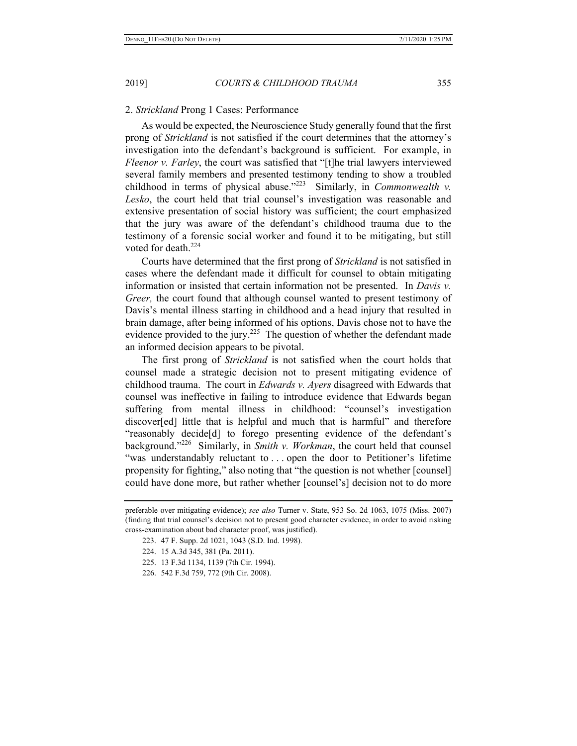### 2. *Strickland* Prong 1 Cases: Performance

As would be expected, the Neuroscience Study generally found that the first prong of *Strickland* is not satisfied if the court determines that the attorney's investigation into the defendant's background is sufficient. For example, in *Fleenor v. Farley*, the court was satisfied that "[t]he trial lawyers interviewed several family members and presented testimony tending to show a troubled childhood in terms of physical abuse."[223] Similarly, in *Commonwealth v. Lesko*, the court held that trial counsel's investigation was reasonable and extensive presentation of social history was sufficient; the court emphasized that the jury was aware of the defendant's childhood trauma due to the testimony of a forensic social worker and found it to be mitigating, but still voted for death.[224]

Courts have determined that the first prong of *Strickland* is not satisfied in cases where the defendant made it difficult for counsel to obtain mitigating information or insisted that certain information not be presented. In *Davis v. Greer,* the court found that although counsel wanted to present testimony of Davis's mental illness starting in childhood and a head injury that resulted in brain damage, after being informed of his options, Davis chose not to have the evidence provided to the jury.[225] The question of whether the defendant made an informed decision appears to be pivotal.

The first prong of *Strickland* is not satisfied when the court holds that counsel made a strategic decision not to present mitigating evidence of childhood trauma. The court in *Edwards v. Ayers* disagreed with Edwards that counsel was ineffective in failing to introduce evidence that Edwards began suffering from mental illness in childhood: "counsel's investigation discover[ed] little that is helpful and much that is harmful" and therefore "reasonably decide[d] to forego presenting evidence of the defendant's background."[226] Similarly, in *Smith v. Workman*, the court held that counsel "was understandably reluctant to . . . open the door to Petitioner's lifetime propensity for fighting," also noting that "the question is not whether [counsel] could have done more, but rather whether [counsel's] decision not to do more

---

preferable over mitigating evidence); *see also* Turner v. State, 953 So. 2d 1063, 1075 (Miss. 2007) (finding that trial counsel's decision not to present good character evidence, in order to avoid risking cross-examination about bad character proof, was justified).

223. 47 F. Supp. 2d 1021, 1043 (S.D. Ind. 1998).

224. 15 A.3d 345, 381 (Pa. 2011).

225. 13 F.3d 1134, 1139 (7th Cir. 1994).

226. 542 F.3d 759, 772 (9th Cir. 2008).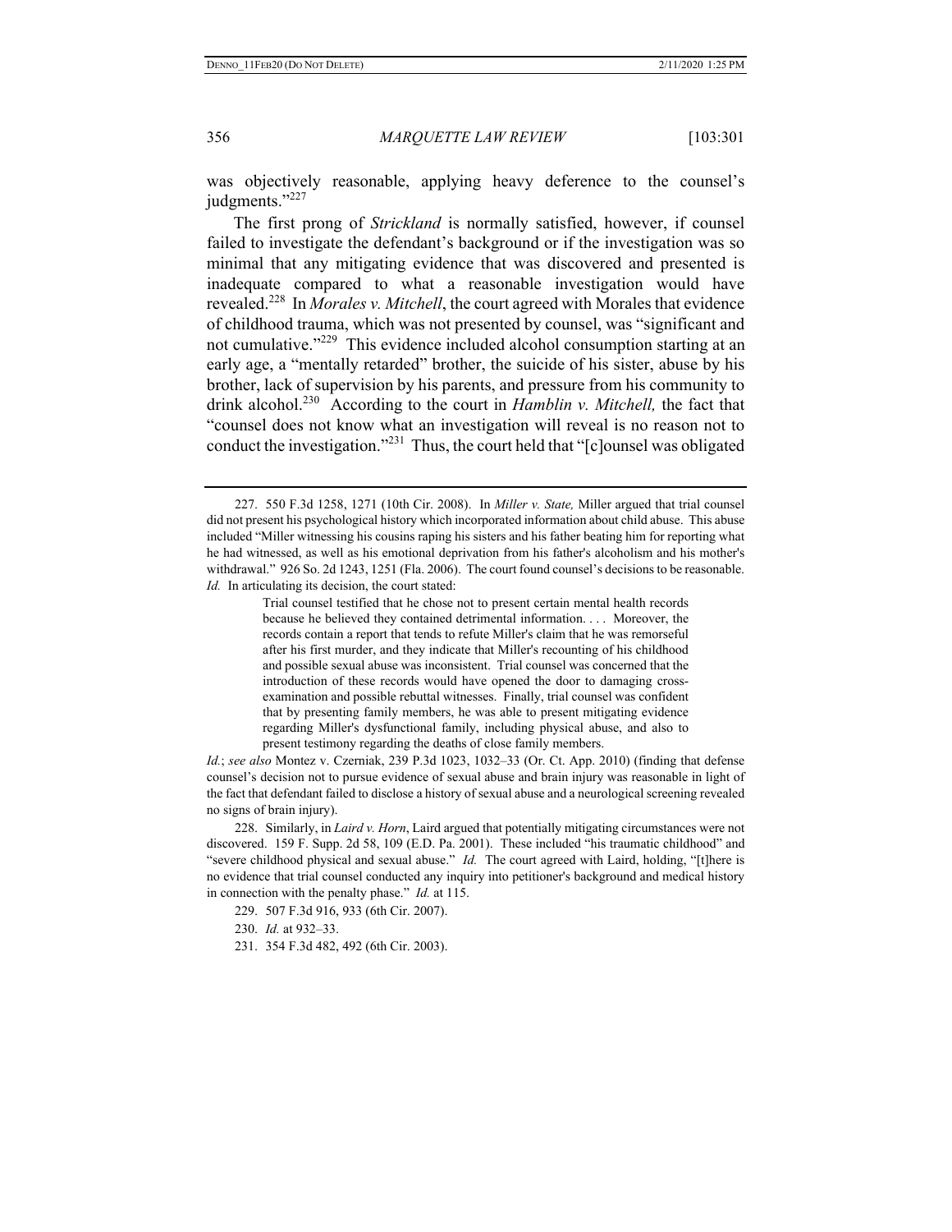was objectively reasonable, applying heavy deference to the counsel's judgments."[227]

The first prong of *Strickland* is normally satisfied, however, if counsel failed to investigate the defendant's background or if the investigation was so minimal that any mitigating evidence that was discovered and presented is inadequate compared to what a reasonable investigation would have revealed.[228] In *Morales v. Mitchell*, the court agreed with Morales that evidence of childhood trauma, which was not presented by counsel, was "significant and not cumulative."[229] This evidence included alcohol consumption starting at an early age, a "mentally retarded" brother, the suicide of his sister, abuse by his brother, lack of supervision by his parents, and pressure from his community to drink alcohol.[230] According to the court in *Hamblin v. Mitchell,* the fact that "counsel does not know what an investigation will reveal is no reason not to conduct the investigation."[231] Thus, the court held that "[c]ounsel was obligated

---

227. 550 F.3d 1258, 1271 (10th Cir. 2008). In *Miller v. State,* Miller argued that trial counsel did not present his psychological history which incorporated information about child abuse. This abuse included "Miller witnessing his cousins raping his sisters and his father beating him for reporting what he had witnessed, as well as his emotional deprivation from his father's alcoholism and his mother's withdrawal." 926 So. 2d 1243, 1251 (Fla. 2006). The court found counsel's decisions to be reasonable. *Id.* In articulating its decision, the court stated:

> Trial counsel testified that he chose not to present certain mental health records because he believed they contained detrimental information. . . . Moreover, the records contain a report that tends to refute Miller's claim that he was remorseful after his first murder, and they indicate that Miller's recounting of his childhood and possible sexual abuse was inconsistent. Trial counsel was concerned that the introduction of these records would have opened the door to damaging cross-examination and possible rebuttal witnesses. Finally, trial counsel was confident that by presenting family members, he was able to present mitigating evidence regarding Miller's dysfunctional family, including physical abuse, and also to present testimony regarding the deaths of close family members.

*Id.*; *see also* Montez v. Czerniak, 239 P.3d 1023, 1032–33 (Or. Ct. App. 2010) (finding that defense counsel's decision not to pursue evidence of sexual abuse and brain injury was reasonable in light of the fact that defendant failed to disclose a history of sexual abuse and a neurological screening revealed no signs of brain injury).

228. Similarly, in *Laird v. Horn*, Laird argued that potentially mitigating circumstances were not discovered. 159 F. Supp. 2d 58, 109 (E.D. Pa. 2001). These included "his traumatic childhood" and "severe childhood physical and sexual abuse." *Id.* The court agreed with Laird, holding, "[t]here is no evidence that trial counsel conducted any inquiry into petitioner's background and medical history in connection with the penalty phase." *Id.* at 115.

229. 507 F.3d 916, 933 (6th Cir. 2007).

230. *Id.* at 932–33.

231. 354 F.3d 482, 492 (6th Cir. 2003).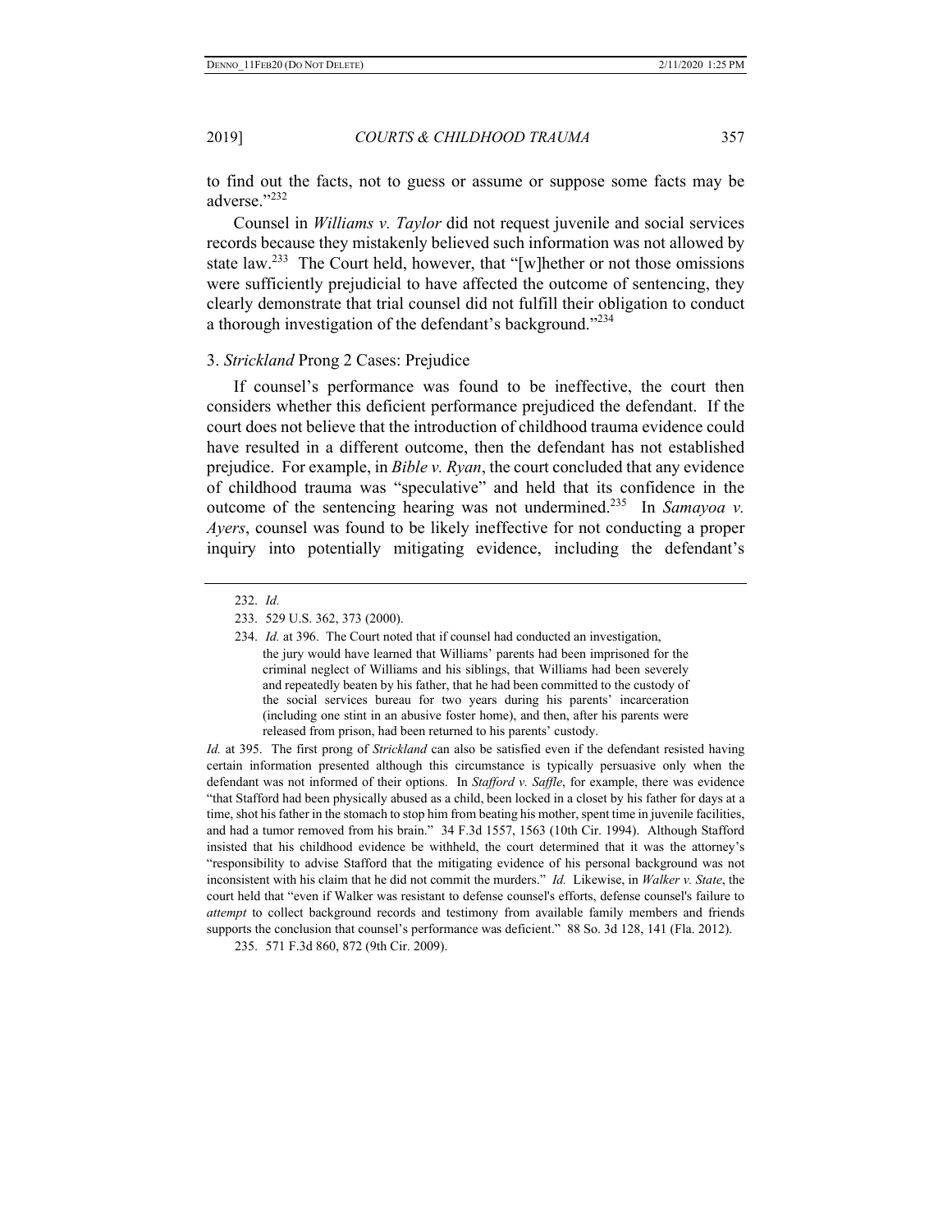to find out the facts, not to guess or assume or suppose some facts may be adverse."[232]

Counsel in *Williams v. Taylor* did not request juvenile and social services records because they mistakenly believed such information was not allowed by state law.[233] The Court held, however, that "[w]hether or not those omissions were sufficiently prejudicial to have affected the outcome of sentencing, they clearly demonstrate that trial counsel did not fulfill their obligation to conduct a thorough investigation of the defendant's background."[234]

### 3. *Strickland* Prong 2 Cases: Prejudice

If counsel's performance was found to be ineffective, the court then considers whether this deficient performance prejudiced the defendant. If the court does not believe that the introduction of childhood trauma evidence could have resulted in a different outcome, then the defendant has not established prejudice. For example, in *Bible v. Ryan*, the court concluded that any evidence of childhood trauma was "speculative" and held that its confidence in the outcome of the sentencing hearing was not undermined.[235] In *Samayoa v. Ayers*, counsel was found to be likely ineffective for not conducting a proper inquiry into potentially mitigating evidence, including the defendant's

---

232. *Id.*

233. 529 U.S. 362, 373 (2000).

234. *Id.* at 396. The Court noted that if counsel had conducted an investigation,

> the jury would have learned that Williams' parents had been imprisoned for the criminal neglect of Williams and his siblings, that Williams had been severely and repeatedly beaten by his father, that he had been committed to the custody of the social services bureau for two years during his parents' incarceration (including one stint in an abusive foster home), and then, after his parents were released from prison, had been returned to his parents' custody.

*Id.* at 395. The first prong of *Strickland* can also be satisfied even if the defendant resisted having certain information presented although this circumstance is typically persuasive only when the defendant was not informed of their options. In *Stafford v. Saffle*, for example, there was evidence "that Stafford had been physically abused as a child, been locked in a closet by his father for days at a time, shot his father in the stomach to stop him from beating his mother, spent time in juvenile facilities, and had a tumor removed from his brain." 34 F.3d 1557, 1563 (10th Cir. 1994). Although Stafford insisted that his childhood evidence be withheld, the court determined that it was the attorney's "responsibility to advise Stafford that the mitigating evidence of his personal background was not inconsistent with his claim that he did not commit the murders." *Id.* Likewise, in *Walker v. State*, the court held that "even if Walker was resistant to defense counsel's efforts, defense counsel's failure to *attempt* to collect background records and testimony from available family members and friends supports the conclusion that counsel's performance was deficient." 88 So. 3d 128, 141 (Fla. 2012).

235. 571 F.3d 860, 872 (9th Cir. 2009).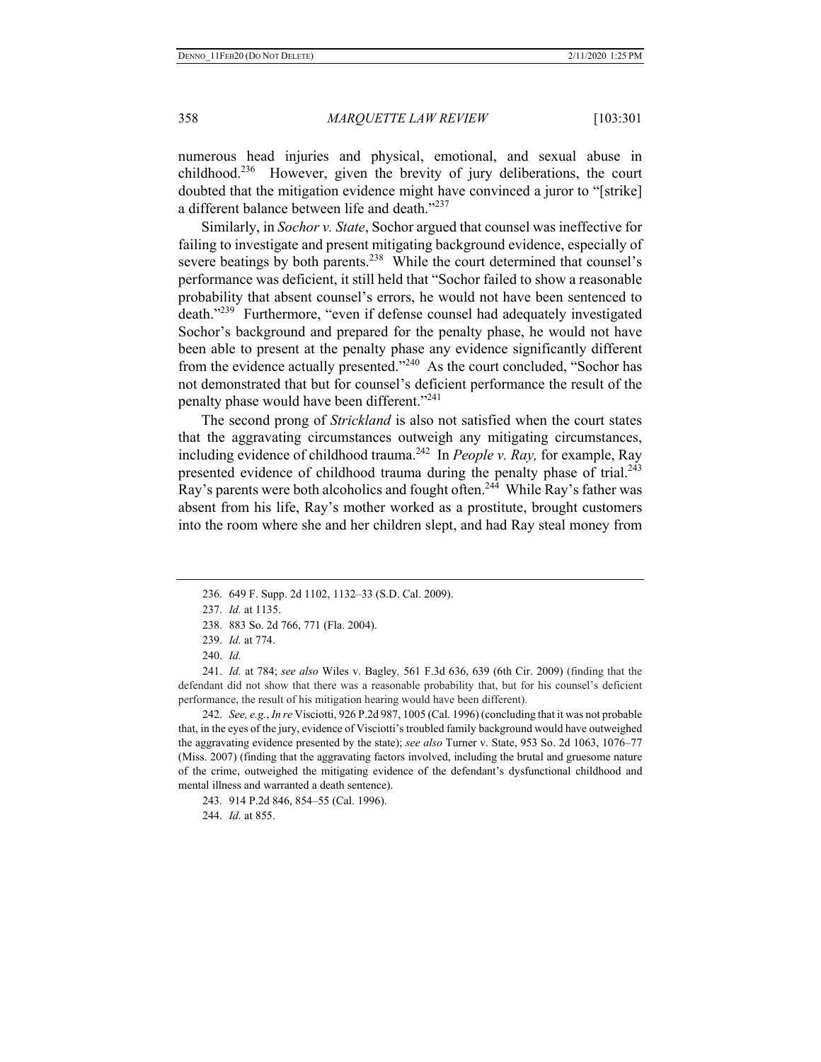numerous head injuries and physical, emotional, and sexual abuse in childhood.[236] However, given the brevity of jury deliberations, the court doubted that the mitigation evidence might have convinced a juror to "[strike] a different balance between life and death."[237]

Similarly, in *Sochor v. State*, Sochor argued that counsel was ineffective for failing to investigate and present mitigating background evidence, especially of severe beatings by both parents.[238] While the court determined that counsel's performance was deficient, it still held that "Sochor failed to show a reasonable probability that absent counsel's errors, he would not have been sentenced to death."[239] Furthermore, "even if defense counsel had adequately investigated Sochor's background and prepared for the penalty phase, he would not have been able to present at the penalty phase any evidence significantly different from the evidence actually presented."[240] As the court concluded, "Sochor has not demonstrated that but for counsel's deficient performance the result of the penalty phase would have been different."[241]

The second prong of *Strickland* is also not satisfied when the court states that the aggravating circumstances outweigh any mitigating circumstances, including evidence of childhood trauma.[242] In *People v. Ray,* for example, Ray presented evidence of childhood trauma during the penalty phase of trial.[243] Ray's parents were both alcoholics and fought often.[244] While Ray's father was absent from his life, Ray's mother worked as a prostitute, brought customers into the room where she and her children slept, and had Ray steal money from

---

236. 649 F. Supp. 2d 1102, 1132–33 (S.D. Cal. 2009).

237. *Id.* at 1135.

238. 883 So. 2d 766, 771 (Fla. 2004).

239. *Id.* at 774.

240. *Id.*

241. *Id.* at 784; *see also* Wiles v. Bagley*,* 561 F.3d 636, 639 (6th Cir. 2009) (finding that the defendant did not show that there was a reasonable probability that, but for his counsel's deficient performance, the result of his mitigation hearing would have been different).

242. *See, e.g.*, *In re* Visciotti, 926 P.2d 987, 1005 (Cal. 1996) (concluding that it was not probable that, in the eyes of the jury, evidence of Visciotti's troubled family background would have outweighed the aggravating evidence presented by the state); *see also* Turner v. State, 953 So. 2d 1063, 1076–77 (Miss. 2007) (finding that the aggravating factors involved, including the brutal and gruesome nature of the crime, outweighed the mitigating evidence of the defendant's dysfunctional childhood and mental illness and warranted a death sentence).

243. 914 P.2d 846, 854–55 (Cal. 1996).

244. *Id.* at 855.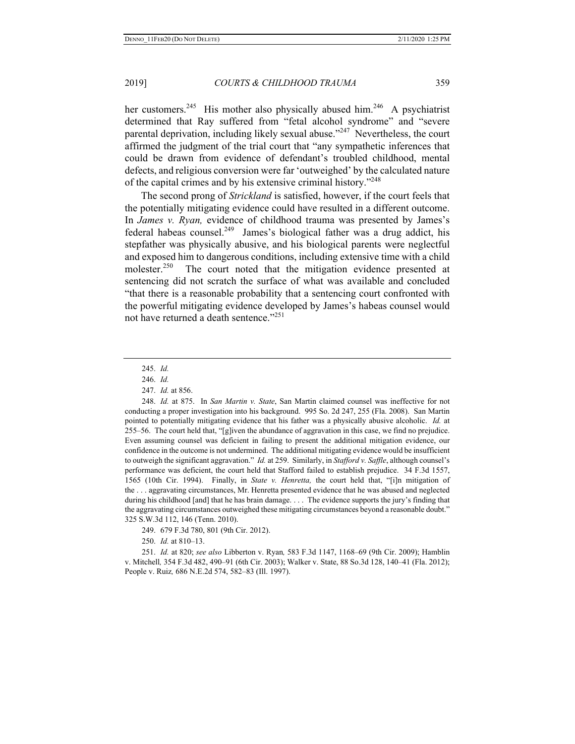her customers.[245] His mother also physically abused him.[246] A psychiatrist determined that Ray suffered from "fetal alcohol syndrome" and "severe parental deprivation, including likely sexual abuse."[247] Nevertheless, the court affirmed the judgment of the trial court that "any sympathetic inferences that could be drawn from evidence of defendant's troubled childhood, mental defects, and religious conversion were far 'outweighed' by the calculated nature of the capital crimes and by his extensive criminal history."[248]

The second prong of *Strickland* is satisfied, however, if the court feels that the potentially mitigating evidence could have resulted in a different outcome. In *James v. Ryan,* evidence of childhood trauma was presented by James's federal habeas counsel.[249] James's biological father was a drug addict, his stepfather was physically abusive, and his biological parents were neglectful and exposed him to dangerous conditions, including extensive time with a child molester.[250] The court noted that the mitigation evidence presented at sentencing did not scratch the surface of what was available and concluded "that there is a reasonable probability that a sentencing court confronted with the powerful mitigating evidence developed by James's habeas counsel would not have returned a death sentence."[251]

---

245. *Id.*

246. *Id.*

247. *Id.* at 856.

248. *Id.* at 875. In *San Martin v. State*, San Martin claimed counsel was ineffective for not conducting a proper investigation into his background. 995 So. 2d 247, 255 (Fla. 2008). San Martin pointed to potentially mitigating evidence that his father was a physically abusive alcoholic. *Id.* at 255–56. The court held that, "[g]iven the abundance of aggravation in this case, we find no prejudice. Even assuming counsel was deficient in failing to present the additional mitigation evidence, our confidence in the outcome is not undermined. The additional mitigating evidence would be insufficient to outweigh the significant aggravation." *Id.* at 259. Similarly, in *Stafford v. Saffle*, although counsel's performance was deficient, the court held that Stafford failed to establish prejudice. 34 F.3d 1557, 1565 (10th Cir. 1994). Finally, in *State v. Henretta,* the court held that, "[i]n mitigation of the . . . aggravating circumstances, Mr. Henretta presented evidence that he was abused and neglected during his childhood [and] that he has brain damage. . . . The evidence supports the jury's finding that the aggravating circumstances outweighed these mitigating circumstances beyond a reasonable doubt." 325 S.W.3d 112, 146 (Tenn. 2010).

249. 679 F.3d 780, 801 (9th Cir. 2012).

250. *Id.* at 810–13.

251. *Id.* at 820; *see also* Libberton v. Ryan*,* 583 F.3d 1147, 1168–69 (9th Cir. 2009); Hamblin v. Mitchell*,* 354 F.3d 482, 490–91 (6th Cir. 2003); Walker v. State, 88 So.3d 128, 140–41 (Fla. 2012); People v. Ruiz*,* 686 N.E.2d 574, 582–83 (Ill. 1997).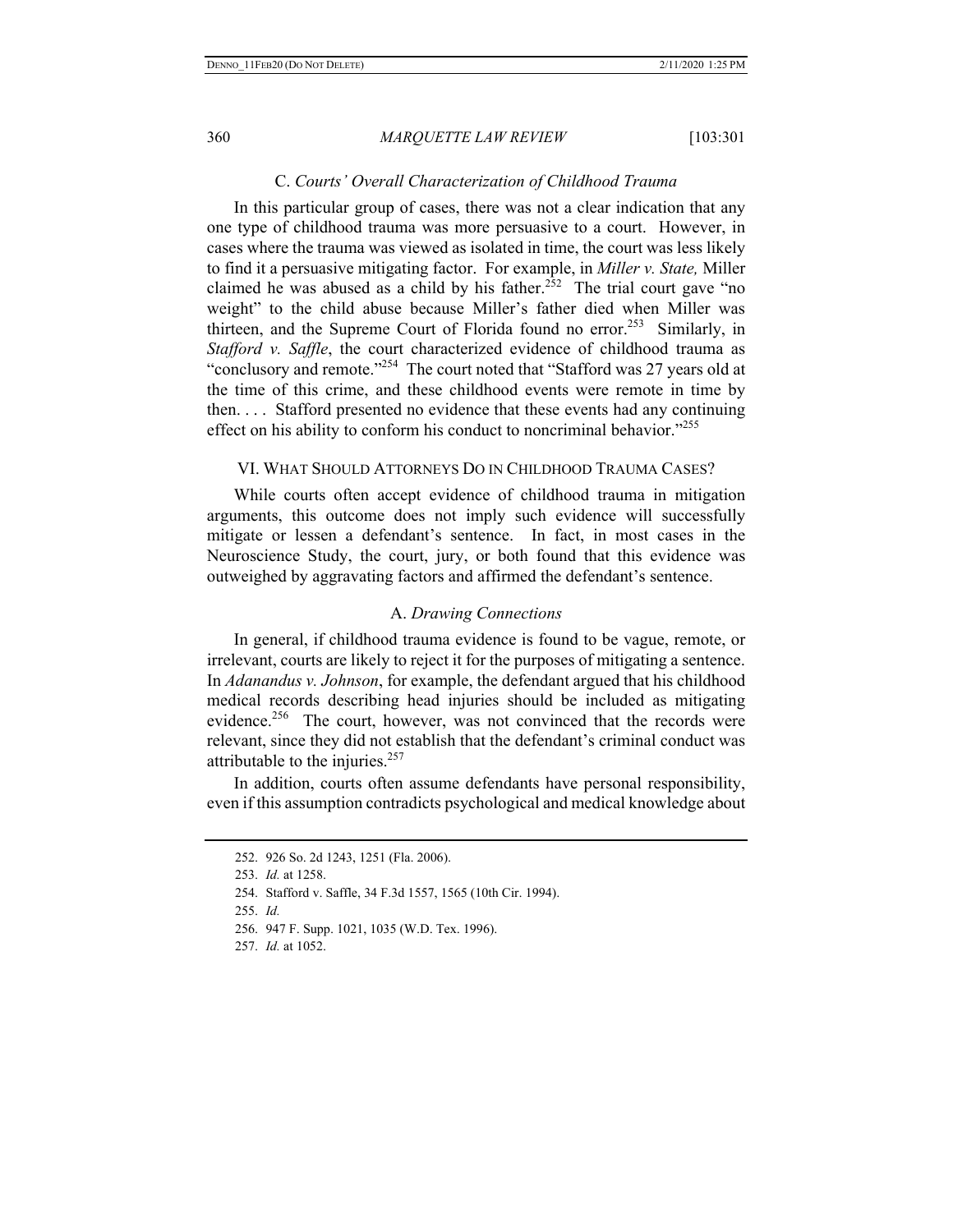### C. *Courts' Overall Characterization of Childhood Trauma*

In this particular group of cases, there was not a clear indication that any one type of childhood trauma was more persuasive to a court. However, in cases where the trauma was viewed as isolated in time, the court was less likely to find it a persuasive mitigating factor. For example, in *Miller v. State,* Miller claimed he was abused as a child by his father.[252] The trial court gave "no weight" to the child abuse because Miller's father died when Miller was thirteen, and the Supreme Court of Florida found no error.[253] Similarly, in *Stafford v. Saffle*, the court characterized evidence of childhood trauma as "conclusory and remote."[254] The court noted that "Stafford was 27 years old at the time of this crime, and these childhood events were remote in time by then. . . . Stafford presented no evidence that these events had any continuing effect on his ability to conform his conduct to noncriminal behavior."[255]

## VI. What Should Attorneys Do in Childhood Trauma Cases?

While courts often accept evidence of childhood trauma in mitigation arguments, this outcome does not imply such evidence will successfully mitigate or lessen a defendant's sentence. In fact, in most cases in the Neuroscience Study, the court, jury, or both found that this evidence was outweighed by aggravating factors and affirmed the defendant's sentence.

### A. *Drawing Connections*

In general, if childhood trauma evidence is found to be vague, remote, or irrelevant, courts are likely to reject it for the purposes of mitigating a sentence. In *Adanandus v. Johnson*, for example, the defendant argued that his childhood medical records describing head injuries should be included as mitigating evidence.[256] The court, however, was not convinced that the records were relevant, since they did not establish that the defendant's criminal conduct was attributable to the injuries.[257]

In addition, courts often assume defendants have personal responsibility, even if this assumption contradicts psychological and medical knowledge about

---

252. 926 So. 2d 1243, 1251 (Fla. 2006).

253. *Id.* at 1258.

254. Stafford v. Saffle, 34 F.3d 1557, 1565 (10th Cir. 1994).

255. *Id.*

256. 947 F. Supp. 1021, 1035 (W.D. Tex. 1996).

257. *Id.* at 1052.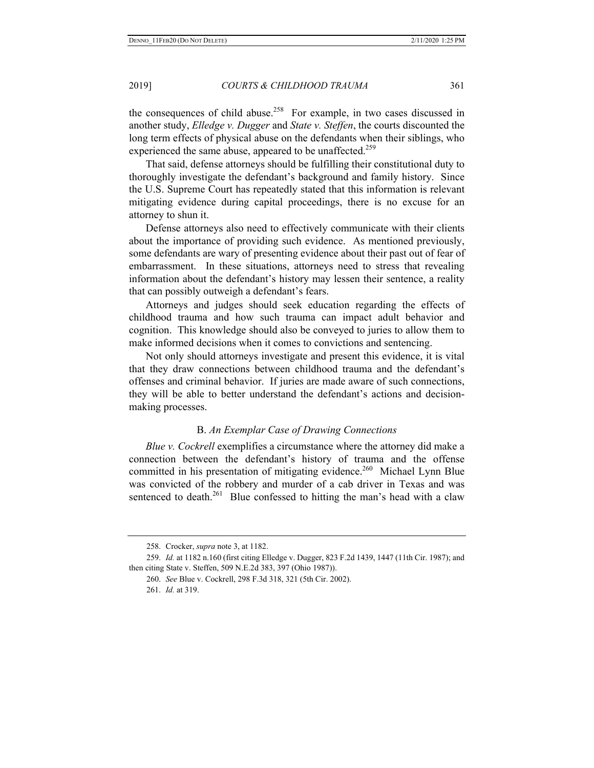the consequences of child abuse.[258] For example, in two cases discussed in another study, *Elledge v. Dugger* and *State v. Steffen*, the courts discounted the long term effects of physical abuse on the defendants when their siblings, who experienced the same abuse, appeared to be unaffected.[259]

That said, defense attorneys should be fulfilling their constitutional duty to thoroughly investigate the defendant's background and family history. Since the U.S. Supreme Court has repeatedly stated that this information is relevant mitigating evidence during capital proceedings, there is no excuse for an attorney to shun it.

Defense attorneys also need to effectively communicate with their clients about the importance of providing such evidence. As mentioned previously, some defendants are wary of presenting evidence about their past out of fear of embarrassment. In these situations, attorneys need to stress that revealing information about the defendant's history may lessen their sentence, a reality that can possibly outweigh a defendant's fears.

Attorneys and judges should seek education regarding the effects of childhood trauma and how such trauma can impact adult behavior and cognition. This knowledge should also be conveyed to juries to allow them to make informed decisions when it comes to convictions and sentencing.

Not only should attorneys investigate and present this evidence, it is vital that they draw connections between childhood trauma and the defendant's offenses and criminal behavior. If juries are made aware of such connections, they will be able to better understand the defendant's actions and decision-making processes.

### B. *An Exemplar Case of Drawing Connections*

*Blue v. Cockrell* exemplifies a circumstance where the attorney did make a connection between the defendant's history of trauma and the offense committed in his presentation of mitigating evidence.[260] Michael Lynn Blue was convicted of the robbery and murder of a cab driver in Texas and was sentenced to death.[261] Blue confessed to hitting the man's head with a claw

---

258. Crocker, *supra* note 3, at 1182.

259. *Id.* at 1182 n.160 (first citing Elledge v. Dugger, 823 F.2d 1439, 1447 (11th Cir. 1987); and then citing State v. Steffen, 509 N.E.2d 383, 397 (Ohio 1987)).

260. *See* Blue v. Cockrell, 298 F.3d 318, 321 (5th Cir. 2002).

261. *Id.* at 319.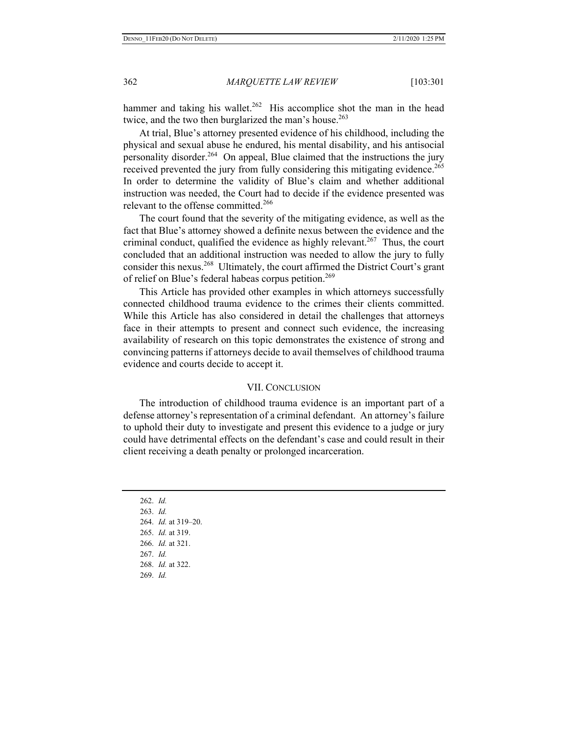hammer and taking his wallet.[262] His accomplice shot the man in the head twice, and the two then burglarized the man's house.[263]

At trial, Blue's attorney presented evidence of his childhood, including the physical and sexual abuse he endured, his mental disability, and his antisocial personality disorder.[264] On appeal, Blue claimed that the instructions the jury received prevented the jury from fully considering this mitigating evidence.[265] In order to determine the validity of Blue's claim and whether additional instruction was needed, the Court had to decide if the evidence presented was relevant to the offense committed.[266]

The court found that the severity of the mitigating evidence, as well as the fact that Blue's attorney showed a definite nexus between the evidence and the criminal conduct, qualified the evidence as highly relevant.[267] Thus, the court concluded that an additional instruction was needed to allow the jury to fully consider this nexus.[268] Ultimately, the court affirmed the District Court's grant of relief on Blue's federal habeas corpus petition.[269]

This Article has provided other examples in which attorneys successfully connected childhood trauma evidence to the crimes their clients committed. While this Article has also considered in detail the challenges that attorneys face in their attempts to present and connect such evidence, the increasing availability of research on this topic demonstrates the existence of strong and convincing patterns if attorneys decide to avail themselves of childhood trauma evidence and courts decide to accept it.

## VII. CONCLUSION

The introduction of childhood trauma evidence is an important part of a defense attorney's representation of a criminal defendant. An attorney's failure to uphold their duty to investigate and present this evidence to a judge or jury could have detrimental effects on the defendant's case and could result in their client receiving a death penalty or prolonged incarceration.

---

262. *Id.*
263. *Id.*
264. *Id.* at 319–20.
265. *Id.* at 319.
266. *Id.* at 321.
267. *Id.*
268. *Id.* at 322.
269. *Id.*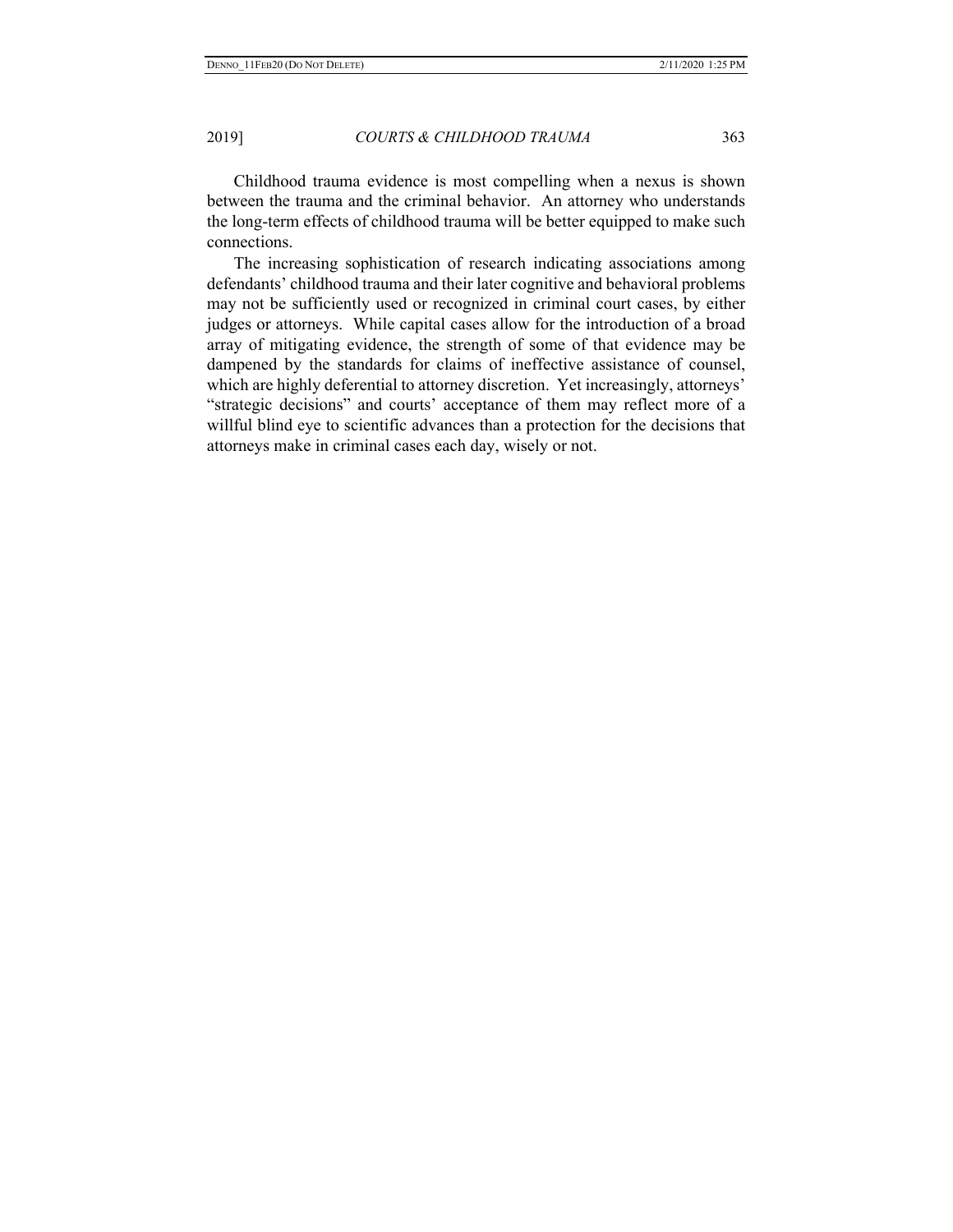Childhood trauma evidence is most compelling when a nexus is shown between the trauma and the criminal behavior. An attorney who understands the long-term effects of childhood trauma will be better equipped to make such connections.

The increasing sophistication of research indicating associations among defendants' childhood trauma and their later cognitive and behavioral problems may not be sufficiently used or recognized in criminal court cases, by either judges or attorneys. While capital cases allow for the introduction of a broad array of mitigating evidence, the strength of some of that evidence may be dampened by the standards for claims of ineffective assistance of counsel, which are highly deferential to attorney discretion. Yet increasingly, attorneys' "strategic decisions" and courts' acceptance of them may reflect more of a willful blind eye to scientific advances than a protection for the decisions that attorneys make in criminal cases each day, wisely or not.